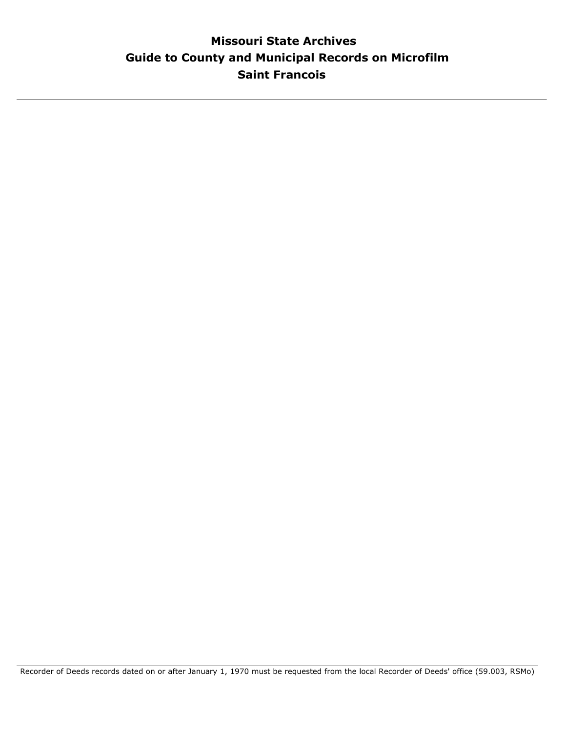# Missouri State Archives
# Guide to County and Municipal Records on Microfilm
# Saint Francois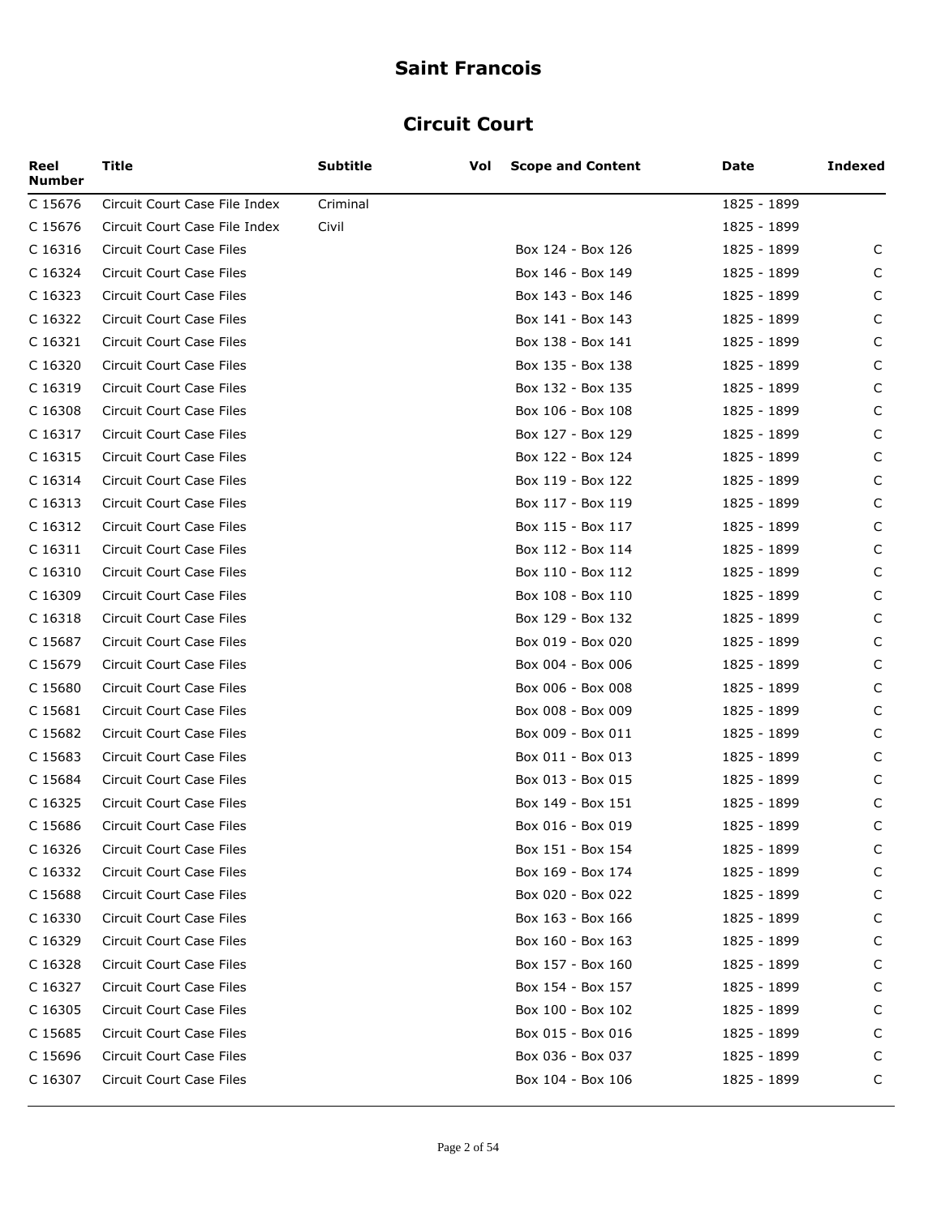# Saint Francois

## Circuit Court

| Reel Number | Title | Subtitle | Vol | Scope and Content | Date | Indexed |
|---|---|---|---|---|---|---|
| C 15676 | Circuit Court Case File Index | Criminal | | | 1825 - 1899 | |
| C 15676 | Circuit Court Case File Index | Civil | | | 1825 - 1899 | |
| C 16316 | Circuit Court Case Files | | | Box 124 - Box 126 | 1825 - 1899 | C |
| C 16324 | Circuit Court Case Files | | | Box 146 - Box 149 | 1825 - 1899 | C |
| C 16323 | Circuit Court Case Files | | | Box 143 - Box 146 | 1825 - 1899 | C |
| C 16322 | Circuit Court Case Files | | | Box 141 - Box 143 | 1825 - 1899 | C |
| C 16321 | Circuit Court Case Files | | | Box 138 - Box 141 | 1825 - 1899 | C |
| C 16320 | Circuit Court Case Files | | | Box 135 - Box 138 | 1825 - 1899 | C |
| C 16319 | Circuit Court Case Files | | | Box 132 - Box 135 | 1825 - 1899 | C |
| C 16308 | Circuit Court Case Files | | | Box 106 - Box 108 | 1825 - 1899 | C |
| C 16317 | Circuit Court Case Files | | | Box 127 - Box 129 | 1825 - 1899 | C |
| C 16315 | Circuit Court Case Files | | | Box 122 - Box 124 | 1825 - 1899 | C |
| C 16314 | Circuit Court Case Files | | | Box 119 - Box 122 | 1825 - 1899 | C |
| C 16313 | Circuit Court Case Files | | | Box 117 - Box 119 | 1825 - 1899 | C |
| C 16312 | Circuit Court Case Files | | | Box 115 - Box 117 | 1825 - 1899 | C |
| C 16311 | Circuit Court Case Files | | | Box 112 - Box 114 | 1825 - 1899 | C |
| C 16310 | Circuit Court Case Files | | | Box 110 - Box 112 | 1825 - 1899 | C |
| C 16309 | Circuit Court Case Files | | | Box 108 - Box 110 | 1825 - 1899 | C |
| C 16318 | Circuit Court Case Files | | | Box 129 - Box 132 | 1825 - 1899 | C |
| C 15687 | Circuit Court Case Files | | | Box 019 - Box 020 | 1825 - 1899 | C |
| C 15679 | Circuit Court Case Files | | | Box 004 - Box 006 | 1825 - 1899 | C |
| C 15680 | Circuit Court Case Files | | | Box 006 - Box 008 | 1825 - 1899 | C |
| C 15681 | Circuit Court Case Files | | | Box 008 - Box 009 | 1825 - 1899 | C |
| C 15682 | Circuit Court Case Files | | | Box 009 - Box 011 | 1825 - 1899 | C |
| C 15683 | Circuit Court Case Files | | | Box 011 - Box 013 | 1825 - 1899 | C |
| C 15684 | Circuit Court Case Files | | | Box 013 - Box 015 | 1825 - 1899 | C |
| C 16325 | Circuit Court Case Files | | | Box 149 - Box 151 | 1825 - 1899 | C |
| C 15686 | Circuit Court Case Files | | | Box 016 - Box 019 | 1825 - 1899 | C |
| C 16326 | Circuit Court Case Files | | | Box 151 - Box 154 | 1825 - 1899 | C |
| C 16332 | Circuit Court Case Files | | | Box 169 - Box 174 | 1825 - 1899 | C |
| C 15688 | Circuit Court Case Files | | | Box 020 - Box 022 | 1825 - 1899 | C |
| C 16330 | Circuit Court Case Files | | | Box 163 - Box 166 | 1825 - 1899 | C |
| C 16329 | Circuit Court Case Files | | | Box 160 - Box 163 | 1825 - 1899 | C |
| C 16328 | Circuit Court Case Files | | | Box 157 - Box 160 | 1825 - 1899 | C |
| C 16327 | Circuit Court Case Files | | | Box 154 - Box 157 | 1825 - 1899 | C |
| C 16305 | Circuit Court Case Files | | | Box 100 - Box 102 | 1825 - 1899 | C |
| C 15685 | Circuit Court Case Files | | | Box 015 - Box 016 | 1825 - 1899 | C |
| C 15696 | Circuit Court Case Files | | | Box 036 - Box 037 | 1825 - 1899 | C |
| C 16307 | Circuit Court Case Files | | | Box 104 - Box 106 | 1825 - 1899 | C |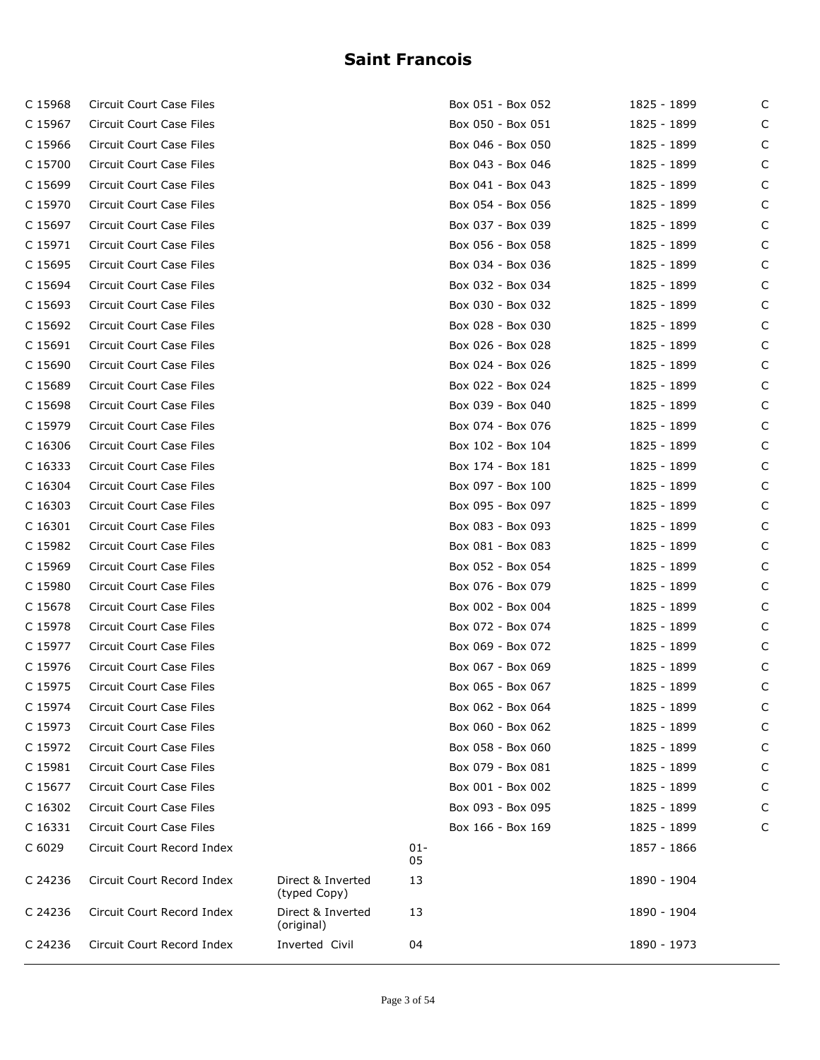# Saint Francois

| | | | | | | |
|---|---|---|---|---|---|---|
| C 15968 | Circuit Court Case Files | | | Box 051 - Box 052 | 1825 - 1899 | C |
| C 15967 | Circuit Court Case Files | | | Box 050 - Box 051 | 1825 - 1899 | C |
| C 15966 | Circuit Court Case Files | | | Box 046 - Box 050 | 1825 - 1899 | C |
| C 15700 | Circuit Court Case Files | | | Box 043 - Box 046 | 1825 - 1899 | C |
| C 15699 | Circuit Court Case Files | | | Box 041 - Box 043 | 1825 - 1899 | C |
| C 15970 | Circuit Court Case Files | | | Box 054 - Box 056 | 1825 - 1899 | C |
| C 15697 | Circuit Court Case Files | | | Box 037 - Box 039 | 1825 - 1899 | C |
| C 15971 | Circuit Court Case Files | | | Box 056 - Box 058 | 1825 - 1899 | C |
| C 15695 | Circuit Court Case Files | | | Box 034 - Box 036 | 1825 - 1899 | C |
| C 15694 | Circuit Court Case Files | | | Box 032 - Box 034 | 1825 - 1899 | C |
| C 15693 | Circuit Court Case Files | | | Box 030 - Box 032 | 1825 - 1899 | C |
| C 15692 | Circuit Court Case Files | | | Box 028 - Box 030 | 1825 - 1899 | C |
| C 15691 | Circuit Court Case Files | | | Box 026 - Box 028 | 1825 - 1899 | C |
| C 15690 | Circuit Court Case Files | | | Box 024 - Box 026 | 1825 - 1899 | C |
| C 15689 | Circuit Court Case Files | | | Box 022 - Box 024 | 1825 - 1899 | C |
| C 15698 | Circuit Court Case Files | | | Box 039 - Box 040 | 1825 - 1899 | C |
| C 15979 | Circuit Court Case Files | | | Box 074 - Box 076 | 1825 - 1899 | C |
| C 16306 | Circuit Court Case Files | | | Box 102 - Box 104 | 1825 - 1899 | C |
| C 16333 | Circuit Court Case Files | | | Box 174 - Box 181 | 1825 - 1899 | C |
| C 16304 | Circuit Court Case Files | | | Box 097 - Box 100 | 1825 - 1899 | C |
| C 16303 | Circuit Court Case Files | | | Box 095 - Box 097 | 1825 - 1899 | C |
| C 16301 | Circuit Court Case Files | | | Box 083 - Box 093 | 1825 - 1899 | C |
| C 15982 | Circuit Court Case Files | | | Box 081 - Box 083 | 1825 - 1899 | C |
| C 15969 | Circuit Court Case Files | | | Box 052 - Box 054 | 1825 - 1899 | C |
| C 15980 | Circuit Court Case Files | | | Box 076 - Box 079 | 1825 - 1899 | C |
| C 15678 | Circuit Court Case Files | | | Box 002 - Box 004 | 1825 - 1899 | C |
| C 15978 | Circuit Court Case Files | | | Box 072 - Box 074 | 1825 - 1899 | C |
| C 15977 | Circuit Court Case Files | | | Box 069 - Box 072 | 1825 - 1899 | C |
| C 15976 | Circuit Court Case Files | | | Box 067 - Box 069 | 1825 - 1899 | C |
| C 15975 | Circuit Court Case Files | | | Box 065 - Box 067 | 1825 - 1899 | C |
| C 15974 | Circuit Court Case Files | | | Box 062 - Box 064 | 1825 - 1899 | C |
| C 15973 | Circuit Court Case Files | | | Box 060 - Box 062 | 1825 - 1899 | C |
| C 15972 | Circuit Court Case Files | | | Box 058 - Box 060 | 1825 - 1899 | C |
| C 15981 | Circuit Court Case Files | | | Box 079 - Box 081 | 1825 - 1899 | C |
| C 15677 | Circuit Court Case Files | | | Box 001 - Box 002 | 1825 - 1899 | C |
| C 16302 | Circuit Court Case Files | | | Box 093 - Box 095 | 1825 - 1899 | C |
| C 16331 | Circuit Court Case Files | | | Box 166 - Box 169 | 1825 - 1899 | C |
| C 6029 | Circuit Court Record Index | | 01-05 | | 1857 - 1866 | |
| C 24236 | Circuit Court Record Index | Direct & Inverted (typed Copy) | 13 | | 1890 - 1904 | |
| C 24236 | Circuit Court Record Index | Direct & Inverted (original) | 13 | | 1890 - 1904 | |
| C 24236 | Circuit Court Record Index | Inverted Civil | 04 | | 1890 - 1973 | |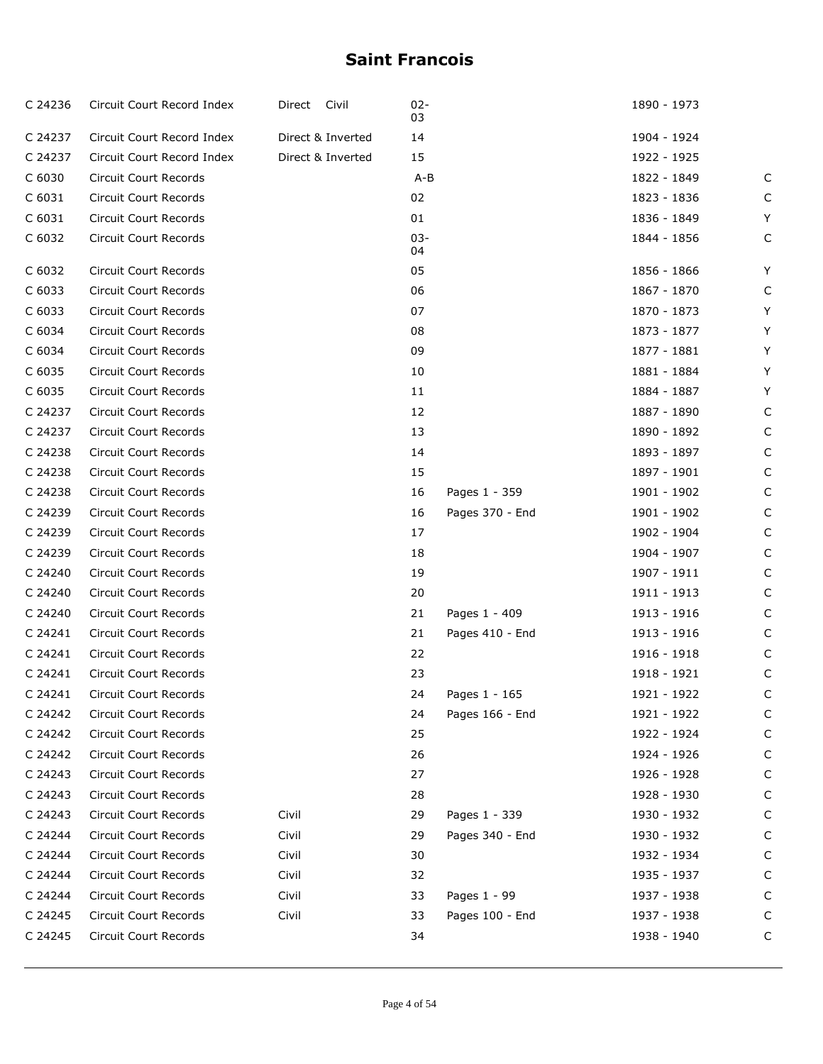# Saint Francois

| | | | | | | |
|---|---|---|---|---|---|---|
| C 24236 | Circuit Court Record Index | Direct Civil | 02-03 | | 1890 - 1973 | |
| C 24237 | Circuit Court Record Index | Direct & Inverted | 14 | | 1904 - 1924 | |
| C 24237 | Circuit Court Record Index | Direct & Inverted | 15 | | 1922 - 1925 | |
| C 6030 | Circuit Court Records | | A-B | | 1822 - 1849 | C |
| C 6031 | Circuit Court Records | | 02 | | 1823 - 1836 | C |
| C 6031 | Circuit Court Records | | 01 | | 1836 - 1849 | Y |
| C 6032 | Circuit Court Records | | 03-04 | | 1844 - 1856 | C |
| C 6032 | Circuit Court Records | | 05 | | 1856 - 1866 | Y |
| C 6033 | Circuit Court Records | | 06 | | 1867 - 1870 | C |
| C 6033 | Circuit Court Records | | 07 | | 1870 - 1873 | Y |
| C 6034 | Circuit Court Records | | 08 | | 1873 - 1877 | Y |
| C 6034 | Circuit Court Records | | 09 | | 1877 - 1881 | Y |
| C 6035 | Circuit Court Records | | 10 | | 1881 - 1884 | Y |
| C 6035 | Circuit Court Records | | 11 | | 1884 - 1887 | Y |
| C 24237 | Circuit Court Records | | 12 | | 1887 - 1890 | C |
| C 24237 | Circuit Court Records | | 13 | | 1890 - 1892 | C |
| C 24238 | Circuit Court Records | | 14 | | 1893 - 1897 | C |
| C 24238 | Circuit Court Records | | 15 | | 1897 - 1901 | C |
| C 24238 | Circuit Court Records | | 16 | Pages 1 - 359 | 1901 - 1902 | C |
| C 24239 | Circuit Court Records | | 16 | Pages 370 - End | 1901 - 1902 | C |
| C 24239 | Circuit Court Records | | 17 | | 1902 - 1904 | C |
| C 24239 | Circuit Court Records | | 18 | | 1904 - 1907 | C |
| C 24240 | Circuit Court Records | | 19 | | 1907 - 1911 | C |
| C 24240 | Circuit Court Records | | 20 | | 1911 - 1913 | C |
| C 24240 | Circuit Court Records | | 21 | Pages 1 - 409 | 1913 - 1916 | C |
| C 24241 | Circuit Court Records | | 21 | Pages 410 - End | 1913 - 1916 | C |
| C 24241 | Circuit Court Records | | 22 | | 1916 - 1918 | C |
| C 24241 | Circuit Court Records | | 23 | | 1918 - 1921 | C |
| C 24241 | Circuit Court Records | | 24 | Pages 1 - 165 | 1921 - 1922 | C |
| C 24242 | Circuit Court Records | | 24 | Pages 166 - End | 1921 - 1922 | C |
| C 24242 | Circuit Court Records | | 25 | | 1922 - 1924 | C |
| C 24242 | Circuit Court Records | | 26 | | 1924 - 1926 | C |
| C 24243 | Circuit Court Records | | 27 | | 1926 - 1928 | C |
| C 24243 | Circuit Court Records | | 28 | | 1928 - 1930 | C |
| C 24243 | Circuit Court Records | Civil | 29 | Pages 1 - 339 | 1930 - 1932 | C |
| C 24244 | Circuit Court Records | Civil | 29 | Pages 340 - End | 1930 - 1932 | C |
| C 24244 | Circuit Court Records | Civil | 30 | | 1932 - 1934 | C |
| C 24244 | Circuit Court Records | Civil | 32 | | 1935 - 1937 | C |
| C 24244 | Circuit Court Records | Civil | 33 | Pages 1 - 99 | 1937 - 1938 | C |
| C 24245 | Circuit Court Records | Civil | 33 | Pages 100 - End | 1937 - 1938 | C |
| C 24245 | Circuit Court Records | | 34 | | 1938 - 1940 | C |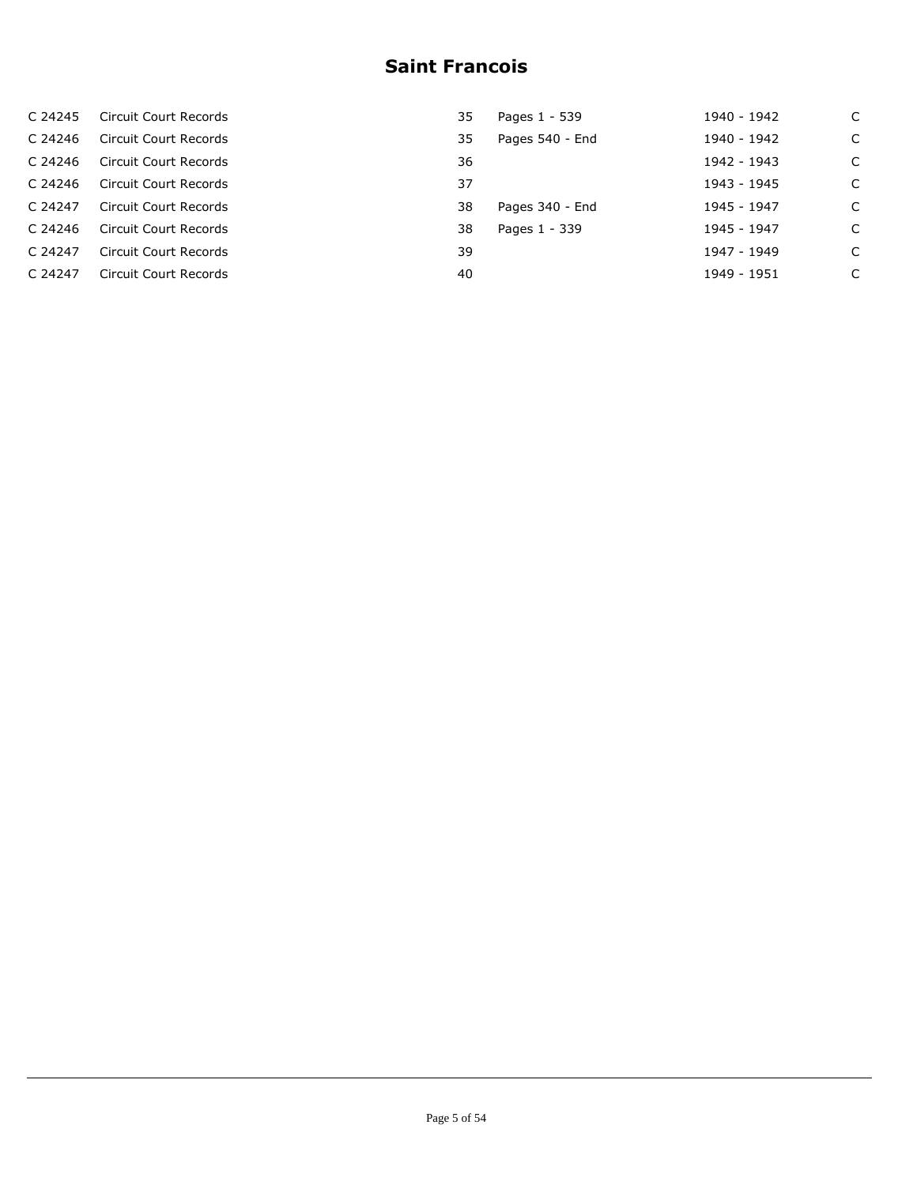# Saint Francois

| | | | | | |
|---|---|---|---|---|---|
| C 24245 | Circuit Court Records | 35 | Pages 1 - 539 | 1940 - 1942 | C |
| C 24246 | Circuit Court Records | 35 | Pages 540 - End | 1940 - 1942 | C |
| C 24246 | Circuit Court Records | 36 | | 1942 - 1943 | C |
| C 24246 | Circuit Court Records | 37 | | 1943 - 1945 | C |
| C 24247 | Circuit Court Records | 38 | Pages 340 - End | 1945 - 1947 | C |
| C 24246 | Circuit Court Records | 38 | Pages 1 - 339 | 1945 - 1947 | C |
| C 24247 | Circuit Court Records | 39 | | 1947 - 1949 | C |
| C 24247 | Circuit Court Records | 40 | | 1949 - 1951 | C |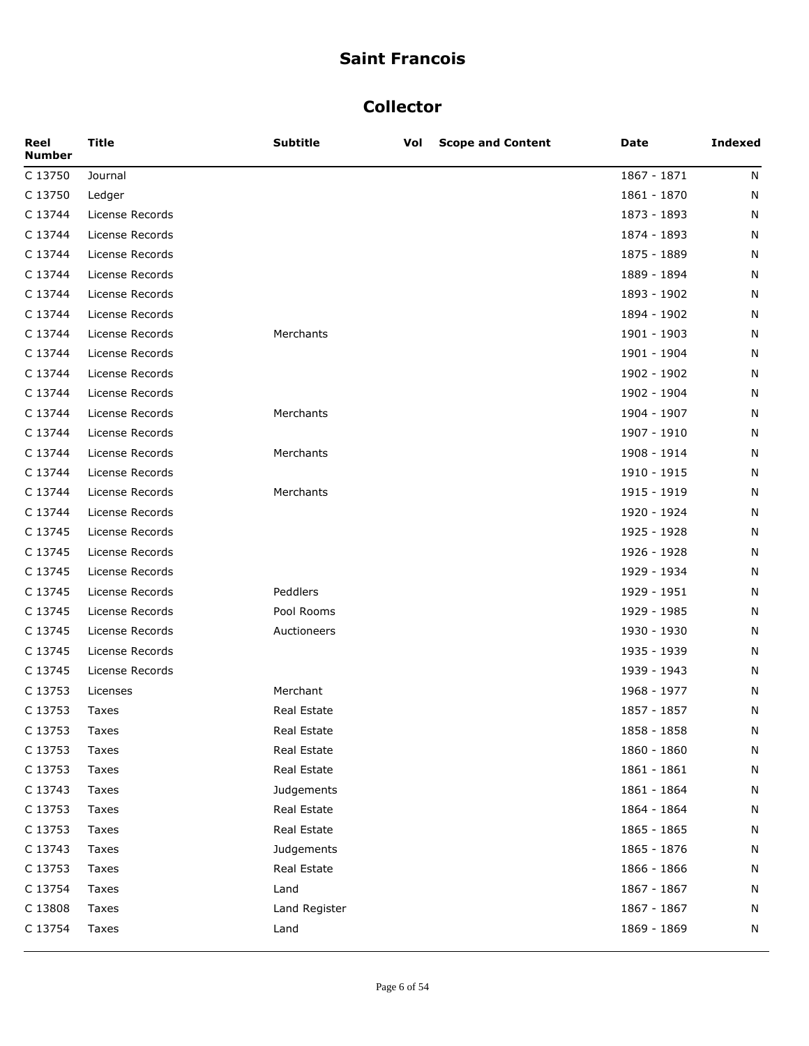# Saint Francois

## Collector

| Reel Number | Title | Subtitle | Vol | Scope and Content | Date | Indexed |
|---|---|---|---|---|---|---|
| C 13750 | Journal | | | | 1867 - 1871 | N |
| C 13750 | Ledger | | | | 1861 - 1870 | N |
| C 13744 | License Records | | | | 1873 - 1893 | N |
| C 13744 | License Records | | | | 1874 - 1893 | N |
| C 13744 | License Records | | | | 1875 - 1889 | N |
| C 13744 | License Records | | | | 1889 - 1894 | N |
| C 13744 | License Records | | | | 1893 - 1902 | N |
| C 13744 | License Records | | | | 1894 - 1902 | N |
| C 13744 | License Records | Merchants | | | 1901 - 1903 | N |
| C 13744 | License Records | | | | 1901 - 1904 | N |
| C 13744 | License Records | | | | 1902 - 1902 | N |
| C 13744 | License Records | | | | 1902 - 1904 | N |
| C 13744 | License Records | Merchants | | | 1904 - 1907 | N |
| C 13744 | License Records | | | | 1907 - 1910 | N |
| C 13744 | License Records | Merchants | | | 1908 - 1914 | N |
| C 13744 | License Records | | | | 1910 - 1915 | N |
| C 13744 | License Records | Merchants | | | 1915 - 1919 | N |
| C 13744 | License Records | | | | 1920 - 1924 | N |
| C 13745 | License Records | | | | 1925 - 1928 | N |
| C 13745 | License Records | | | | 1926 - 1928 | N |
| C 13745 | License Records | | | | 1929 - 1934 | N |
| C 13745 | License Records | Peddlers | | | 1929 - 1951 | N |
| C 13745 | License Records | Pool Rooms | | | 1929 - 1985 | N |
| C 13745 | License Records | Auctioneers | | | 1930 - 1930 | N |
| C 13745 | License Records | | | | 1935 - 1939 | N |
| C 13745 | License Records | | | | 1939 - 1943 | N |
| C 13753 | Licenses | Merchant | | | 1968 - 1977 | N |
| C 13753 | Taxes | Real Estate | | | 1857 - 1857 | N |
| C 13753 | Taxes | Real Estate | | | 1858 - 1858 | N |
| C 13753 | Taxes | Real Estate | | | 1860 - 1860 | N |
| C 13753 | Taxes | Real Estate | | | 1861 - 1861 | N |
| C 13743 | Taxes | Judgements | | | 1861 - 1864 | N |
| C 13753 | Taxes | Real Estate | | | 1864 - 1864 | N |
| C 13753 | Taxes | Real Estate | | | 1865 - 1865 | N |
| C 13743 | Taxes | Judgements | | | 1865 - 1876 | N |
| C 13753 | Taxes | Real Estate | | | 1866 - 1866 | N |
| C 13754 | Taxes | Land | | | 1867 - 1867 | N |
| C 13808 | Taxes | Land Register | | | 1867 - 1867 | N |
| C 13754 | Taxes | Land | | | 1869 - 1869 | N |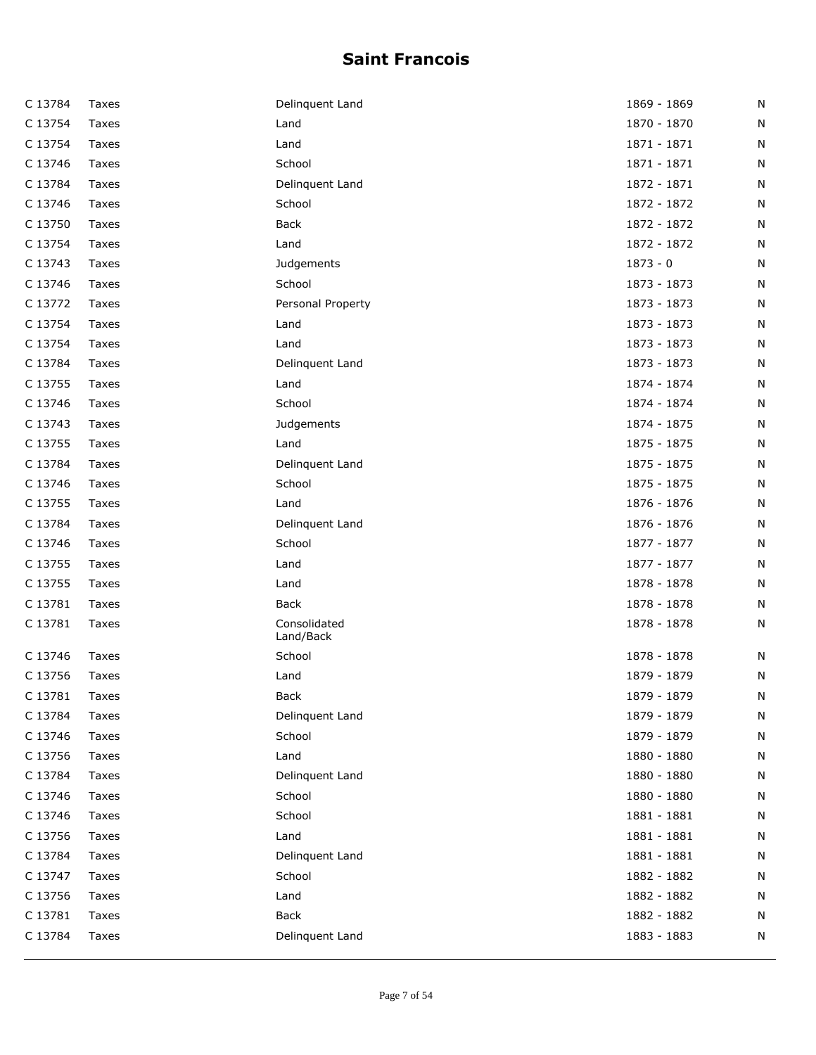# Saint Francois

| | | | | |
|---|---|---|---|---|
| C 13784 | Taxes | Delinquent Land | 1869 - 1869 | N |
| C 13754 | Taxes | Land | 1870 - 1870 | N |
| C 13754 | Taxes | Land | 1871 - 1871 | N |
| C 13746 | Taxes | School | 1871 - 1871 | N |
| C 13784 | Taxes | Delinquent Land | 1872 - 1871 | N |
| C 13746 | Taxes | School | 1872 - 1872 | N |
| C 13750 | Taxes | Back | 1872 - 1872 | N |
| C 13754 | Taxes | Land | 1872 - 1872 | N |
| C 13743 | Taxes | Judgements | 1873 - 0 | N |
| C 13746 | Taxes | School | 1873 - 1873 | N |
| C 13772 | Taxes | Personal Property | 1873 - 1873 | N |
| C 13754 | Taxes | Land | 1873 - 1873 | N |
| C 13754 | Taxes | Land | 1873 - 1873 | N |
| C 13784 | Taxes | Delinquent Land | 1873 - 1873 | N |
| C 13755 | Taxes | Land | 1874 - 1874 | N |
| C 13746 | Taxes | School | 1874 - 1874 | N |
| C 13743 | Taxes | Judgements | 1874 - 1875 | N |
| C 13755 | Taxes | Land | 1875 - 1875 | N |
| C 13784 | Taxes | Delinquent Land | 1875 - 1875 | N |
| C 13746 | Taxes | School | 1875 - 1875 | N |
| C 13755 | Taxes | Land | 1876 - 1876 | N |
| C 13784 | Taxes | Delinquent Land | 1876 - 1876 | N |
| C 13746 | Taxes | School | 1877 - 1877 | N |
| C 13755 | Taxes | Land | 1877 - 1877 | N |
| C 13755 | Taxes | Land | 1878 - 1878 | N |
| C 13781 | Taxes | Back | 1878 - 1878 | N |
| C 13781 | Taxes | Consolidated Land/Back | 1878 - 1878 | N |
| C 13746 | Taxes | School | 1878 - 1878 | N |
| C 13756 | Taxes | Land | 1879 - 1879 | N |
| C 13781 | Taxes | Back | 1879 - 1879 | N |
| C 13784 | Taxes | Delinquent Land | 1879 - 1879 | N |
| C 13746 | Taxes | School | 1879 - 1879 | N |
| C 13756 | Taxes | Land | 1880 - 1880 | N |
| C 13784 | Taxes | Delinquent Land | 1880 - 1880 | N |
| C 13746 | Taxes | School | 1880 - 1880 | N |
| C 13746 | Taxes | School | 1881 - 1881 | N |
| C 13756 | Taxes | Land | 1881 - 1881 | N |
| C 13784 | Taxes | Delinquent Land | 1881 - 1881 | N |
| C 13747 | Taxes | School | 1882 - 1882 | N |
| C 13756 | Taxes | Land | 1882 - 1882 | N |
| C 13781 | Taxes | Back | 1882 - 1882 | N |
| C 13784 | Taxes | Delinquent Land | 1883 - 1883 | N |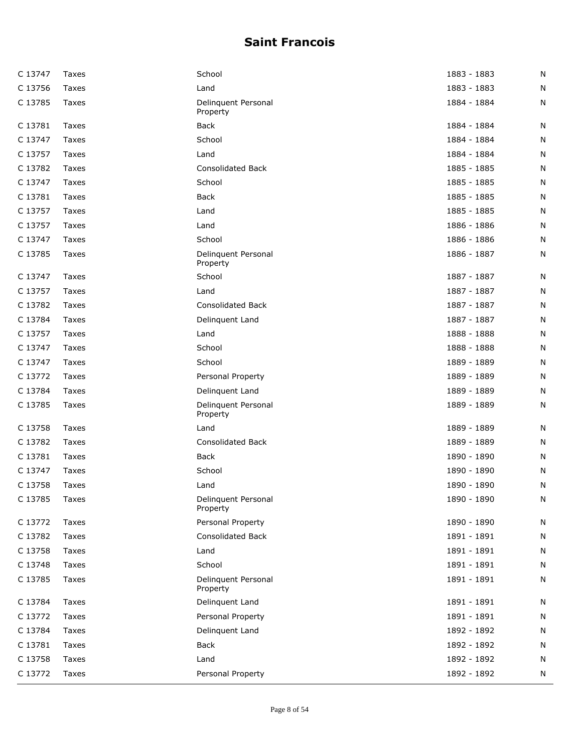# Saint Francois

| | | | | |
|---|---|---|---|---|
| C 13747 | Taxes | School | 1883 - 1883 | N |
| C 13756 | Taxes | Land | 1883 - 1883 | N |
| C 13785 | Taxes | Delinquent Personal Property | 1884 - 1884 | N |
| C 13781 | Taxes | Back | 1884 - 1884 | N |
| C 13747 | Taxes | School | 1884 - 1884 | N |
| C 13757 | Taxes | Land | 1884 - 1884 | N |
| C 13782 | Taxes | Consolidated Back | 1885 - 1885 | N |
| C 13747 | Taxes | School | 1885 - 1885 | N |
| C 13781 | Taxes | Back | 1885 - 1885 | N |
| C 13757 | Taxes | Land | 1885 - 1885 | N |
| C 13757 | Taxes | Land | 1886 - 1886 | N |
| C 13747 | Taxes | School | 1886 - 1886 | N |
| C 13785 | Taxes | Delinquent Personal Property | 1886 - 1887 | N |
| C 13747 | Taxes | School | 1887 - 1887 | N |
| C 13757 | Taxes | Land | 1887 - 1887 | N |
| C 13782 | Taxes | Consolidated Back | 1887 - 1887 | N |
| C 13784 | Taxes | Delinquent Land | 1887 - 1887 | N |
| C 13757 | Taxes | Land | 1888 - 1888 | N |
| C 13747 | Taxes | School | 1888 - 1888 | N |
| C 13747 | Taxes | School | 1889 - 1889 | N |
| C 13772 | Taxes | Personal Property | 1889 - 1889 | N |
| C 13784 | Taxes | Delinquent Land | 1889 - 1889 | N |
| C 13785 | Taxes | Delinquent Personal Property | 1889 - 1889 | N |
| C 13758 | Taxes | Land | 1889 - 1889 | N |
| C 13782 | Taxes | Consolidated Back | 1889 - 1889 | N |
| C 13781 | Taxes | Back | 1890 - 1890 | N |
| C 13747 | Taxes | School | 1890 - 1890 | N |
| C 13758 | Taxes | Land | 1890 - 1890 | N |
| C 13785 | Taxes | Delinquent Personal Property | 1890 - 1890 | N |
| C 13772 | Taxes | Personal Property | 1890 - 1890 | N |
| C 13782 | Taxes | Consolidated Back | 1891 - 1891 | N |
| C 13758 | Taxes | Land | 1891 - 1891 | N |
| C 13748 | Taxes | School | 1891 - 1891 | N |
| C 13785 | Taxes | Delinquent Personal Property | 1891 - 1891 | N |
| C 13784 | Taxes | Delinquent Land | 1891 - 1891 | N |
| C 13772 | Taxes | Personal Property | 1891 - 1891 | N |
| C 13784 | Taxes | Delinquent Land | 1892 - 1892 | N |
| C 13781 | Taxes | Back | 1892 - 1892 | N |
| C 13758 | Taxes | Land | 1892 - 1892 | N |
| C 13772 | Taxes | Personal Property | 1892 - 1892 | N |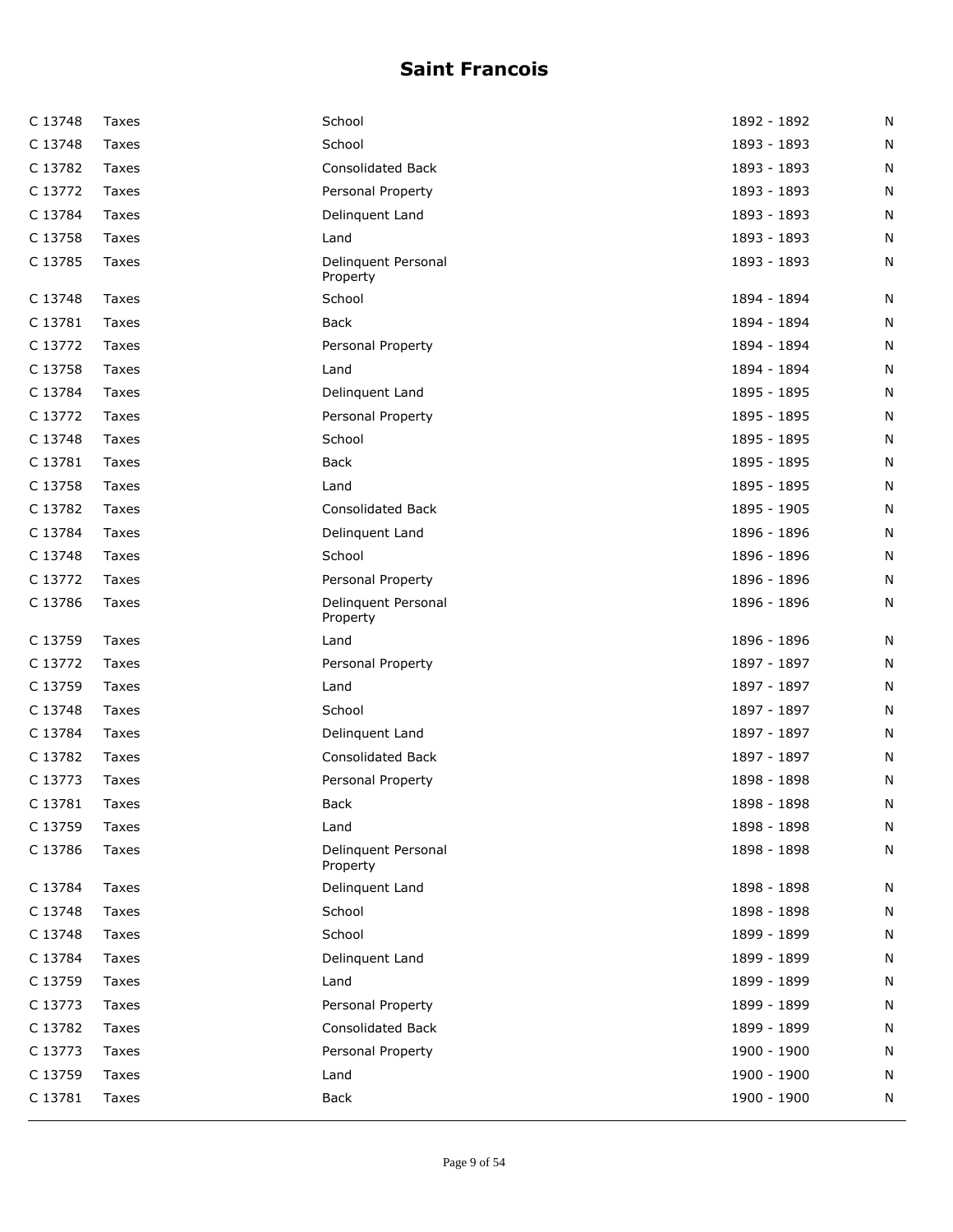# Saint Francois

| | | | | |
|---|---|---|---|---|
| C 13748 | Taxes | School | 1892 - 1892 | N |
| C 13748 | Taxes | School | 1893 - 1893 | N |
| C 13782 | Taxes | Consolidated Back | 1893 - 1893 | N |
| C 13772 | Taxes | Personal Property | 1893 - 1893 | N |
| C 13784 | Taxes | Delinquent Land | 1893 - 1893 | N |
| C 13758 | Taxes | Land | 1893 - 1893 | N |
| C 13785 | Taxes | Delinquent Personal Property | 1893 - 1893 | N |
| C 13748 | Taxes | School | 1894 - 1894 | N |
| C 13781 | Taxes | Back | 1894 - 1894 | N |
| C 13772 | Taxes | Personal Property | 1894 - 1894 | N |
| C 13758 | Taxes | Land | 1894 - 1894 | N |
| C 13784 | Taxes | Delinquent Land | 1895 - 1895 | N |
| C 13772 | Taxes | Personal Property | 1895 - 1895 | N |
| C 13748 | Taxes | School | 1895 - 1895 | N |
| C 13781 | Taxes | Back | 1895 - 1895 | N |
| C 13758 | Taxes | Land | 1895 - 1895 | N |
| C 13782 | Taxes | Consolidated Back | 1895 - 1905 | N |
| C 13784 | Taxes | Delinquent Land | 1896 - 1896 | N |
| C 13748 | Taxes | School | 1896 - 1896 | N |
| C 13772 | Taxes | Personal Property | 1896 - 1896 | N |
| C 13786 | Taxes | Delinquent Personal Property | 1896 - 1896 | N |
| C 13759 | Taxes | Land | 1896 - 1896 | N |
| C 13772 | Taxes | Personal Property | 1897 - 1897 | N |
| C 13759 | Taxes | Land | 1897 - 1897 | N |
| C 13748 | Taxes | School | 1897 - 1897 | N |
| C 13784 | Taxes | Delinquent Land | 1897 - 1897 | N |
| C 13782 | Taxes | Consolidated Back | 1897 - 1897 | N |
| C 13773 | Taxes | Personal Property | 1898 - 1898 | N |
| C 13781 | Taxes | Back | 1898 - 1898 | N |
| C 13759 | Taxes | Land | 1898 - 1898 | N |
| C 13786 | Taxes | Delinquent Personal Property | 1898 - 1898 | N |
| C 13784 | Taxes | Delinquent Land | 1898 - 1898 | N |
| C 13748 | Taxes | School | 1898 - 1898 | N |
| C 13748 | Taxes | School | 1899 - 1899 | N |
| C 13784 | Taxes | Delinquent Land | 1899 - 1899 | N |
| C 13759 | Taxes | Land | 1899 - 1899 | N |
| C 13773 | Taxes | Personal Property | 1899 - 1899 | N |
| C 13782 | Taxes | Consolidated Back | 1899 - 1899 | N |
| C 13773 | Taxes | Personal Property | 1900 - 1900 | N |
| C 13759 | Taxes | Land | 1900 - 1900 | N |
| C 13781 | Taxes | Back | 1900 - 1900 | N |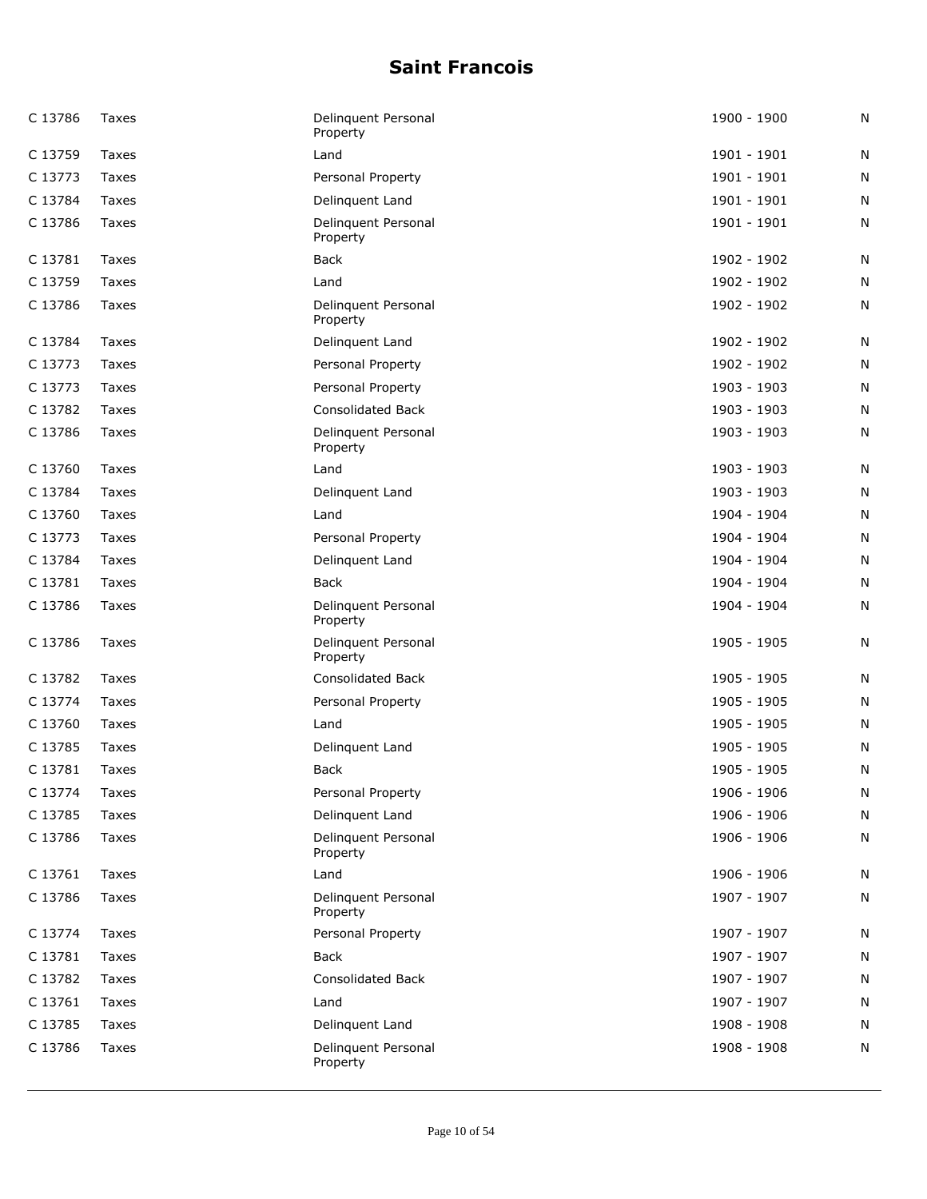# Saint Francois

| | | | | |
|---|---|---|---|---|
| C 13786 | Taxes | Delinquent Personal Property | 1900 - 1900 | N |
| C 13759 | Taxes | Land | 1901 - 1901 | N |
| C 13773 | Taxes | Personal Property | 1901 - 1901 | N |
| C 13784 | Taxes | Delinquent Land | 1901 - 1901 | N |
| C 13786 | Taxes | Delinquent Personal Property | 1901 - 1901 | N |
| C 13781 | Taxes | Back | 1902 - 1902 | N |
| C 13759 | Taxes | Land | 1902 - 1902 | N |
| C 13786 | Taxes | Delinquent Personal Property | 1902 - 1902 | N |
| C 13784 | Taxes | Delinquent Land | 1902 - 1902 | N |
| C 13773 | Taxes | Personal Property | 1902 - 1902 | N |
| C 13773 | Taxes | Personal Property | 1903 - 1903 | N |
| C 13782 | Taxes | Consolidated Back | 1903 - 1903 | N |
| C 13786 | Taxes | Delinquent Personal Property | 1903 - 1903 | N |
| C 13760 | Taxes | Land | 1903 - 1903 | N |
| C 13784 | Taxes | Delinquent Land | 1903 - 1903 | N |
| C 13760 | Taxes | Land | 1904 - 1904 | N |
| C 13773 | Taxes | Personal Property | 1904 - 1904 | N |
| C 13784 | Taxes | Delinquent Land | 1904 - 1904 | N |
| C 13781 | Taxes | Back | 1904 - 1904 | N |
| C 13786 | Taxes | Delinquent Personal Property | 1904 - 1904 | N |
| C 13786 | Taxes | Delinquent Personal Property | 1905 - 1905 | N |
| C 13782 | Taxes | Consolidated Back | 1905 - 1905 | N |
| C 13774 | Taxes | Personal Property | 1905 - 1905 | N |
| C 13760 | Taxes | Land | 1905 - 1905 | N |
| C 13785 | Taxes | Delinquent Land | 1905 - 1905 | N |
| C 13781 | Taxes | Back | 1905 - 1905 | N |
| C 13774 | Taxes | Personal Property | 1906 - 1906 | N |
| C 13785 | Taxes | Delinquent Land | 1906 - 1906 | N |
| C 13786 | Taxes | Delinquent Personal Property | 1906 - 1906 | N |
| C 13761 | Taxes | Land | 1906 - 1906 | N |
| C 13786 | Taxes | Delinquent Personal Property | 1907 - 1907 | N |
| C 13774 | Taxes | Personal Property | 1907 - 1907 | N |
| C 13781 | Taxes | Back | 1907 - 1907 | N |
| C 13782 | Taxes | Consolidated Back | 1907 - 1907 | N |
| C 13761 | Taxes | Land | 1907 - 1907 | N |
| C 13785 | Taxes | Delinquent Land | 1908 - 1908 | N |
| C 13786 | Taxes | Delinquent Personal Property | 1908 - 1908 | N |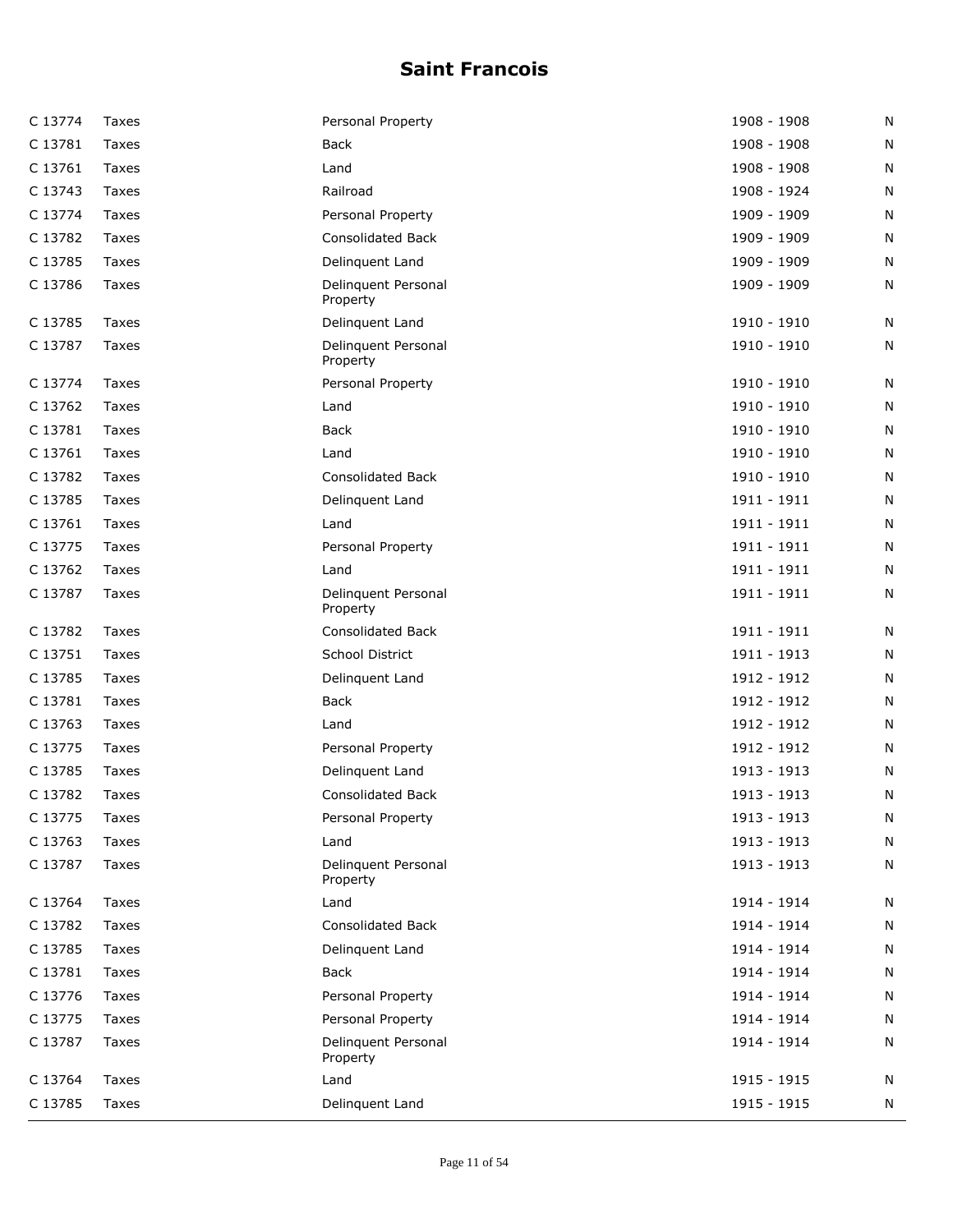# Saint Francois

| | | | | |
|---|---|---|---|---|
| C 13774 | Taxes | Personal Property | 1908 - 1908 | N |
| C 13781 | Taxes | Back | 1908 - 1908 | N |
| C 13761 | Taxes | Land | 1908 - 1908 | N |
| C 13743 | Taxes | Railroad | 1908 - 1924 | N |
| C 13774 | Taxes | Personal Property | 1909 - 1909 | N |
| C 13782 | Taxes | Consolidated Back | 1909 - 1909 | N |
| C 13785 | Taxes | Delinquent Land | 1909 - 1909 | N |
| C 13786 | Taxes | Delinquent Personal Property | 1909 - 1909 | N |
| C 13785 | Taxes | Delinquent Land | 1910 - 1910 | N |
| C 13787 | Taxes | Delinquent Personal Property | 1910 - 1910 | N |
| C 13774 | Taxes | Personal Property | 1910 - 1910 | N |
| C 13762 | Taxes | Land | 1910 - 1910 | N |
| C 13781 | Taxes | Back | 1910 - 1910 | N |
| C 13761 | Taxes | Land | 1910 - 1910 | N |
| C 13782 | Taxes | Consolidated Back | 1910 - 1910 | N |
| C 13785 | Taxes | Delinquent Land | 1911 - 1911 | N |
| C 13761 | Taxes | Land | 1911 - 1911 | N |
| C 13775 | Taxes | Personal Property | 1911 - 1911 | N |
| C 13762 | Taxes | Land | 1911 - 1911 | N |
| C 13787 | Taxes | Delinquent Personal Property | 1911 - 1911 | N |
| C 13782 | Taxes | Consolidated Back | 1911 - 1911 | N |
| C 13751 | Taxes | School District | 1911 - 1913 | N |
| C 13785 | Taxes | Delinquent Land | 1912 - 1912 | N |
| C 13781 | Taxes | Back | 1912 - 1912 | N |
| C 13763 | Taxes | Land | 1912 - 1912 | N |
| C 13775 | Taxes | Personal Property | 1912 - 1912 | N |
| C 13785 | Taxes | Delinquent Land | 1913 - 1913 | N |
| C 13782 | Taxes | Consolidated Back | 1913 - 1913 | N |
| C 13775 | Taxes | Personal Property | 1913 - 1913 | N |
| C 13763 | Taxes | Land | 1913 - 1913 | N |
| C 13787 | Taxes | Delinquent Personal Property | 1913 - 1913 | N |
| C 13764 | Taxes | Land | 1914 - 1914 | N |
| C 13782 | Taxes | Consolidated Back | 1914 - 1914 | N |
| C 13785 | Taxes | Delinquent Land | 1914 - 1914 | N |
| C 13781 | Taxes | Back | 1914 - 1914 | N |
| C 13776 | Taxes | Personal Property | 1914 - 1914 | N |
| C 13775 | Taxes | Personal Property | 1914 - 1914 | N |
| C 13787 | Taxes | Delinquent Personal Property | 1914 - 1914 | N |
| C 13764 | Taxes | Land | 1915 - 1915 | N |
| C 13785 | Taxes | Delinquent Land | 1915 - 1915 | N |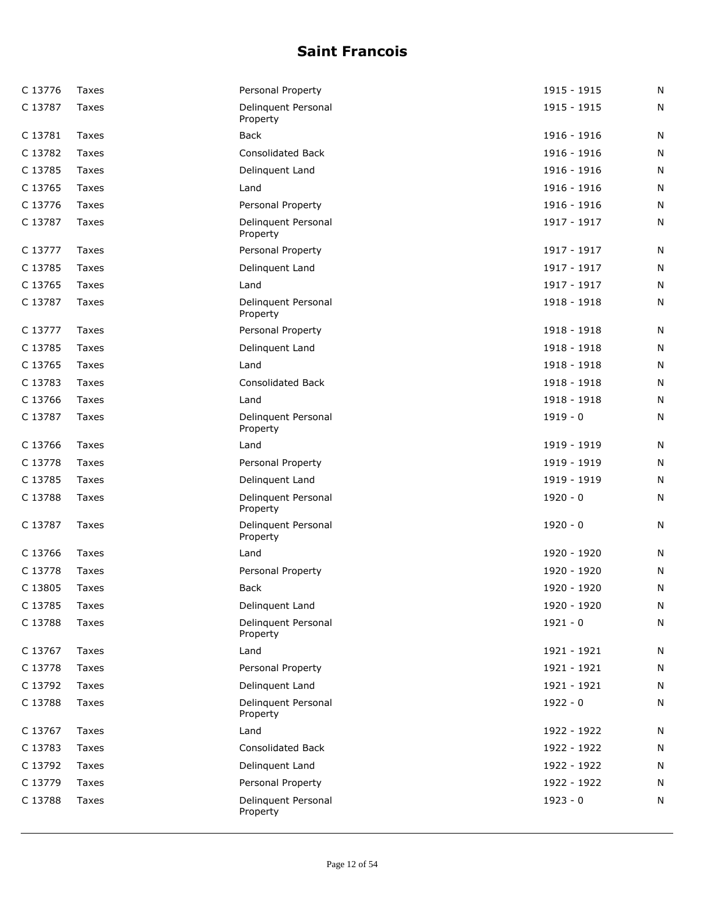# Saint Francois

| | | | | |
|---|---|---|---|---|
| C 13776 | Taxes | Personal Property | 1915 - 1915 | N |
| C 13787 | Taxes | Delinquent Personal Property | 1915 - 1915 | N |
| C 13781 | Taxes | Back | 1916 - 1916 | N |
| C 13782 | Taxes | Consolidated Back | 1916 - 1916 | N |
| C 13785 | Taxes | Delinquent Land | 1916 - 1916 | N |
| C 13765 | Taxes | Land | 1916 - 1916 | N |
| C 13776 | Taxes | Personal Property | 1916 - 1916 | N |
| C 13787 | Taxes | Delinquent Personal Property | 1917 - 1917 | N |
| C 13777 | Taxes | Personal Property | 1917 - 1917 | N |
| C 13785 | Taxes | Delinquent Land | 1917 - 1917 | N |
| C 13765 | Taxes | Land | 1917 - 1917 | N |
| C 13787 | Taxes | Delinquent Personal Property | 1918 - 1918 | N |
| C 13777 | Taxes | Personal Property | 1918 - 1918 | N |
| C 13785 | Taxes | Delinquent Land | 1918 - 1918 | N |
| C 13765 | Taxes | Land | 1918 - 1918 | N |
| C 13783 | Taxes | Consolidated Back | 1918 - 1918 | N |
| C 13766 | Taxes | Land | 1918 - 1918 | N |
| C 13787 | Taxes | Delinquent Personal Property | 1919 - 0 | N |
| C 13766 | Taxes | Land | 1919 - 1919 | N |
| C 13778 | Taxes | Personal Property | 1919 - 1919 | N |
| C 13785 | Taxes | Delinquent Land | 1919 - 1919 | N |
| C 13788 | Taxes | Delinquent Personal Property | 1920 - 0 | N |
| C 13787 | Taxes | Delinquent Personal Property | 1920 - 0 | N |
| C 13766 | Taxes | Land | 1920 - 1920 | N |
| C 13778 | Taxes | Personal Property | 1920 - 1920 | N |
| C 13805 | Taxes | Back | 1920 - 1920 | N |
| C 13785 | Taxes | Delinquent Land | 1920 - 1920 | N |
| C 13788 | Taxes | Delinquent Personal Property | 1921 - 0 | N |
| C 13767 | Taxes | Land | 1921 - 1921 | N |
| C 13778 | Taxes | Personal Property | 1921 - 1921 | N |
| C 13792 | Taxes | Delinquent Land | 1921 - 1921 | N |
| C 13788 | Taxes | Delinquent Personal Property | 1922 - 0 | N |
| C 13767 | Taxes | Land | 1922 - 1922 | N |
| C 13783 | Taxes | Consolidated Back | 1922 - 1922 | N |
| C 13792 | Taxes | Delinquent Land | 1922 - 1922 | N |
| C 13779 | Taxes | Personal Property | 1922 - 1922 | N |
| C 13788 | Taxes | Delinquent Personal Property | 1923 - 0 | N |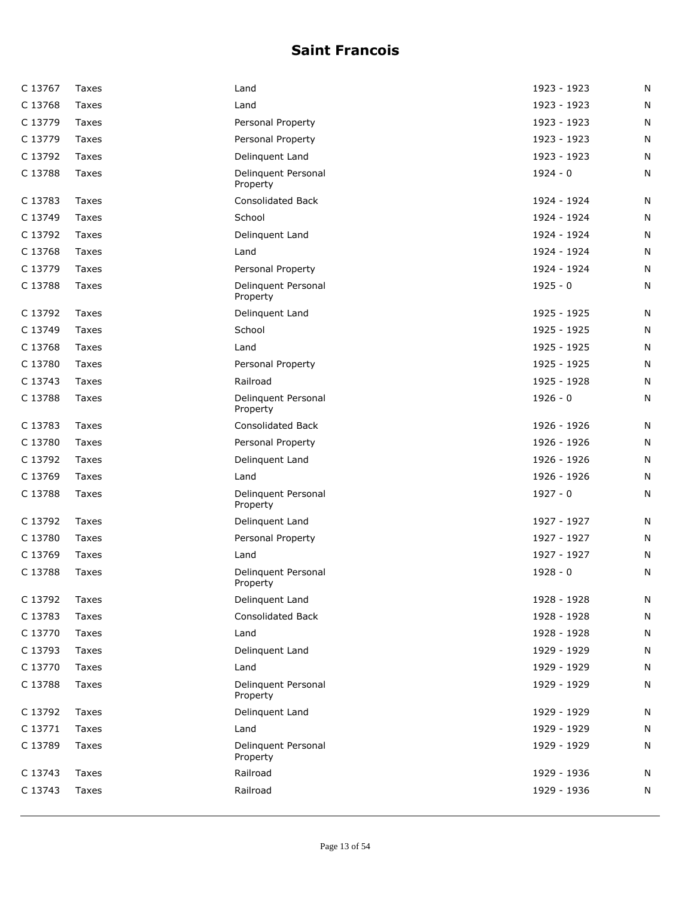# Saint Francois

| | | | | |
|---|---|---|---|---|
| C 13767 | Taxes | Land | 1923 - 1923 | N |
| C 13768 | Taxes | Land | 1923 - 1923 | N |
| C 13779 | Taxes | Personal Property | 1923 - 1923 | N |
| C 13779 | Taxes | Personal Property | 1923 - 1923 | N |
| C 13792 | Taxes | Delinquent Land | 1923 - 1923 | N |
| C 13788 | Taxes | Delinquent Personal Property | 1924 - 0 | N |
| C 13783 | Taxes | Consolidated Back | 1924 - 1924 | N |
| C 13749 | Taxes | School | 1924 - 1924 | N |
| C 13792 | Taxes | Delinquent Land | 1924 - 1924 | N |
| C 13768 | Taxes | Land | 1924 - 1924 | N |
| C 13779 | Taxes | Personal Property | 1924 - 1924 | N |
| C 13788 | Taxes | Delinquent Personal Property | 1925 - 0 | N |
| C 13792 | Taxes | Delinquent Land | 1925 - 1925 | N |
| C 13749 | Taxes | School | 1925 - 1925 | N |
| C 13768 | Taxes | Land | 1925 - 1925 | N |
| C 13780 | Taxes | Personal Property | 1925 - 1925 | N |
| C 13743 | Taxes | Railroad | 1925 - 1928 | N |
| C 13788 | Taxes | Delinquent Personal Property | 1926 - 0 | N |
| C 13783 | Taxes | Consolidated Back | 1926 - 1926 | N |
| C 13780 | Taxes | Personal Property | 1926 - 1926 | N |
| C 13792 | Taxes | Delinquent Land | 1926 - 1926 | N |
| C 13769 | Taxes | Land | 1926 - 1926 | N |
| C 13788 | Taxes | Delinquent Personal Property | 1927 - 0 | N |
| C 13792 | Taxes | Delinquent Land | 1927 - 1927 | N |
| C 13780 | Taxes | Personal Property | 1927 - 1927 | N |
| C 13769 | Taxes | Land | 1927 - 1927 | N |
| C 13788 | Taxes | Delinquent Personal Property | 1928 - 0 | N |
| C 13792 | Taxes | Delinquent Land | 1928 - 1928 | N |
| C 13783 | Taxes | Consolidated Back | 1928 - 1928 | N |
| C 13770 | Taxes | Land | 1928 - 1928 | N |
| C 13793 | Taxes | Delinquent Land | 1929 - 1929 | N |
| C 13770 | Taxes | Land | 1929 - 1929 | N |
| C 13788 | Taxes | Delinquent Personal Property | 1929 - 1929 | N |
| C 13792 | Taxes | Delinquent Land | 1929 - 1929 | N |
| C 13771 | Taxes | Land | 1929 - 1929 | N |
| C 13789 | Taxes | Delinquent Personal Property | 1929 - 1929 | N |
| C 13743 | Taxes | Railroad | 1929 - 1936 | N |
| C 13743 | Taxes | Railroad | 1929 - 1936 | N |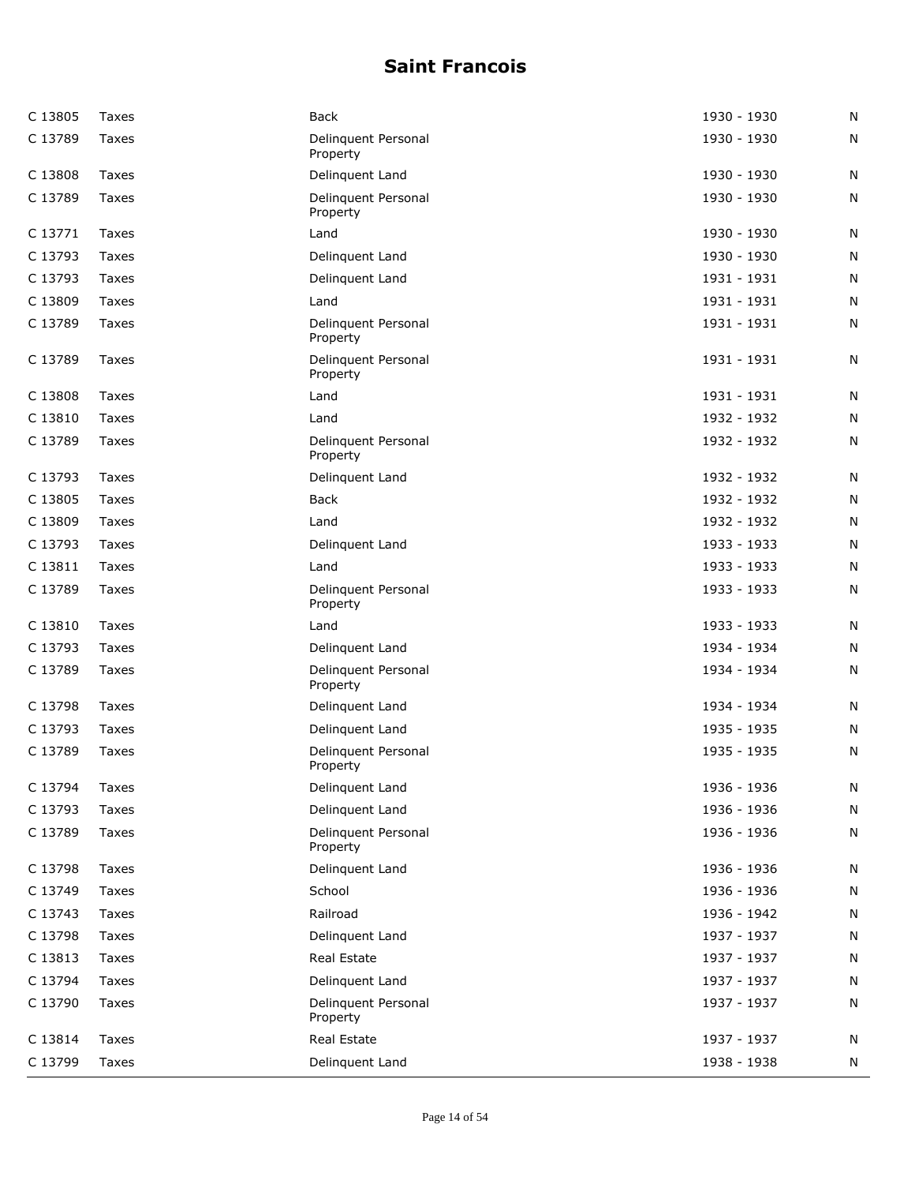# Saint Francois

| | | | | |
|---|---|---|---|---|
| C 13805 | Taxes | Back | 1930 - 1930 | N |
| C 13789 | Taxes | Delinquent Personal Property | 1930 - 1930 | N |
| C 13808 | Taxes | Delinquent Land | 1930 - 1930 | N |
| C 13789 | Taxes | Delinquent Personal Property | 1930 - 1930 | N |
| C 13771 | Taxes | Land | 1930 - 1930 | N |
| C 13793 | Taxes | Delinquent Land | 1930 - 1930 | N |
| C 13793 | Taxes | Delinquent Land | 1931 - 1931 | N |
| C 13809 | Taxes | Land | 1931 - 1931 | N |
| C 13789 | Taxes | Delinquent Personal Property | 1931 - 1931 | N |
| C 13789 | Taxes | Delinquent Personal Property | 1931 - 1931 | N |
| C 13808 | Taxes | Land | 1931 - 1931 | N |
| C 13810 | Taxes | Land | 1932 - 1932 | N |
| C 13789 | Taxes | Delinquent Personal Property | 1932 - 1932 | N |
| C 13793 | Taxes | Delinquent Land | 1932 - 1932 | N |
| C 13805 | Taxes | Back | 1932 - 1932 | N |
| C 13809 | Taxes | Land | 1932 - 1932 | N |
| C 13793 | Taxes | Delinquent Land | 1933 - 1933 | N |
| C 13811 | Taxes | Land | 1933 - 1933 | N |
| C 13789 | Taxes | Delinquent Personal Property | 1933 - 1933 | N |
| C 13810 | Taxes | Land | 1933 - 1933 | N |
| C 13793 | Taxes | Delinquent Land | 1934 - 1934 | N |
| C 13789 | Taxes | Delinquent Personal Property | 1934 - 1934 | N |
| C 13798 | Taxes | Delinquent Land | 1934 - 1934 | N |
| C 13793 | Taxes | Delinquent Land | 1935 - 1935 | N |
| C 13789 | Taxes | Delinquent Personal Property | 1935 - 1935 | N |
| C 13794 | Taxes | Delinquent Land | 1936 - 1936 | N |
| C 13793 | Taxes | Delinquent Land | 1936 - 1936 | N |
| C 13789 | Taxes | Delinquent Personal Property | 1936 - 1936 | N |
| C 13798 | Taxes | Delinquent Land | 1936 - 1936 | N |
| C 13749 | Taxes | School | 1936 - 1936 | N |
| C 13743 | Taxes | Railroad | 1936 - 1942 | N |
| C 13798 | Taxes | Delinquent Land | 1937 - 1937 | N |
| C 13813 | Taxes | Real Estate | 1937 - 1937 | N |
| C 13794 | Taxes | Delinquent Land | 1937 - 1937 | N |
| C 13790 | Taxes | Delinquent Personal Property | 1937 - 1937 | N |
| C 13814 | Taxes | Real Estate | 1937 - 1937 | N |
| C 13799 | Taxes | Delinquent Land | 1938 - 1938 | N |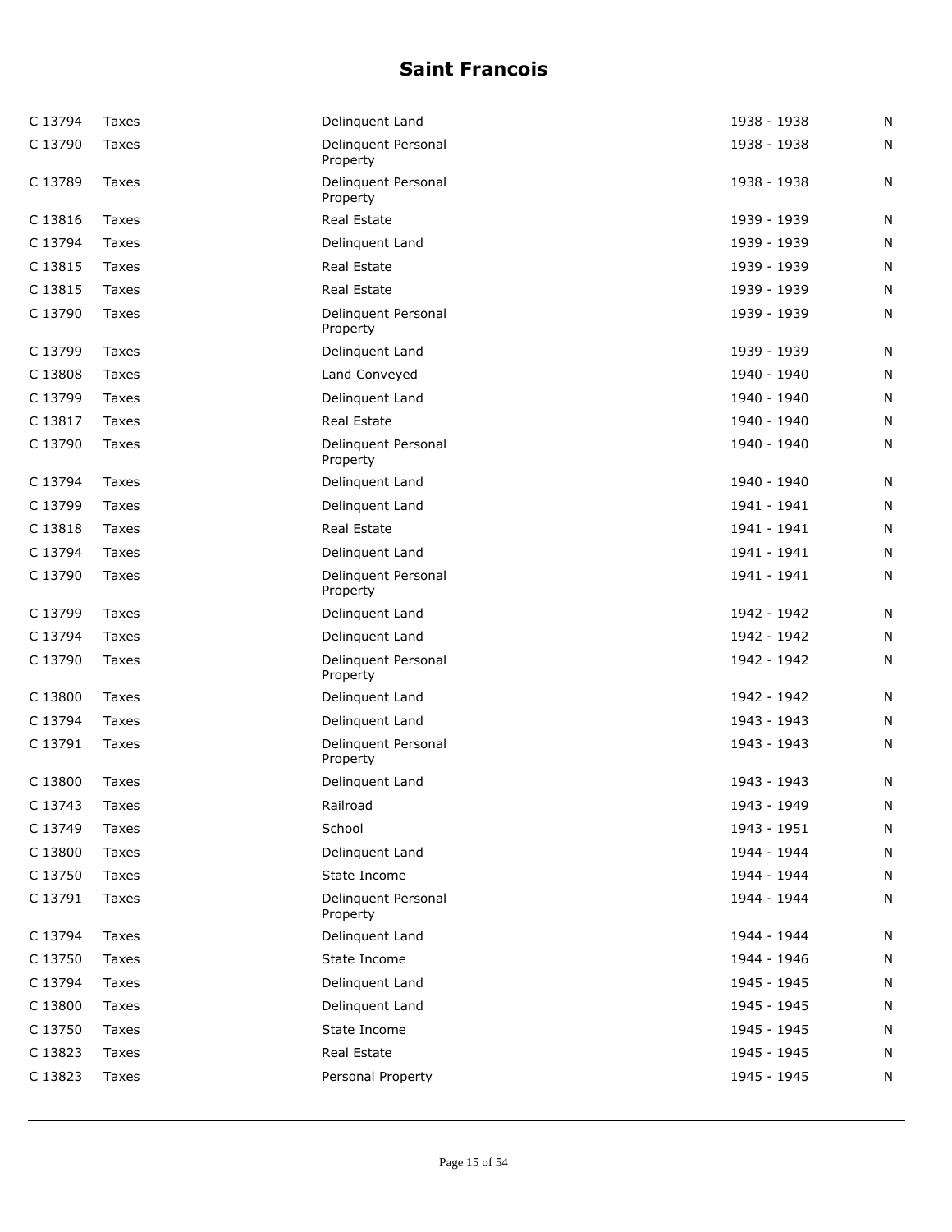# Saint Francois

| | | | | |
|---|---|---|---|---|
| C 13794 | Taxes | Delinquent Land | 1938 - 1938 | N |
| C 13790 | Taxes | Delinquent Personal Property | 1938 - 1938 | N |
| C 13789 | Taxes | Delinquent Personal Property | 1938 - 1938 | N |
| C 13816 | Taxes | Real Estate | 1939 - 1939 | N |
| C 13794 | Taxes | Delinquent Land | 1939 - 1939 | N |
| C 13815 | Taxes | Real Estate | 1939 - 1939 | N |
| C 13815 | Taxes | Real Estate | 1939 - 1939 | N |
| C 13790 | Taxes | Delinquent Personal Property | 1939 - 1939 | N |
| C 13799 | Taxes | Delinquent Land | 1939 - 1939 | N |
| C 13808 | Taxes | Land Conveyed | 1940 - 1940 | N |
| C 13799 | Taxes | Delinquent Land | 1940 - 1940 | N |
| C 13817 | Taxes | Real Estate | 1940 - 1940 | N |
| C 13790 | Taxes | Delinquent Personal Property | 1940 - 1940 | N |
| C 13794 | Taxes | Delinquent Land | 1940 - 1940 | N |
| C 13799 | Taxes | Delinquent Land | 1941 - 1941 | N |
| C 13818 | Taxes | Real Estate | 1941 - 1941 | N |
| C 13794 | Taxes | Delinquent Land | 1941 - 1941 | N |
| C 13790 | Taxes | Delinquent Personal Property | 1941 - 1941 | N |
| C 13799 | Taxes | Delinquent Land | 1942 - 1942 | N |
| C 13794 | Taxes | Delinquent Land | 1942 - 1942 | N |
| C 13790 | Taxes | Delinquent Personal Property | 1942 - 1942 | N |
| C 13800 | Taxes | Delinquent Land | 1942 - 1942 | N |
| C 13794 | Taxes | Delinquent Land | 1943 - 1943 | N |
| C 13791 | Taxes | Delinquent Personal Property | 1943 - 1943 | N |
| C 13800 | Taxes | Delinquent Land | 1943 - 1943 | N |
| C 13743 | Taxes | Railroad | 1943 - 1949 | N |
| C 13749 | Taxes | School | 1943 - 1951 | N |
| C 13800 | Taxes | Delinquent Land | 1944 - 1944 | N |
| C 13750 | Taxes | State Income | 1944 - 1944 | N |
| C 13791 | Taxes | Delinquent Personal Property | 1944 - 1944 | N |
| C 13794 | Taxes | Delinquent Land | 1944 - 1944 | N |
| C 13750 | Taxes | State Income | 1944 - 1946 | N |
| C 13794 | Taxes | Delinquent Land | 1945 - 1945 | N |
| C 13800 | Taxes | Delinquent Land | 1945 - 1945 | N |
| C 13750 | Taxes | State Income | 1945 - 1945 | N |
| C 13823 | Taxes | Real Estate | 1945 - 1945 | N |
| C 13823 | Taxes | Personal Property | 1945 - 1945 | N |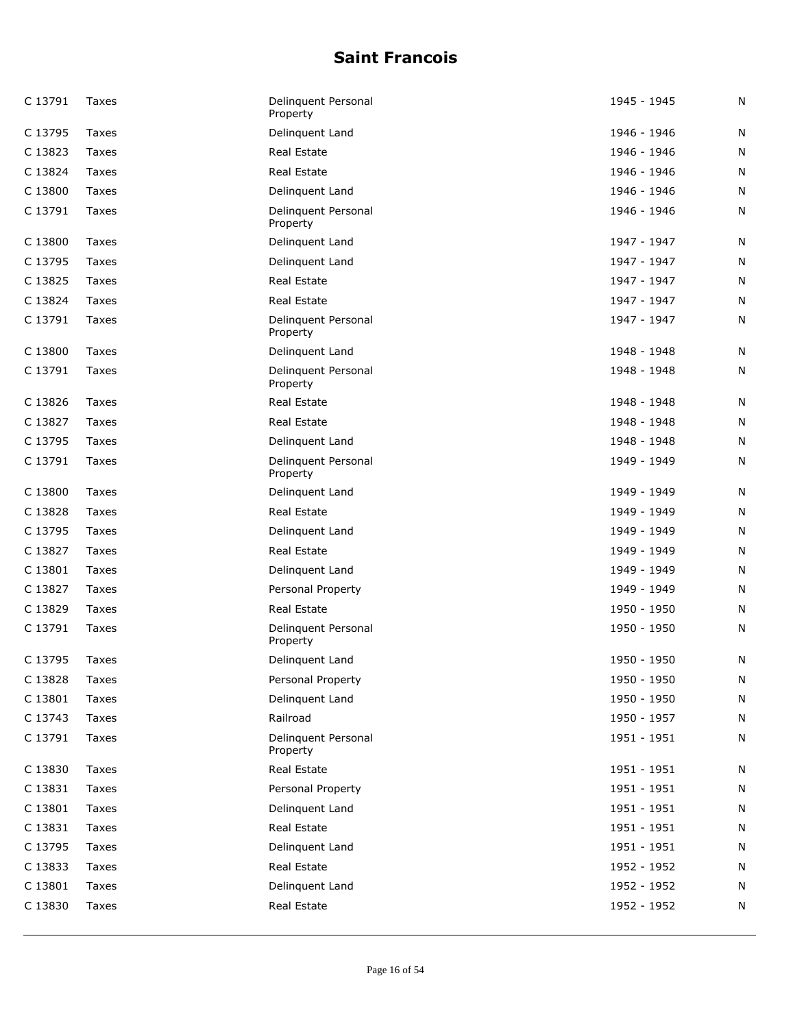# Saint Francois

| | | | | |
|---|---|---|---|---|
| C 13791 | Taxes | Delinquent Personal Property | 1945 - 1945 | N |
| C 13795 | Taxes | Delinquent Land | 1946 - 1946 | N |
| C 13823 | Taxes | Real Estate | 1946 - 1946 | N |
| C 13824 | Taxes | Real Estate | 1946 - 1946 | N |
| C 13800 | Taxes | Delinquent Land | 1946 - 1946 | N |
| C 13791 | Taxes | Delinquent Personal Property | 1946 - 1946 | N |
| C 13800 | Taxes | Delinquent Land | 1947 - 1947 | N |
| C 13795 | Taxes | Delinquent Land | 1947 - 1947 | N |
| C 13825 | Taxes | Real Estate | 1947 - 1947 | N |
| C 13824 | Taxes | Real Estate | 1947 - 1947 | N |
| C 13791 | Taxes | Delinquent Personal Property | 1947 - 1947 | N |
| C 13800 | Taxes | Delinquent Land | 1948 - 1948 | N |
| C 13791 | Taxes | Delinquent Personal Property | 1948 - 1948 | N |
| C 13826 | Taxes | Real Estate | 1948 - 1948 | N |
| C 13827 | Taxes | Real Estate | 1948 - 1948 | N |
| C 13795 | Taxes | Delinquent Land | 1948 - 1948 | N |
| C 13791 | Taxes | Delinquent Personal Property | 1949 - 1949 | N |
| C 13800 | Taxes | Delinquent Land | 1949 - 1949 | N |
| C 13828 | Taxes | Real Estate | 1949 - 1949 | N |
| C 13795 | Taxes | Delinquent Land | 1949 - 1949 | N |
| C 13827 | Taxes | Real Estate | 1949 - 1949 | N |
| C 13801 | Taxes | Delinquent Land | 1949 - 1949 | N |
| C 13827 | Taxes | Personal Property | 1949 - 1949 | N |
| C 13829 | Taxes | Real Estate | 1950 - 1950 | N |
| C 13791 | Taxes | Delinquent Personal Property | 1950 - 1950 | N |
| C 13795 | Taxes | Delinquent Land | 1950 - 1950 | N |
| C 13828 | Taxes | Personal Property | 1950 - 1950 | N |
| C 13801 | Taxes | Delinquent Land | 1950 - 1950 | N |
| C 13743 | Taxes | Railroad | 1950 - 1957 | N |
| C 13791 | Taxes | Delinquent Personal Property | 1951 - 1951 | N |
| C 13830 | Taxes | Real Estate | 1951 - 1951 | N |
| C 13831 | Taxes | Personal Property | 1951 - 1951 | N |
| C 13801 | Taxes | Delinquent Land | 1951 - 1951 | N |
| C 13831 | Taxes | Real Estate | 1951 - 1951 | N |
| C 13795 | Taxes | Delinquent Land | 1951 - 1951 | N |
| C 13833 | Taxes | Real Estate | 1952 - 1952 | N |
| C 13801 | Taxes | Delinquent Land | 1952 - 1952 | N |
| C 13830 | Taxes | Real Estate | 1952 - 1952 | N |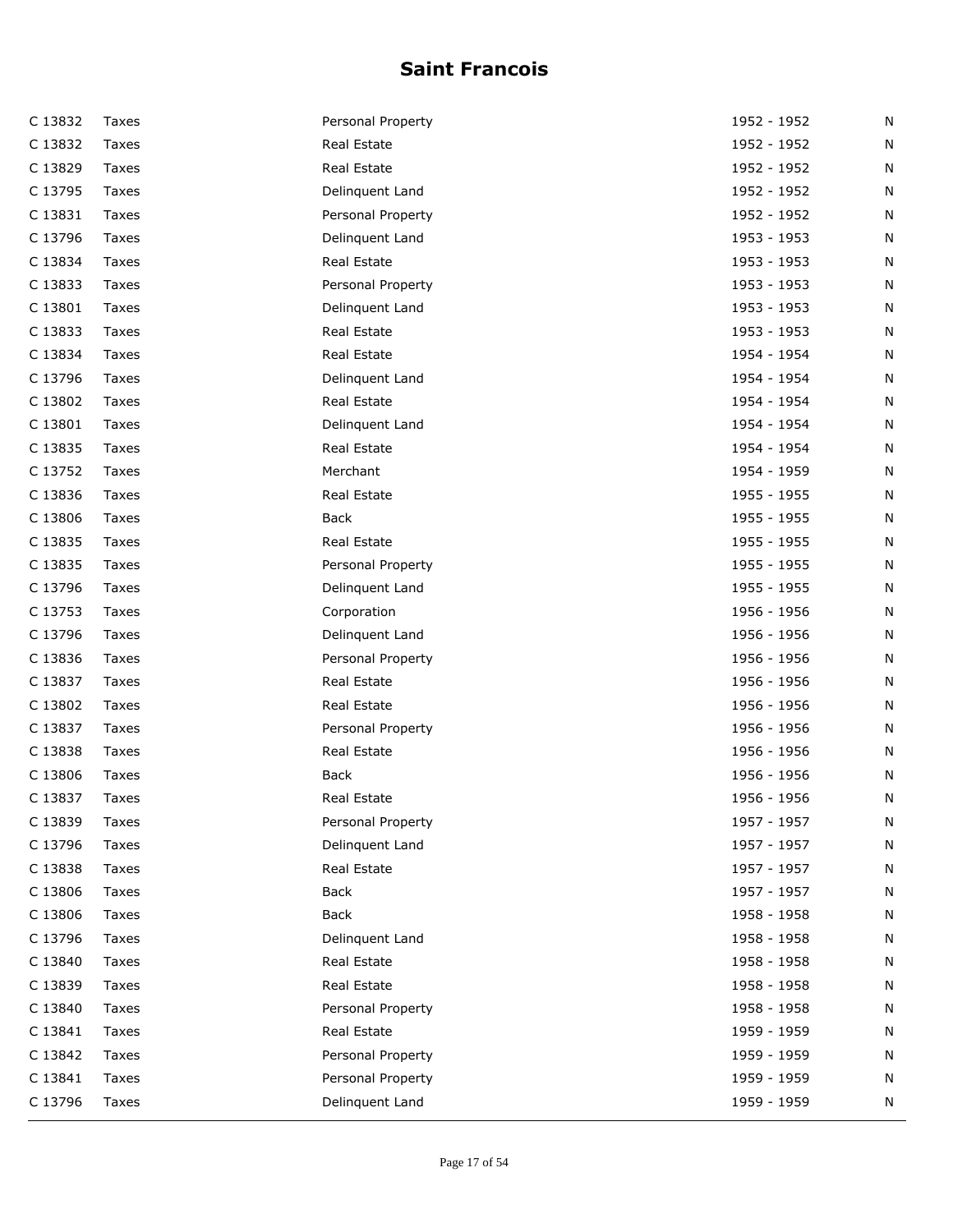# Saint Francois

| | | | | |
|---|---|---|---|---|
| C 13832 | Taxes | Personal Property | 1952 - 1952 | N |
| C 13832 | Taxes | Real Estate | 1952 - 1952 | N |
| C 13829 | Taxes | Real Estate | 1952 - 1952 | N |
| C 13795 | Taxes | Delinquent Land | 1952 - 1952 | N |
| C 13831 | Taxes | Personal Property | 1952 - 1952 | N |
| C 13796 | Taxes | Delinquent Land | 1953 - 1953 | N |
| C 13834 | Taxes | Real Estate | 1953 - 1953 | N |
| C 13833 | Taxes | Personal Property | 1953 - 1953 | N |
| C 13801 | Taxes | Delinquent Land | 1953 - 1953 | N |
| C 13833 | Taxes | Real Estate | 1953 - 1953 | N |
| C 13834 | Taxes | Real Estate | 1954 - 1954 | N |
| C 13796 | Taxes | Delinquent Land | 1954 - 1954 | N |
| C 13802 | Taxes | Real Estate | 1954 - 1954 | N |
| C 13801 | Taxes | Delinquent Land | 1954 - 1954 | N |
| C 13835 | Taxes | Real Estate | 1954 - 1954 | N |
| C 13752 | Taxes | Merchant | 1954 - 1959 | N |
| C 13836 | Taxes | Real Estate | 1955 - 1955 | N |
| C 13806 | Taxes | Back | 1955 - 1955 | N |
| C 13835 | Taxes | Real Estate | 1955 - 1955 | N |
| C 13835 | Taxes | Personal Property | 1955 - 1955 | N |
| C 13796 | Taxes | Delinquent Land | 1955 - 1955 | N |
| C 13753 | Taxes | Corporation | 1956 - 1956 | N |
| C 13796 | Taxes | Delinquent Land | 1956 - 1956 | N |
| C 13836 | Taxes | Personal Property | 1956 - 1956 | N |
| C 13837 | Taxes | Real Estate | 1956 - 1956 | N |
| C 13802 | Taxes | Real Estate | 1956 - 1956 | N |
| C 13837 | Taxes | Personal Property | 1956 - 1956 | N |
| C 13838 | Taxes | Real Estate | 1956 - 1956 | N |
| C 13806 | Taxes | Back | 1956 - 1956 | N |
| C 13837 | Taxes | Real Estate | 1956 - 1956 | N |
| C 13839 | Taxes | Personal Property | 1957 - 1957 | N |
| C 13796 | Taxes | Delinquent Land | 1957 - 1957 | N |
| C 13838 | Taxes | Real Estate | 1957 - 1957 | N |
| C 13806 | Taxes | Back | 1957 - 1957 | N |
| C 13806 | Taxes | Back | 1958 - 1958 | N |
| C 13796 | Taxes | Delinquent Land | 1958 - 1958 | N |
| C 13840 | Taxes | Real Estate | 1958 - 1958 | N |
| C 13839 | Taxes | Real Estate | 1958 - 1958 | N |
| C 13840 | Taxes | Personal Property | 1958 - 1958 | N |
| C 13841 | Taxes | Real Estate | 1959 - 1959 | N |
| C 13842 | Taxes | Personal Property | 1959 - 1959 | N |
| C 13841 | Taxes | Personal Property | 1959 - 1959 | N |
| C 13796 | Taxes | Delinquent Land | 1959 - 1959 | N |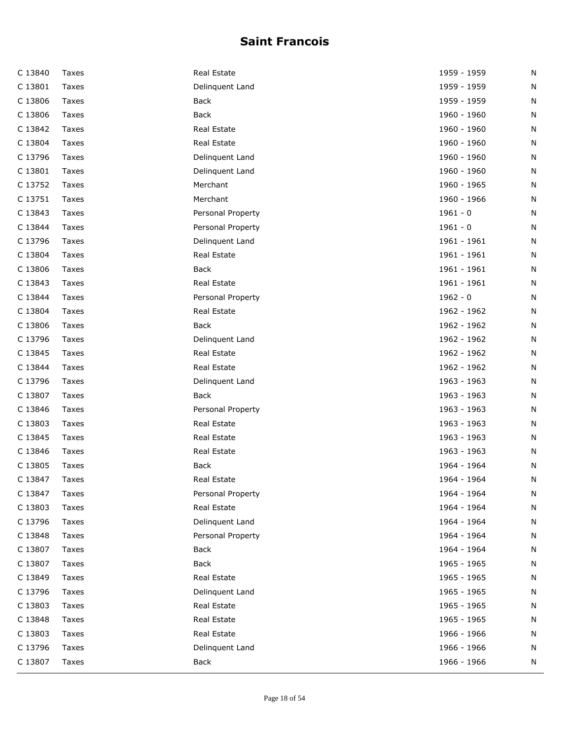# Saint Francois

| | | | | |
|---|---|---|---|---|
| C 13840 | Taxes | Real Estate | 1959 - 1959 | N |
| C 13801 | Taxes | Delinquent Land | 1959 - 1959 | N |
| C 13806 | Taxes | Back | 1959 - 1959 | N |
| C 13806 | Taxes | Back | 1960 - 1960 | N |
| C 13842 | Taxes | Real Estate | 1960 - 1960 | N |
| C 13804 | Taxes | Real Estate | 1960 - 1960 | N |
| C 13796 | Taxes | Delinquent Land | 1960 - 1960 | N |
| C 13801 | Taxes | Delinquent Land | 1960 - 1960 | N |
| C 13752 | Taxes | Merchant | 1960 - 1965 | N |
| C 13751 | Taxes | Merchant | 1960 - 1966 | N |
| C 13843 | Taxes | Personal Property | 1961 - 0 | N |
| C 13844 | Taxes | Personal Property | 1961 - 0 | N |
| C 13796 | Taxes | Delinquent Land | 1961 - 1961 | N |
| C 13804 | Taxes | Real Estate | 1961 - 1961 | N |
| C 13806 | Taxes | Back | 1961 - 1961 | N |
| C 13843 | Taxes | Real Estate | 1961 - 1961 | N |
| C 13844 | Taxes | Personal Property | 1962 - 0 | N |
| C 13804 | Taxes | Real Estate | 1962 - 1962 | N |
| C 13806 | Taxes | Back | 1962 - 1962 | N |
| C 13796 | Taxes | Delinquent Land | 1962 - 1962 | N |
| C 13845 | Taxes | Real Estate | 1962 - 1962 | N |
| C 13844 | Taxes | Real Estate | 1962 - 1962 | N |
| C 13796 | Taxes | Delinquent Land | 1963 - 1963 | N |
| C 13807 | Taxes | Back | 1963 - 1963 | N |
| C 13846 | Taxes | Personal Property | 1963 - 1963 | N |
| C 13803 | Taxes | Real Estate | 1963 - 1963 | N |
| C 13845 | Taxes | Real Estate | 1963 - 1963 | N |
| C 13846 | Taxes | Real Estate | 1963 - 1963 | N |
| C 13805 | Taxes | Back | 1964 - 1964 | N |
| C 13847 | Taxes | Real Estate | 1964 - 1964 | N |
| C 13847 | Taxes | Personal Property | 1964 - 1964 | N |
| C 13803 | Taxes | Real Estate | 1964 - 1964 | N |
| C 13796 | Taxes | Delinquent Land | 1964 - 1964 | N |
| C 13848 | Taxes | Personal Property | 1964 - 1964 | N |
| C 13807 | Taxes | Back | 1964 - 1964 | N |
| C 13807 | Taxes | Back | 1965 - 1965 | N |
| C 13849 | Taxes | Real Estate | 1965 - 1965 | N |
| C 13796 | Taxes | Delinquent Land | 1965 - 1965 | N |
| C 13803 | Taxes | Real Estate | 1965 - 1965 | N |
| C 13848 | Taxes | Real Estate | 1965 - 1965 | N |
| C 13803 | Taxes | Real Estate | 1966 - 1966 | N |
| C 13796 | Taxes | Delinquent Land | 1966 - 1966 | N |
| C 13807 | Taxes | Back | 1966 - 1966 | N |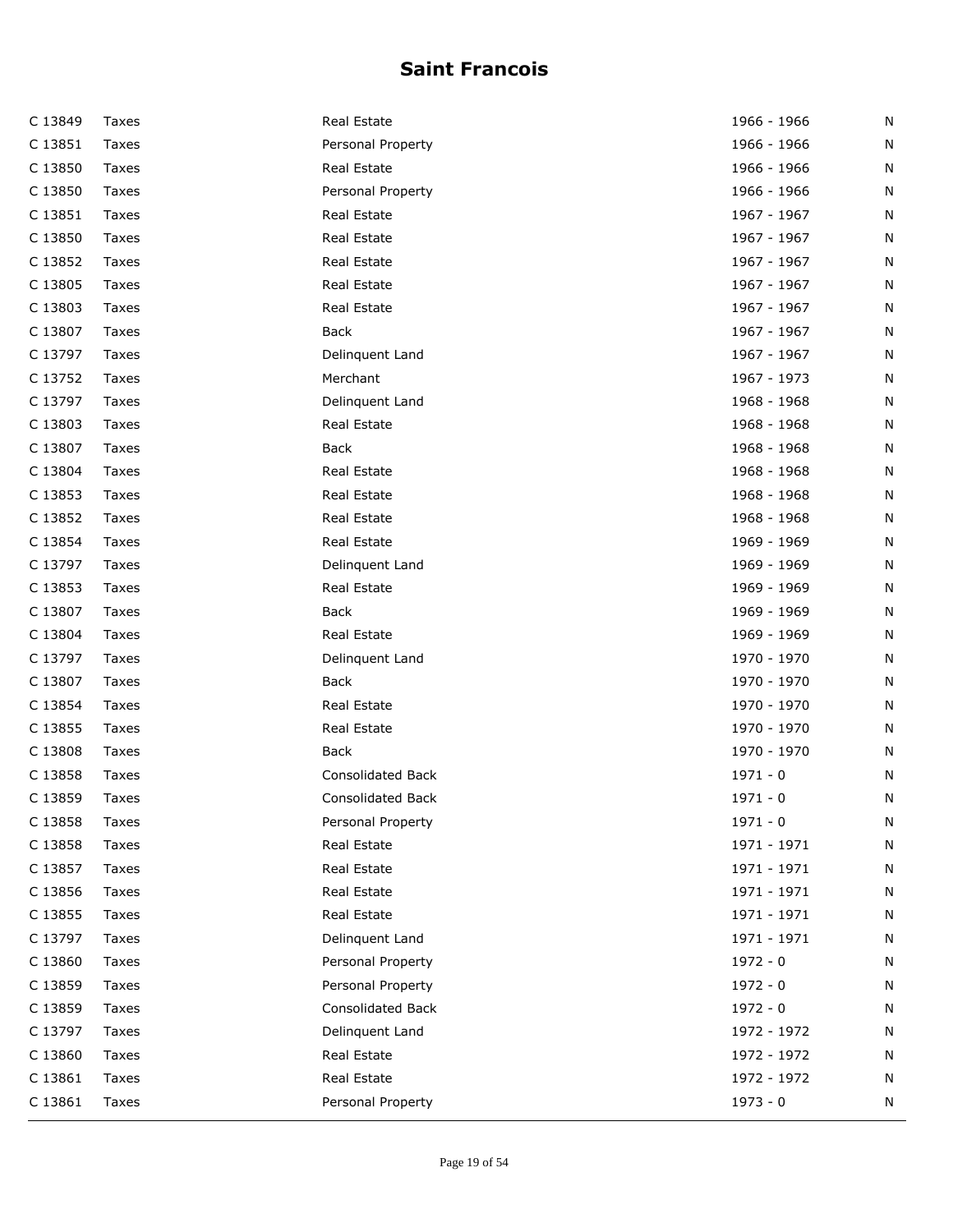# Saint Francois

| | | | | |
|---|---|---|---|---|
| C 13849 | Taxes | Real Estate | 1966 - 1966 | N |
| C 13851 | Taxes | Personal Property | 1966 - 1966 | N |
| C 13850 | Taxes | Real Estate | 1966 - 1966 | N |
| C 13850 | Taxes | Personal Property | 1966 - 1966 | N |
| C 13851 | Taxes | Real Estate | 1967 - 1967 | N |
| C 13850 | Taxes | Real Estate | 1967 - 1967 | N |
| C 13852 | Taxes | Real Estate | 1967 - 1967 | N |
| C 13805 | Taxes | Real Estate | 1967 - 1967 | N |
| C 13803 | Taxes | Real Estate | 1967 - 1967 | N |
| C 13807 | Taxes | Back | 1967 - 1967 | N |
| C 13797 | Taxes | Delinquent Land | 1967 - 1967 | N |
| C 13752 | Taxes | Merchant | 1967 - 1973 | N |
| C 13797 | Taxes | Delinquent Land | 1968 - 1968 | N |
| C 13803 | Taxes | Real Estate | 1968 - 1968 | N |
| C 13807 | Taxes | Back | 1968 - 1968 | N |
| C 13804 | Taxes | Real Estate | 1968 - 1968 | N |
| C 13853 | Taxes | Real Estate | 1968 - 1968 | N |
| C 13852 | Taxes | Real Estate | 1968 - 1968 | N |
| C 13854 | Taxes | Real Estate | 1969 - 1969 | N |
| C 13797 | Taxes | Delinquent Land | 1969 - 1969 | N |
| C 13853 | Taxes | Real Estate | 1969 - 1969 | N |
| C 13807 | Taxes | Back | 1969 - 1969 | N |
| C 13804 | Taxes | Real Estate | 1969 - 1969 | N |
| C 13797 | Taxes | Delinquent Land | 1970 - 1970 | N |
| C 13807 | Taxes | Back | 1970 - 1970 | N |
| C 13854 | Taxes | Real Estate | 1970 - 1970 | N |
| C 13855 | Taxes | Real Estate | 1970 - 1970 | N |
| C 13808 | Taxes | Back | 1970 - 1970 | N |
| C 13858 | Taxes | Consolidated Back | 1971 - 0 | N |
| C 13859 | Taxes | Consolidated Back | 1971 - 0 | N |
| C 13858 | Taxes | Personal Property | 1971 - 0 | N |
| C 13858 | Taxes | Real Estate | 1971 - 1971 | N |
| C 13857 | Taxes | Real Estate | 1971 - 1971 | N |
| C 13856 | Taxes | Real Estate | 1971 - 1971 | N |
| C 13855 | Taxes | Real Estate | 1971 - 1971 | N |
| C 13797 | Taxes | Delinquent Land | 1971 - 1971 | N |
| C 13860 | Taxes | Personal Property | 1972 - 0 | N |
| C 13859 | Taxes | Personal Property | 1972 - 0 | N |
| C 13859 | Taxes | Consolidated Back | 1972 - 0 | N |
| C 13797 | Taxes | Delinquent Land | 1972 - 1972 | N |
| C 13860 | Taxes | Real Estate | 1972 - 1972 | N |
| C 13861 | Taxes | Real Estate | 1972 - 1972 | N |
| C 13861 | Taxes | Personal Property | 1973 - 0 | N |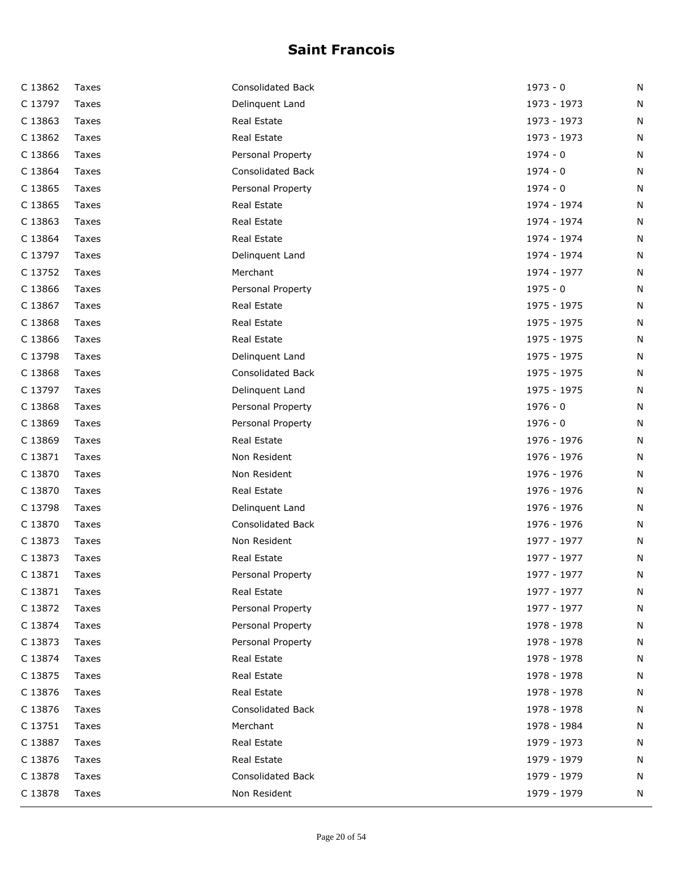# Saint Francois

| | | | | |
|---|---|---|---|---|
| C 13862 | Taxes | Consolidated Back | 1973 - 0 | N |
| C 13797 | Taxes | Delinquent Land | 1973 - 1973 | N |
| C 13863 | Taxes | Real Estate | 1973 - 1973 | N |
| C 13862 | Taxes | Real Estate | 1973 - 1973 | N |
| C 13866 | Taxes | Personal Property | 1974 - 0 | N |
| C 13864 | Taxes | Consolidated Back | 1974 - 0 | N |
| C 13865 | Taxes | Personal Property | 1974 - 0 | N |
| C 13865 | Taxes | Real Estate | 1974 - 1974 | N |
| C 13863 | Taxes | Real Estate | 1974 - 1974 | N |
| C 13864 | Taxes | Real Estate | 1974 - 1974 | N |
| C 13797 | Taxes | Delinquent Land | 1974 - 1974 | N |
| C 13752 | Taxes | Merchant | 1974 - 1977 | N |
| C 13866 | Taxes | Personal Property | 1975 - 0 | N |
| C 13867 | Taxes | Real Estate | 1975 - 1975 | N |
| C 13868 | Taxes | Real Estate | 1975 - 1975 | N |
| C 13866 | Taxes | Real Estate | 1975 - 1975 | N |
| C 13798 | Taxes | Delinquent Land | 1975 - 1975 | N |
| C 13868 | Taxes | Consolidated Back | 1975 - 1975 | N |
| C 13797 | Taxes | Delinquent Land | 1975 - 1975 | N |
| C 13868 | Taxes | Personal Property | 1976 - 0 | N |
| C 13869 | Taxes | Personal Property | 1976 - 0 | N |
| C 13869 | Taxes | Real Estate | 1976 - 1976 | N |
| C 13871 | Taxes | Non Resident | 1976 - 1976 | N |
| C 13870 | Taxes | Non Resident | 1976 - 1976 | N |
| C 13870 | Taxes | Real Estate | 1976 - 1976 | N |
| C 13798 | Taxes | Delinquent Land | 1976 - 1976 | N |
| C 13870 | Taxes | Consolidated Back | 1976 - 1976 | N |
| C 13873 | Taxes | Non Resident | 1977 - 1977 | N |
| C 13873 | Taxes | Real Estate | 1977 - 1977 | N |
| C 13871 | Taxes | Personal Property | 1977 - 1977 | N |
| C 13871 | Taxes | Real Estate | 1977 - 1977 | N |
| C 13872 | Taxes | Personal Property | 1977 - 1977 | N |
| C 13874 | Taxes | Personal Property | 1978 - 1978 | N |
| C 13873 | Taxes | Personal Property | 1978 - 1978 | N |
| C 13874 | Taxes | Real Estate | 1978 - 1978 | N |
| C 13875 | Taxes | Real Estate | 1978 - 1978 | N |
| C 13876 | Taxes | Real Estate | 1978 - 1978 | N |
| C 13876 | Taxes | Consolidated Back | 1978 - 1978 | N |
| C 13751 | Taxes | Merchant | 1978 - 1984 | N |
| C 13887 | Taxes | Real Estate | 1979 - 1973 | N |
| C 13876 | Taxes | Real Estate | 1979 - 1979 | N |
| C 13878 | Taxes | Consolidated Back | 1979 - 1979 | N |
| C 13878 | Taxes | Non Resident | 1979 - 1979 | N |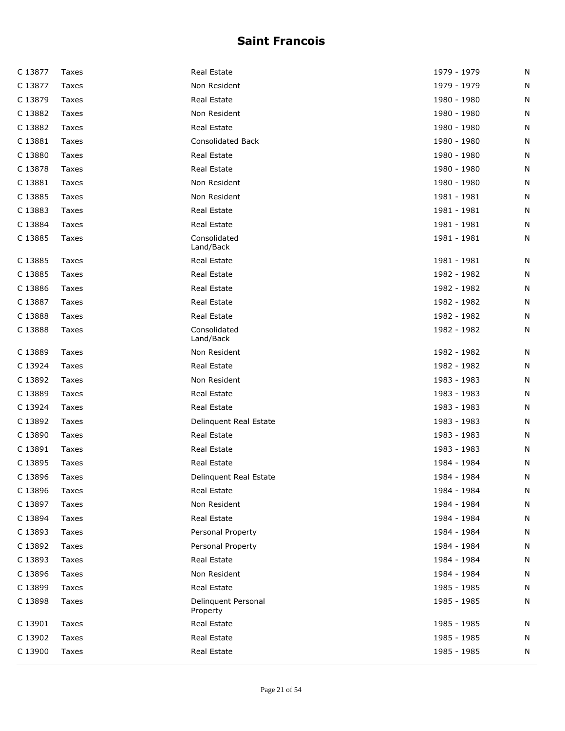# Saint Francois

| | | | | |
|---|---|---|---|---|
| C 13877 | Taxes | Real Estate | 1979 - 1979 | N |
| C 13877 | Taxes | Non Resident | 1979 - 1979 | N |
| C 13879 | Taxes | Real Estate | 1980 - 1980 | N |
| C 13882 | Taxes | Non Resident | 1980 - 1980 | N |
| C 13882 | Taxes | Real Estate | 1980 - 1980 | N |
| C 13881 | Taxes | Consolidated Back | 1980 - 1980 | N |
| C 13880 | Taxes | Real Estate | 1980 - 1980 | N |
| C 13878 | Taxes | Real Estate | 1980 - 1980 | N |
| C 13881 | Taxes | Non Resident | 1980 - 1980 | N |
| C 13885 | Taxes | Non Resident | 1981 - 1981 | N |
| C 13883 | Taxes | Real Estate | 1981 - 1981 | N |
| C 13884 | Taxes | Real Estate | 1981 - 1981 | N |
| C 13885 | Taxes | Consolidated Land/Back | 1981 - 1981 | N |
| C 13885 | Taxes | Real Estate | 1981 - 1981 | N |
| C 13885 | Taxes | Real Estate | 1982 - 1982 | N |
| C 13886 | Taxes | Real Estate | 1982 - 1982 | N |
| C 13887 | Taxes | Real Estate | 1982 - 1982 | N |
| C 13888 | Taxes | Real Estate | 1982 - 1982 | N |
| C 13888 | Taxes | Consolidated Land/Back | 1982 - 1982 | N |
| C 13889 | Taxes | Non Resident | 1982 - 1982 | N |
| C 13924 | Taxes | Real Estate | 1982 - 1982 | N |
| C 13892 | Taxes | Non Resident | 1983 - 1983 | N |
| C 13889 | Taxes | Real Estate | 1983 - 1983 | N |
| C 13924 | Taxes | Real Estate | 1983 - 1983 | N |
| C 13892 | Taxes | Delinquent Real Estate | 1983 - 1983 | N |
| C 13890 | Taxes | Real Estate | 1983 - 1983 | N |
| C 13891 | Taxes | Real Estate | 1983 - 1983 | N |
| C 13895 | Taxes | Real Estate | 1984 - 1984 | N |
| C 13896 | Taxes | Delinquent Real Estate | 1984 - 1984 | N |
| C 13896 | Taxes | Real Estate | 1984 - 1984 | N |
| C 13897 | Taxes | Non Resident | 1984 - 1984 | N |
| C 13894 | Taxes | Real Estate | 1984 - 1984 | N |
| C 13893 | Taxes | Personal Property | 1984 - 1984 | N |
| C 13892 | Taxes | Personal Property | 1984 - 1984 | N |
| C 13893 | Taxes | Real Estate | 1984 - 1984 | N |
| C 13896 | Taxes | Non Resident | 1984 - 1984 | N |
| C 13899 | Taxes | Real Estate | 1985 - 1985 | N |
| C 13898 | Taxes | Delinquent Personal Property | 1985 - 1985 | N |
| C 13901 | Taxes | Real Estate | 1985 - 1985 | N |
| C 13902 | Taxes | Real Estate | 1985 - 1985 | N |
| C 13900 | Taxes | Real Estate | 1985 - 1985 | N |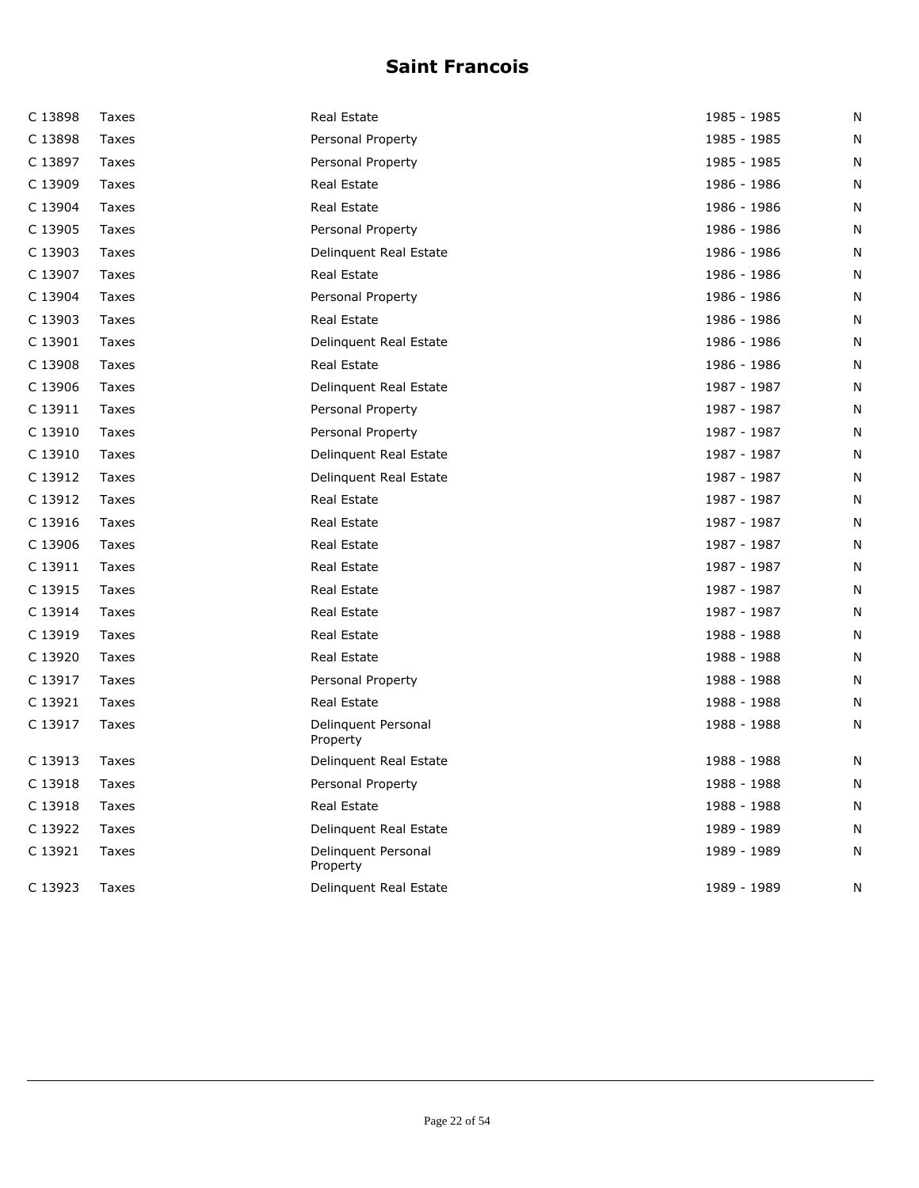# Saint Francois

| | | | | |
|---|---|---|---|---|
| C 13898 | Taxes | Real Estate | 1985 - 1985 | N |
| C 13898 | Taxes | Personal Property | 1985 - 1985 | N |
| C 13897 | Taxes | Personal Property | 1985 - 1985 | N |
| C 13909 | Taxes | Real Estate | 1986 - 1986 | N |
| C 13904 | Taxes | Real Estate | 1986 - 1986 | N |
| C 13905 | Taxes | Personal Property | 1986 - 1986 | N |
| C 13903 | Taxes | Delinquent Real Estate | 1986 - 1986 | N |
| C 13907 | Taxes | Real Estate | 1986 - 1986 | N |
| C 13904 | Taxes | Personal Property | 1986 - 1986 | N |
| C 13903 | Taxes | Real Estate | 1986 - 1986 | N |
| C 13901 | Taxes | Delinquent Real Estate | 1986 - 1986 | N |
| C 13908 | Taxes | Real Estate | 1986 - 1986 | N |
| C 13906 | Taxes | Delinquent Real Estate | 1987 - 1987 | N |
| C 13911 | Taxes | Personal Property | 1987 - 1987 | N |
| C 13910 | Taxes | Personal Property | 1987 - 1987 | N |
| C 13910 | Taxes | Delinquent Real Estate | 1987 - 1987 | N |
| C 13912 | Taxes | Delinquent Real Estate | 1987 - 1987 | N |
| C 13912 | Taxes | Real Estate | 1987 - 1987 | N |
| C 13916 | Taxes | Real Estate | 1987 - 1987 | N |
| C 13906 | Taxes | Real Estate | 1987 - 1987 | N |
| C 13911 | Taxes | Real Estate | 1987 - 1987 | N |
| C 13915 | Taxes | Real Estate | 1987 - 1987 | N |
| C 13914 | Taxes | Real Estate | 1987 - 1987 | N |
| C 13919 | Taxes | Real Estate | 1988 - 1988 | N |
| C 13920 | Taxes | Real Estate | 1988 - 1988 | N |
| C 13917 | Taxes | Personal Property | 1988 - 1988 | N |
| C 13921 | Taxes | Real Estate | 1988 - 1988 | N |
| C 13917 | Taxes | Delinquent Personal Property | 1988 - 1988 | N |
| C 13913 | Taxes | Delinquent Real Estate | 1988 - 1988 | N |
| C 13918 | Taxes | Personal Property | 1988 - 1988 | N |
| C 13918 | Taxes | Real Estate | 1988 - 1988 | N |
| C 13922 | Taxes | Delinquent Real Estate | 1989 - 1989 | N |
| C 13921 | Taxes | Delinquent Personal Property | 1989 - 1989 | N |
| C 13923 | Taxes | Delinquent Real Estate | 1989 - 1989 | N |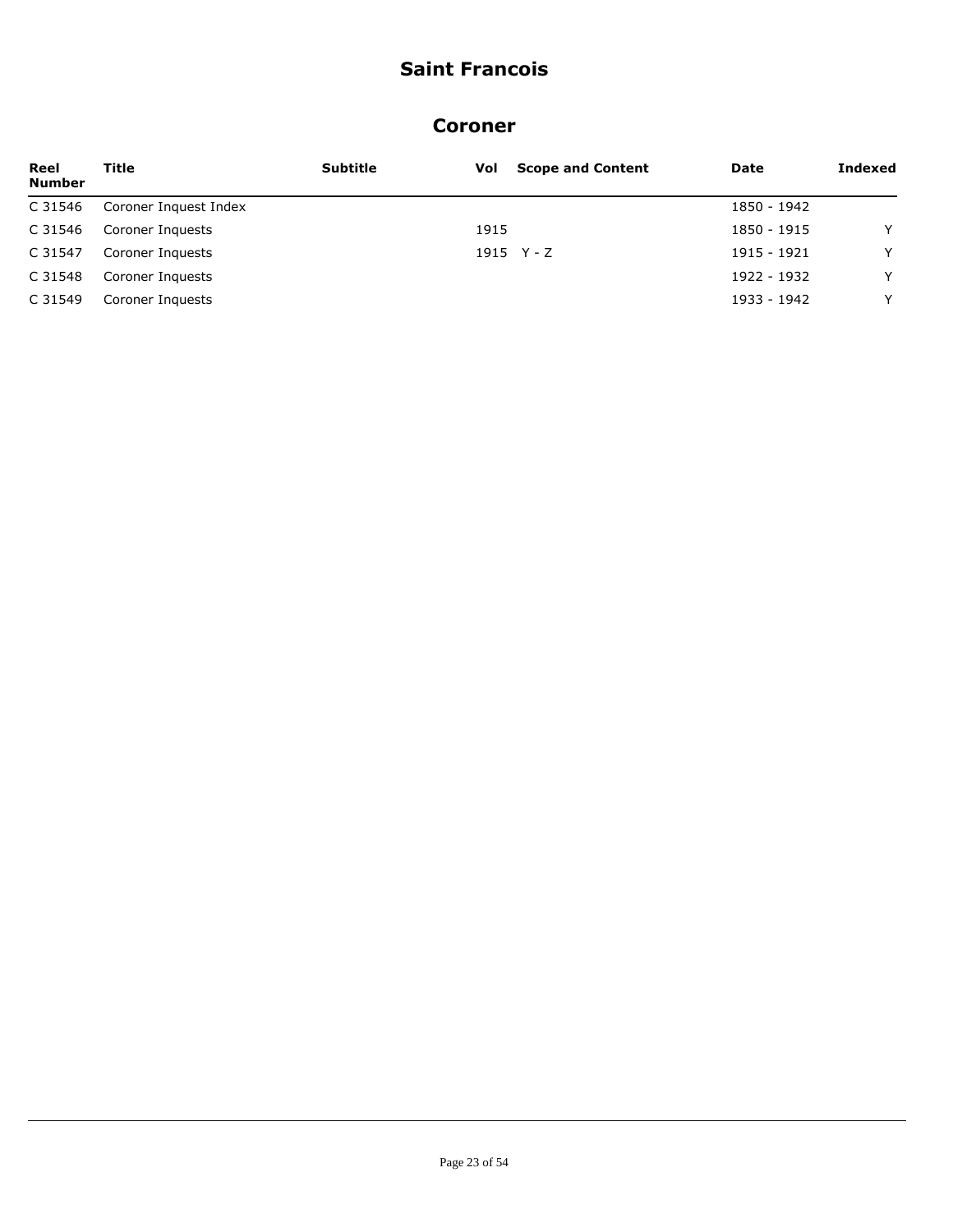# Saint Francois

## Coroner

| Reel Number | Title | Subtitle | Vol | Scope and Content | Date | Indexed |
|---|---|---|---|---|---|---|
| C 31546 | Coroner Inquest Index | | | | 1850 - 1942 | |
| C 31546 | Coroner Inquests | | 1915 | | 1850 - 1915 | Y |
| C 31547 | Coroner Inquests | | 1915 | Y - Z | 1915 - 1921 | Y |
| C 31548 | Coroner Inquests | | | | 1922 - 1932 | Y |
| C 31549 | Coroner Inquests | | | | 1933 - 1942 | Y |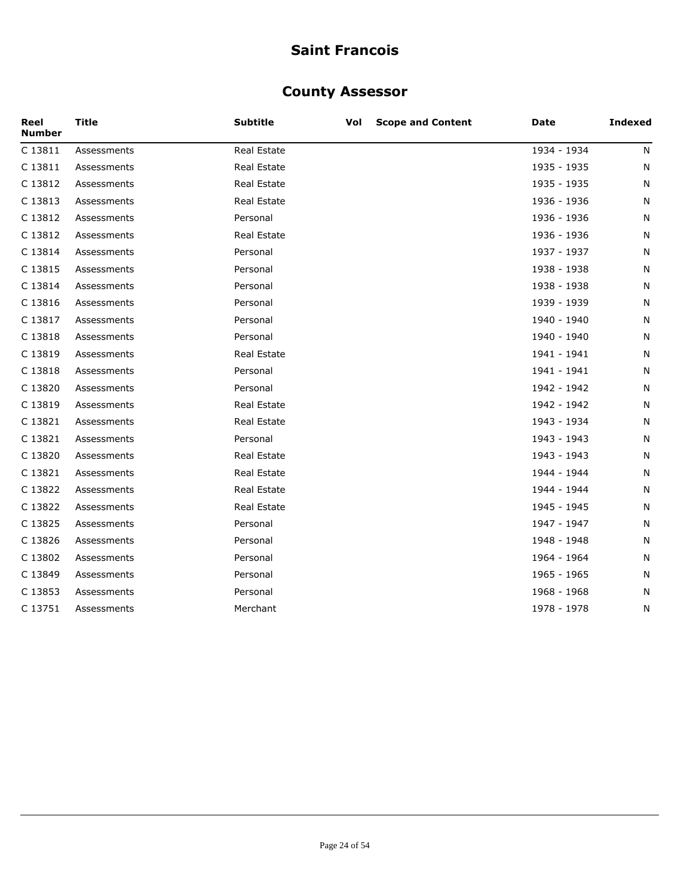# Saint Francois

## County Assessor

| Reel Number | Title | Subtitle | Vol | Scope and Content | Date | Indexed |
|---|---|---|---|---|---|---|
| C 13811 | Assessments | Real Estate | | | 1934 - 1934 | N |
| C 13811 | Assessments | Real Estate | | | 1935 - 1935 | N |
| C 13812 | Assessments | Real Estate | | | 1935 - 1935 | N |
| C 13813 | Assessments | Real Estate | | | 1936 - 1936 | N |
| C 13812 | Assessments | Personal | | | 1936 - 1936 | N |
| C 13812 | Assessments | Real Estate | | | 1936 - 1936 | N |
| C 13814 | Assessments | Personal | | | 1937 - 1937 | N |
| C 13815 | Assessments | Personal | | | 1938 - 1938 | N |
| C 13814 | Assessments | Personal | | | 1938 - 1938 | N |
| C 13816 | Assessments | Personal | | | 1939 - 1939 | N |
| C 13817 | Assessments | Personal | | | 1940 - 1940 | N |
| C 13818 | Assessments | Personal | | | 1940 - 1940 | N |
| C 13819 | Assessments | Real Estate | | | 1941 - 1941 | N |
| C 13818 | Assessments | Personal | | | 1941 - 1941 | N |
| C 13820 | Assessments | Personal | | | 1942 - 1942 | N |
| C 13819 | Assessments | Real Estate | | | 1942 - 1942 | N |
| C 13821 | Assessments | Real Estate | | | 1943 - 1934 | N |
| C 13821 | Assessments | Personal | | | 1943 - 1943 | N |
| C 13820 | Assessments | Real Estate | | | 1943 - 1943 | N |
| C 13821 | Assessments | Real Estate | | | 1944 - 1944 | N |
| C 13822 | Assessments | Real Estate | | | 1944 - 1944 | N |
| C 13822 | Assessments | Real Estate | | | 1945 - 1945 | N |
| C 13825 | Assessments | Personal | | | 1947 - 1947 | N |
| C 13826 | Assessments | Personal | | | 1948 - 1948 | N |
| C 13802 | Assessments | Personal | | | 1964 - 1964 | N |
| C 13849 | Assessments | Personal | | | 1965 - 1965 | N |
| C 13853 | Assessments | Personal | | | 1968 - 1968 | N |
| C 13751 | Assessments | Merchant | | | 1978 - 1978 | N |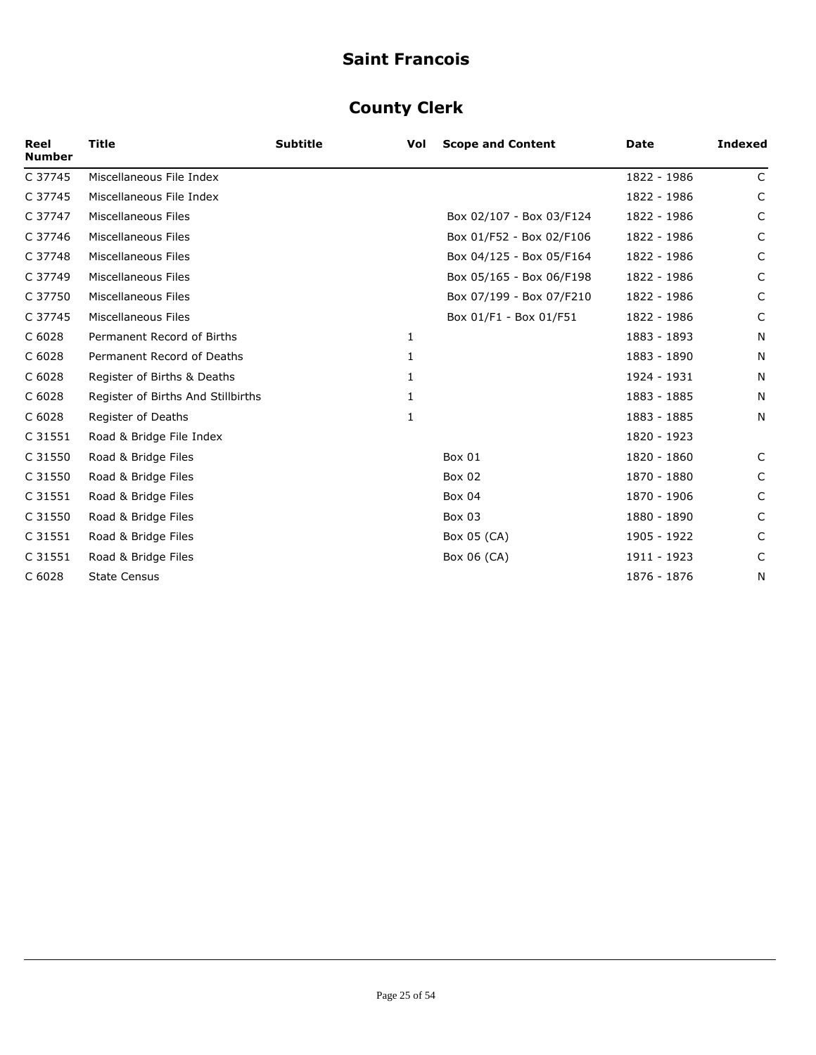# Saint Francois

## County Clerk

| Reel Number | Title | Subtitle | Vol | Scope and Content | Date | Indexed |
|---|---|---|---|---|---|---|
| C 37745 | Miscellaneous File Index | | | | 1822 - 1986 | C |
| C 37745 | Miscellaneous File Index | | | | 1822 - 1986 | C |
| C 37747 | Miscellaneous Files | | | Box 02/107 - Box 03/F124 | 1822 - 1986 | C |
| C 37746 | Miscellaneous Files | | | Box 01/F52 - Box 02/F106 | 1822 - 1986 | C |
| C 37748 | Miscellaneous Files | | | Box 04/125 - Box 05/F164 | 1822 - 1986 | C |
| C 37749 | Miscellaneous Files | | | Box 05/165 - Box 06/F198 | 1822 - 1986 | C |
| C 37750 | Miscellaneous Files | | | Box 07/199 - Box 07/F210 | 1822 - 1986 | C |
| C 37745 | Miscellaneous Files | | | Box 01/F1 - Box 01/F51 | 1822 - 1986 | C |
| C 6028 | Permanent Record of Births | | 1 | | 1883 - 1893 | N |
| C 6028 | Permanent Record of Deaths | | 1 | | 1883 - 1890 | N |
| C 6028 | Register of Births & Deaths | | 1 | | 1924 - 1931 | N |
| C 6028 | Register of Births And Stillbirths | | 1 | | 1883 - 1885 | N |
| C 6028 | Register of Deaths | | 1 | | 1883 - 1885 | N |
| C 31551 | Road & Bridge File Index | | | | 1820 - 1923 | |
| C 31550 | Road & Bridge Files | | | Box 01 | 1820 - 1860 | C |
| C 31550 | Road & Bridge Files | | | Box 02 | 1870 - 1880 | C |
| C 31551 | Road & Bridge Files | | | Box 04 | 1870 - 1906 | C |
| C 31550 | Road & Bridge Files | | | Box 03 | 1880 - 1890 | C |
| C 31551 | Road & Bridge Files | | | Box 05 (CA) | 1905 - 1922 | C |
| C 31551 | Road & Bridge Files | | | Box 06 (CA) | 1911 - 1923 | C |
| C 6028 | State Census | | | | 1876 - 1876 | N |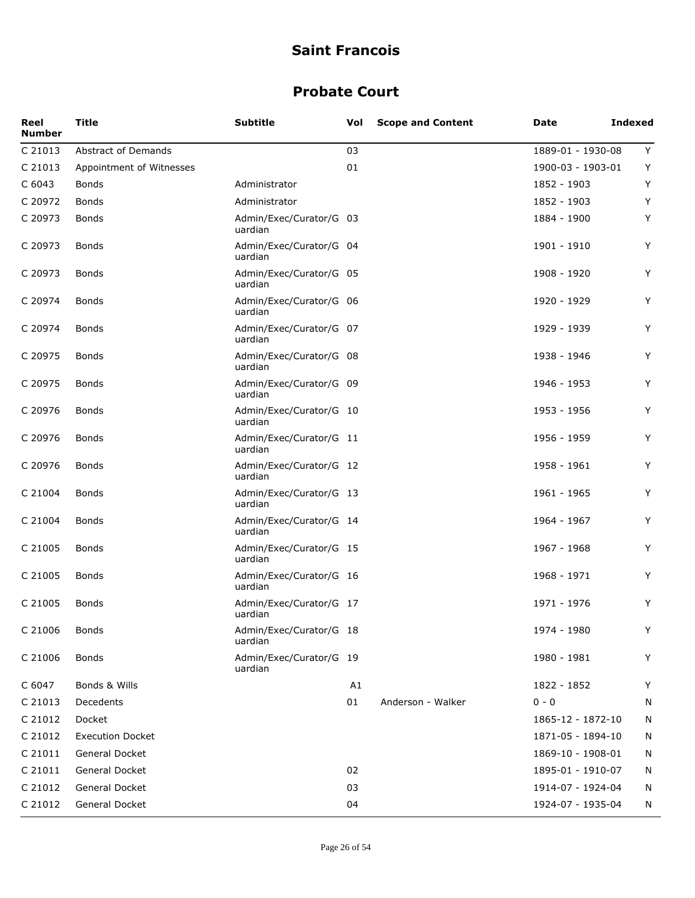# Saint Francois

## Probate Court

| Reel Number | Title | Subtitle | Vol | Scope and Content | Date | Indexed |
|---|---|---|---|---|---|---|
| C 21013 | Abstract of Demands | | 03 | | 1889-01 - 1930-08 | Y |
| C 21013 | Appointment of Witnesses | | 01 | | 1900-03 - 1903-01 | Y |
| C 6043 | Bonds | Administrator | | | 1852 - 1903 | Y |
| C 20972 | Bonds | Administrator | | | 1852 - 1903 | Y |
| C 20973 | Bonds | Admin/Exec/Curator/Guardian | 03 | | 1884 - 1900 | Y |
| C 20973 | Bonds | Admin/Exec/Curator/Guardian | 04 | | 1901 - 1910 | Y |
| C 20973 | Bonds | Admin/Exec/Curator/Guardian | 05 | | 1908 - 1920 | Y |
| C 20974 | Bonds | Admin/Exec/Curator/Guardian | 06 | | 1920 - 1929 | Y |
| C 20974 | Bonds | Admin/Exec/Curator/Guardian | 07 | | 1929 - 1939 | Y |
| C 20975 | Bonds | Admin/Exec/Curator/Guardian | 08 | | 1938 - 1946 | Y |
| C 20975 | Bonds | Admin/Exec/Curator/Guardian | 09 | | 1946 - 1953 | Y |
| C 20976 | Bonds | Admin/Exec/Curator/Guardian | 10 | | 1953 - 1956 | Y |
| C 20976 | Bonds | Admin/Exec/Curator/Guardian | 11 | | 1956 - 1959 | Y |
| C 20976 | Bonds | Admin/Exec/Curator/Guardian | 12 | | 1958 - 1961 | Y |
| C 21004 | Bonds | Admin/Exec/Curator/Guardian | 13 | | 1961 - 1965 | Y |
| C 21004 | Bonds | Admin/Exec/Curator/Guardian | 14 | | 1964 - 1967 | Y |
| C 21005 | Bonds | Admin/Exec/Curator/Guardian | 15 | | 1967 - 1968 | Y |
| C 21005 | Bonds | Admin/Exec/Curator/Guardian | 16 | | 1968 - 1971 | Y |
| C 21005 | Bonds | Admin/Exec/Curator/Guardian | 17 | | 1971 - 1976 | Y |
| C 21006 | Bonds | Admin/Exec/Curator/Guardian | 18 | | 1974 - 1980 | Y |
| C 21006 | Bonds | Admin/Exec/Curator/Guardian | 19 | | 1980 - 1981 | Y |
| C 6047 | Bonds & Wills | | A1 | | 1822 - 1852 | Y |
| C 21013 | Decedents | | 01 | Anderson - Walker | 0 - 0 | N |
| C 21012 | Docket | | | | 1865-12 - 1872-10 | N |
| C 21012 | Execution Docket | | | | 1871-05 - 1894-10 | N |
| C 21011 | General Docket | | | | 1869-10 - 1908-01 | N |
| C 21011 | General Docket | | 02 | | 1895-01 - 1910-07 | N |
| C 21012 | General Docket | | 03 | | 1914-07 - 1924-04 | N |
| C 21012 | General Docket | | 04 | | 1924-07 - 1935-04 | N |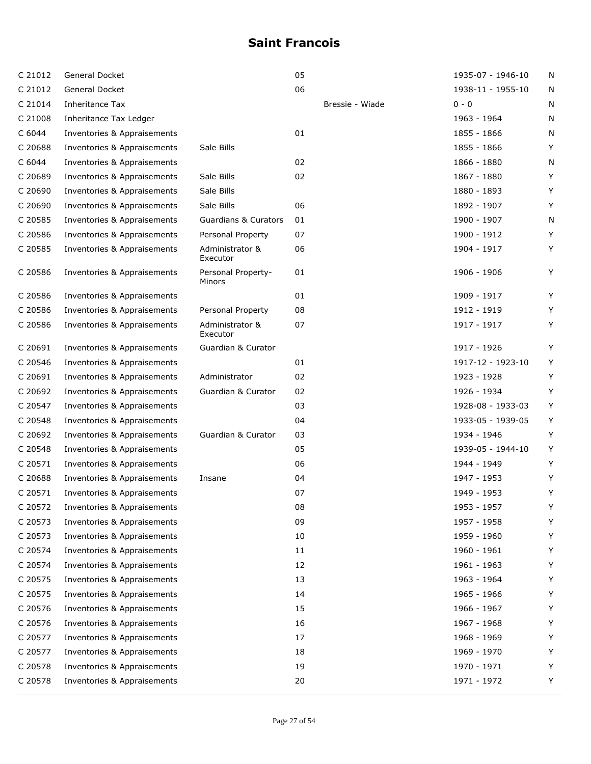# Saint Francois

| | | | | | | |
|---|---|---|---|---|---|---|
| C 21012 | General Docket | | 05 | | 1935-07 - 1946-10 | N |
| C 21012 | General Docket | | 06 | | 1938-11 - 1955-10 | N |
| C 21014 | Inheritance Tax | | | Bressie - Wiade | 0 - 0 | N |
| C 21008 | Inheritance Tax Ledger | | | | 1963 - 1964 | N |
| C 6044 | Inventories & Appraisements | | 01 | | 1855 - 1866 | N |
| C 20688 | Inventories & Appraisements | Sale Bills | | | 1855 - 1866 | Y |
| C 6044 | Inventories & Appraisements | | 02 | | 1866 - 1880 | N |
| C 20689 | Inventories & Appraisements | Sale Bills | 02 | | 1867 - 1880 | Y |
| C 20690 | Inventories & Appraisements | Sale Bills | | | 1880 - 1893 | Y |
| C 20690 | Inventories & Appraisements | Sale Bills | 06 | | 1892 - 1907 | Y |
| C 20585 | Inventories & Appraisements | Guardians & Curators | 01 | | 1900 - 1907 | N |
| C 20586 | Inventories & Appraisements | Personal Property | 07 | | 1900 - 1912 | Y |
| C 20585 | Inventories & Appraisements | Administrator & Executor | 06 | | 1904 - 1917 | Y |
| C 20586 | Inventories & Appraisements | Personal Property-Minors | 01 | | 1906 - 1906 | Y |
| C 20586 | Inventories & Appraisements | | 01 | | 1909 - 1917 | Y |
| C 20586 | Inventories & Appraisements | Personal Property | 08 | | 1912 - 1919 | Y |
| C 20586 | Inventories & Appraisements | Administrator & Executor | 07 | | 1917 - 1917 | Y |
| C 20691 | Inventories & Appraisements | Guardian & Curator | | | 1917 - 1926 | Y |
| C 20546 | Inventories & Appraisements | | 01 | | 1917-12 - 1923-10 | Y |
| C 20691 | Inventories & Appraisements | Administrator | 02 | | 1923 - 1928 | Y |
| C 20692 | Inventories & Appraisements | Guardian & Curator | 02 | | 1926 - 1934 | Y |
| C 20547 | Inventories & Appraisements | | 03 | | 1928-08 - 1933-03 | Y |
| C 20548 | Inventories & Appraisements | | 04 | | 1933-05 - 1939-05 | Y |
| C 20692 | Inventories & Appraisements | Guardian & Curator | 03 | | 1934 - 1946 | Y |
| C 20548 | Inventories & Appraisements | | 05 | | 1939-05 - 1944-10 | Y |
| C 20571 | Inventories & Appraisements | | 06 | | 1944 - 1949 | Y |
| C 20688 | Inventories & Appraisements | Insane | 04 | | 1947 - 1953 | Y |
| C 20571 | Inventories & Appraisements | | 07 | | 1949 - 1953 | Y |
| C 20572 | Inventories & Appraisements | | 08 | | 1953 - 1957 | Y |
| C 20573 | Inventories & Appraisements | | 09 | | 1957 - 1958 | Y |
| C 20573 | Inventories & Appraisements | | 10 | | 1959 - 1960 | Y |
| C 20574 | Inventories & Appraisements | | 11 | | 1960 - 1961 | Y |
| C 20574 | Inventories & Appraisements | | 12 | | 1961 - 1963 | Y |
| C 20575 | Inventories & Appraisements | | 13 | | 1963 - 1964 | Y |
| C 20575 | Inventories & Appraisements | | 14 | | 1965 - 1966 | Y |
| C 20576 | Inventories & Appraisements | | 15 | | 1966 - 1967 | Y |
| C 20576 | Inventories & Appraisements | | 16 | | 1967 - 1968 | Y |
| C 20577 | Inventories & Appraisements | | 17 | | 1968 - 1969 | Y |
| C 20577 | Inventories & Appraisements | | 18 | | 1969 - 1970 | Y |
| C 20578 | Inventories & Appraisements | | 19 | | 1970 - 1971 | Y |
| C 20578 | Inventories & Appraisements | | 20 | | 1971 - 1972 | Y |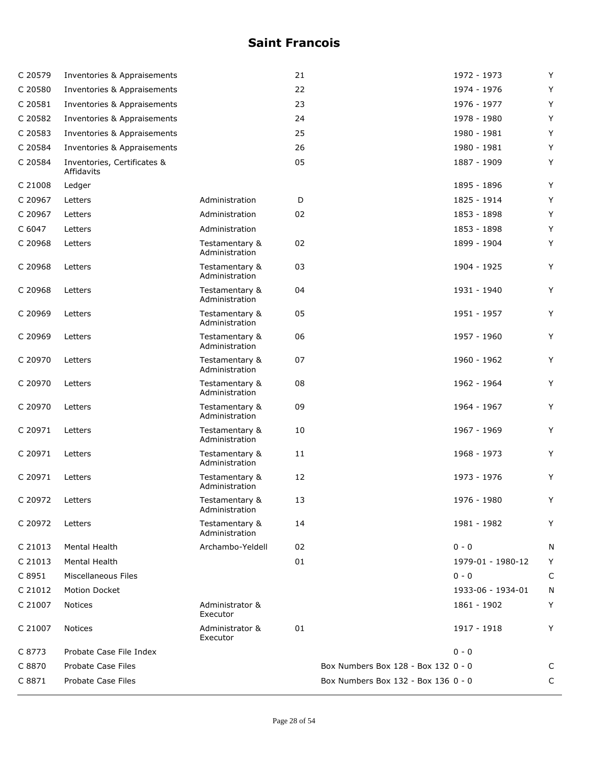# Saint Francois

| | | | | | | |
|---|---|---|---|---|---|---|
| C 20579 | Inventories & Appraisements | | 21 | | 1972 - 1973 | Y |
| C 20580 | Inventories & Appraisements | | 22 | | 1974 - 1976 | Y |
| C 20581 | Inventories & Appraisements | | 23 | | 1976 - 1977 | Y |
| C 20582 | Inventories & Appraisements | | 24 | | 1978 - 1980 | Y |
| C 20583 | Inventories & Appraisements | | 25 | | 1980 - 1981 | Y |
| C 20584 | Inventories & Appraisements | | 26 | | 1980 - 1981 | Y |
| C 20584 | Inventories, Certificates & Affidavits | | 05 | | 1887 - 1909 | Y |
| C 21008 | Ledger | | | | 1895 - 1896 | Y |
| C 20967 | Letters | Administration | D | | 1825 - 1914 | Y |
| C 20967 | Letters | Administration | 02 | | 1853 - 1898 | Y |
| C 6047 | Letters | Administration | | | 1853 - 1898 | Y |
| C 20968 | Letters | Testamentary & Administration | 02 | | 1899 - 1904 | Y |
| C 20968 | Letters | Testamentary & Administration | 03 | | 1904 - 1925 | Y |
| C 20968 | Letters | Testamentary & Administration | 04 | | 1931 - 1940 | Y |
| C 20969 | Letters | Testamentary & Administration | 05 | | 1951 - 1957 | Y |
| C 20969 | Letters | Testamentary & Administration | 06 | | 1957 - 1960 | Y |
| C 20970 | Letters | Testamentary & Administration | 07 | | 1960 - 1962 | Y |
| C 20970 | Letters | Testamentary & Administration | 08 | | 1962 - 1964 | Y |
| C 20970 | Letters | Testamentary & Administration | 09 | | 1964 - 1967 | Y |
| C 20971 | Letters | Testamentary & Administration | 10 | | 1967 - 1969 | Y |
| C 20971 | Letters | Testamentary & Administration | 11 | | 1968 - 1973 | Y |
| C 20971 | Letters | Testamentary & Administration | 12 | | 1973 - 1976 | Y |
| C 20972 | Letters | Testamentary & Administration | 13 | | 1976 - 1980 | Y |
| C 20972 | Letters | Testamentary & Administration | 14 | | 1981 - 1982 | Y |
| C 21013 | Mental Health | Archambo-Yeldell | 02 | | 0 - 0 | N |
| C 21013 | Mental Health | | 01 | | 1979-01 - 1980-12 | Y |
| C 8951 | Miscellaneous Files | | | | 0 - 0 | C |
| C 21012 | Motion Docket | | | | 1933-06 - 1934-01 | N |
| C 21007 | Notices | Administrator & Executor | | | 1861 - 1902 | Y |
| C 21007 | Notices | Administrator & Executor | 01 | | 1917 - 1918 | Y |
| C 8773 | Probate Case File Index | | | | 0 - 0 | |
| C 8870 | Probate Case Files | | | Box Numbers Box 128 - Box 132 | 0 - 0 | C |
| C 8871 | Probate Case Files | | | Box Numbers Box 132 - Box 136 | 0 - 0 | C |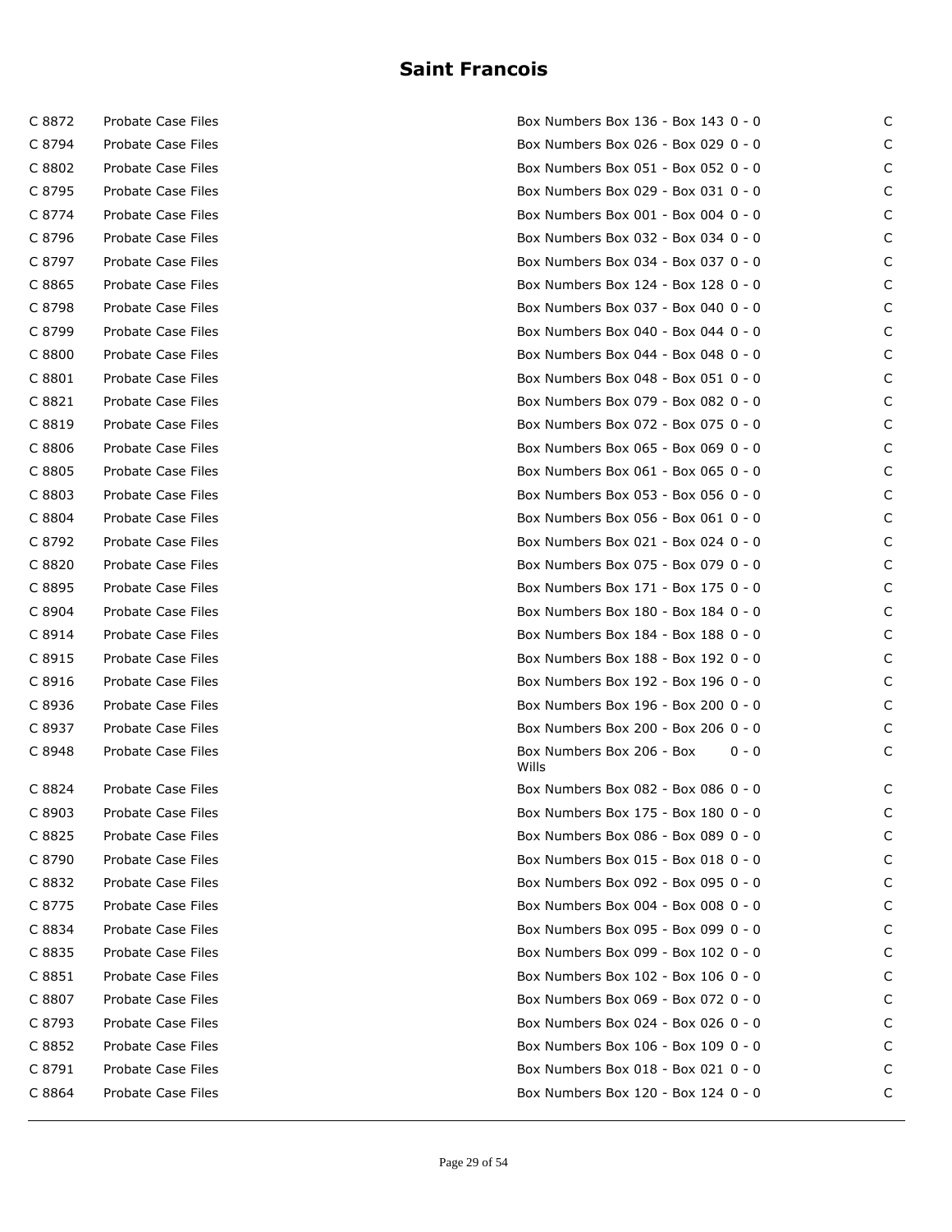# Saint Francois

| | | | | |
|---|---|---|---|---|
| C 8872 | Probate Case Files | Box Numbers Box 136 - Box 143 | 0 - 0 | C |
| C 8794 | Probate Case Files | Box Numbers Box 026 - Box 029 | 0 - 0 | C |
| C 8802 | Probate Case Files | Box Numbers Box 051 - Box 052 | 0 - 0 | C |
| C 8795 | Probate Case Files | Box Numbers Box 029 - Box 031 | 0 - 0 | C |
| C 8774 | Probate Case Files | Box Numbers Box 001 - Box 004 | 0 - 0 | C |
| C 8796 | Probate Case Files | Box Numbers Box 032 - Box 034 | 0 - 0 | C |
| C 8797 | Probate Case Files | Box Numbers Box 034 - Box 037 | 0 - 0 | C |
| C 8865 | Probate Case Files | Box Numbers Box 124 - Box 128 | 0 - 0 | C |
| C 8798 | Probate Case Files | Box Numbers Box 037 - Box 040 | 0 - 0 | C |
| C 8799 | Probate Case Files | Box Numbers Box 040 - Box 044 | 0 - 0 | C |
| C 8800 | Probate Case Files | Box Numbers Box 044 - Box 048 | 0 - 0 | C |
| C 8801 | Probate Case Files | Box Numbers Box 048 - Box 051 | 0 - 0 | C |
| C 8821 | Probate Case Files | Box Numbers Box 079 - Box 082 | 0 - 0 | C |
| C 8819 | Probate Case Files | Box Numbers Box 072 - Box 075 | 0 - 0 | C |
| C 8806 | Probate Case Files | Box Numbers Box 065 - Box 069 | 0 - 0 | C |
| C 8805 | Probate Case Files | Box Numbers Box 061 - Box 065 | 0 - 0 | C |
| C 8803 | Probate Case Files | Box Numbers Box 053 - Box 056 | 0 - 0 | C |
| C 8804 | Probate Case Files | Box Numbers Box 056 - Box 061 | 0 - 0 | C |
| C 8792 | Probate Case Files | Box Numbers Box 021 - Box 024 | 0 - 0 | C |
| C 8820 | Probate Case Files | Box Numbers Box 075 - Box 079 | 0 - 0 | C |
| C 8895 | Probate Case Files | Box Numbers Box 171 - Box 175 | 0 - 0 | C |
| C 8904 | Probate Case Files | Box Numbers Box 180 - Box 184 | 0 - 0 | C |
| C 8914 | Probate Case Files | Box Numbers Box 184 - Box 188 | 0 - 0 | C |
| C 8915 | Probate Case Files | Box Numbers Box 188 - Box 192 | 0 - 0 | C |
| C 8916 | Probate Case Files | Box Numbers Box 192 - Box 196 | 0 - 0 | C |
| C 8936 | Probate Case Files | Box Numbers Box 196 - Box 200 | 0 - 0 | C |
| C 8937 | Probate Case Files | Box Numbers Box 200 - Box 206 | 0 - 0 | C |
| C 8948 | Probate Case Files | Box Numbers Box 206 - Box Wills | 0 - 0 | C |
| C 8824 | Probate Case Files | Box Numbers Box 082 - Box 086 | 0 - 0 | C |
| C 8903 | Probate Case Files | Box Numbers Box 175 - Box 180 | 0 - 0 | C |
| C 8825 | Probate Case Files | Box Numbers Box 086 - Box 089 | 0 - 0 | C |
| C 8790 | Probate Case Files | Box Numbers Box 015 - Box 018 | 0 - 0 | C |
| C 8832 | Probate Case Files | Box Numbers Box 092 - Box 095 | 0 - 0 | C |
| C 8775 | Probate Case Files | Box Numbers Box 004 - Box 008 | 0 - 0 | C |
| C 8834 | Probate Case Files | Box Numbers Box 095 - Box 099 | 0 - 0 | C |
| C 8835 | Probate Case Files | Box Numbers Box 099 - Box 102 | 0 - 0 | C |
| C 8851 | Probate Case Files | Box Numbers Box 102 - Box 106 | 0 - 0 | C |
| C 8807 | Probate Case Files | Box Numbers Box 069 - Box 072 | 0 - 0 | C |
| C 8793 | Probate Case Files | Box Numbers Box 024 - Box 026 | 0 - 0 | C |
| C 8852 | Probate Case Files | Box Numbers Box 106 - Box 109 | 0 - 0 | C |
| C 8791 | Probate Case Files | Box Numbers Box 018 - Box 021 | 0 - 0 | C |
| C 8864 | Probate Case Files | Box Numbers Box 120 - Box 124 | 0 - 0 | C |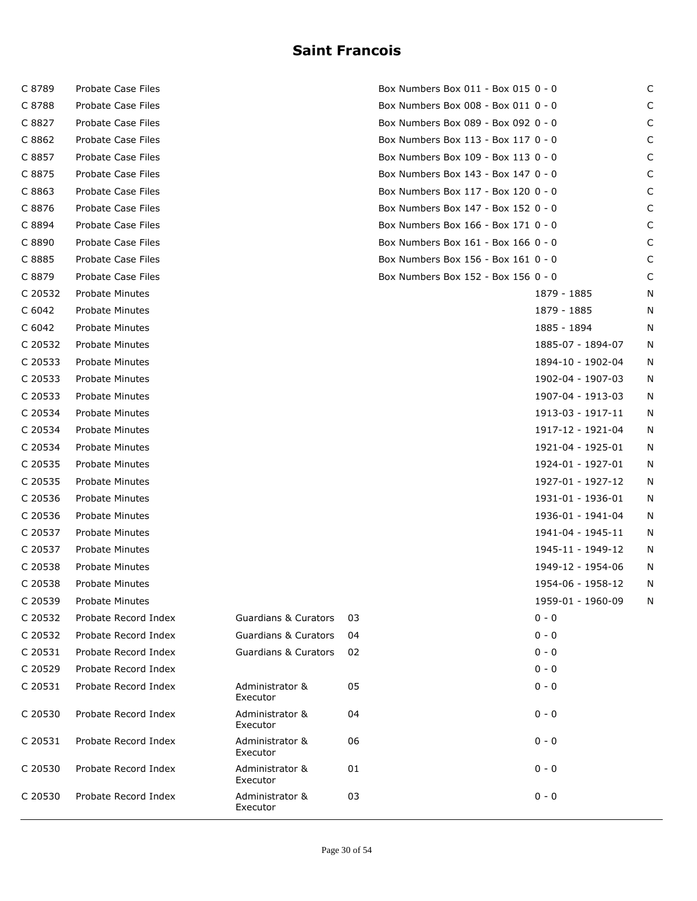# Saint Francois

| | | | | | | |
|---|---|---|---|---|---|---|
| C 8789 | Probate Case Files | | | Box Numbers Box 011 - Box 015 | 0 - 0 | C |
| C 8788 | Probate Case Files | | | Box Numbers Box 008 - Box 011 | 0 - 0 | C |
| C 8827 | Probate Case Files | | | Box Numbers Box 089 - Box 092 | 0 - 0 | C |
| C 8862 | Probate Case Files | | | Box Numbers Box 113 - Box 117 | 0 - 0 | C |
| C 8857 | Probate Case Files | | | Box Numbers Box 109 - Box 113 | 0 - 0 | C |
| C 8875 | Probate Case Files | | | Box Numbers Box 143 - Box 147 | 0 - 0 | C |
| C 8863 | Probate Case Files | | | Box Numbers Box 117 - Box 120 | 0 - 0 | C |
| C 8876 | Probate Case Files | | | Box Numbers Box 147 - Box 152 | 0 - 0 | C |
| C 8894 | Probate Case Files | | | Box Numbers Box 166 - Box 171 | 0 - 0 | C |
| C 8890 | Probate Case Files | | | Box Numbers Box 161 - Box 166 | 0 - 0 | C |
| C 8885 | Probate Case Files | | | Box Numbers Box 156 - Box 161 | 0 - 0 | C |
| C 8879 | Probate Case Files | | | Box Numbers Box 152 - Box 156 | 0 - 0 | C |
| C 20532 | Probate Minutes | | | | 1879 - 1885 | N |
| C 6042 | Probate Minutes | | | | 1879 - 1885 | N |
| C 6042 | Probate Minutes | | | | 1885 - 1894 | N |
| C 20532 | Probate Minutes | | | | 1885-07 - 1894-07 | N |
| C 20533 | Probate Minutes | | | | 1894-10 - 1902-04 | N |
| C 20533 | Probate Minutes | | | | 1902-04 - 1907-03 | N |
| C 20533 | Probate Minutes | | | | 1907-04 - 1913-03 | N |
| C 20534 | Probate Minutes | | | | 1913-03 - 1917-11 | N |
| C 20534 | Probate Minutes | | | | 1917-12 - 1921-04 | N |
| C 20534 | Probate Minutes | | | | 1921-04 - 1925-01 | N |
| C 20535 | Probate Minutes | | | | 1924-01 - 1927-01 | N |
| C 20535 | Probate Minutes | | | | 1927-01 - 1927-12 | N |
| C 20536 | Probate Minutes | | | | 1931-01 - 1936-01 | N |
| C 20536 | Probate Minutes | | | | 1936-01 - 1941-04 | N |
| C 20537 | Probate Minutes | | | | 1941-04 - 1945-11 | N |
| C 20537 | Probate Minutes | | | | 1945-11 - 1949-12 | N |
| C 20538 | Probate Minutes | | | | 1949-12 - 1954-06 | N |
| C 20538 | Probate Minutes | | | | 1954-06 - 1958-12 | N |
| C 20539 | Probate Minutes | | | | 1959-01 - 1960-09 | N |
| C 20532 | Probate Record Index | Guardians & Curators | 03 | | 0 - 0 | |
| C 20532 | Probate Record Index | Guardians & Curators | 04 | | 0 - 0 | |
| C 20531 | Probate Record Index | Guardians & Curators | 02 | | 0 - 0 | |
| C 20529 | Probate Record Index | | | | 0 - 0 | |
| C 20531 | Probate Record Index | Administrator & Executor | 05 | | 0 - 0 | |
| C 20530 | Probate Record Index | Administrator & Executor | 04 | | 0 - 0 | |
| C 20531 | Probate Record Index | Administrator & Executor | 06 | | 0 - 0 | |
| C 20530 | Probate Record Index | Administrator & Executor | 01 | | 0 - 0 | |
| C 20530 | Probate Record Index | Administrator & Executor | 03 | | 0 - 0 | |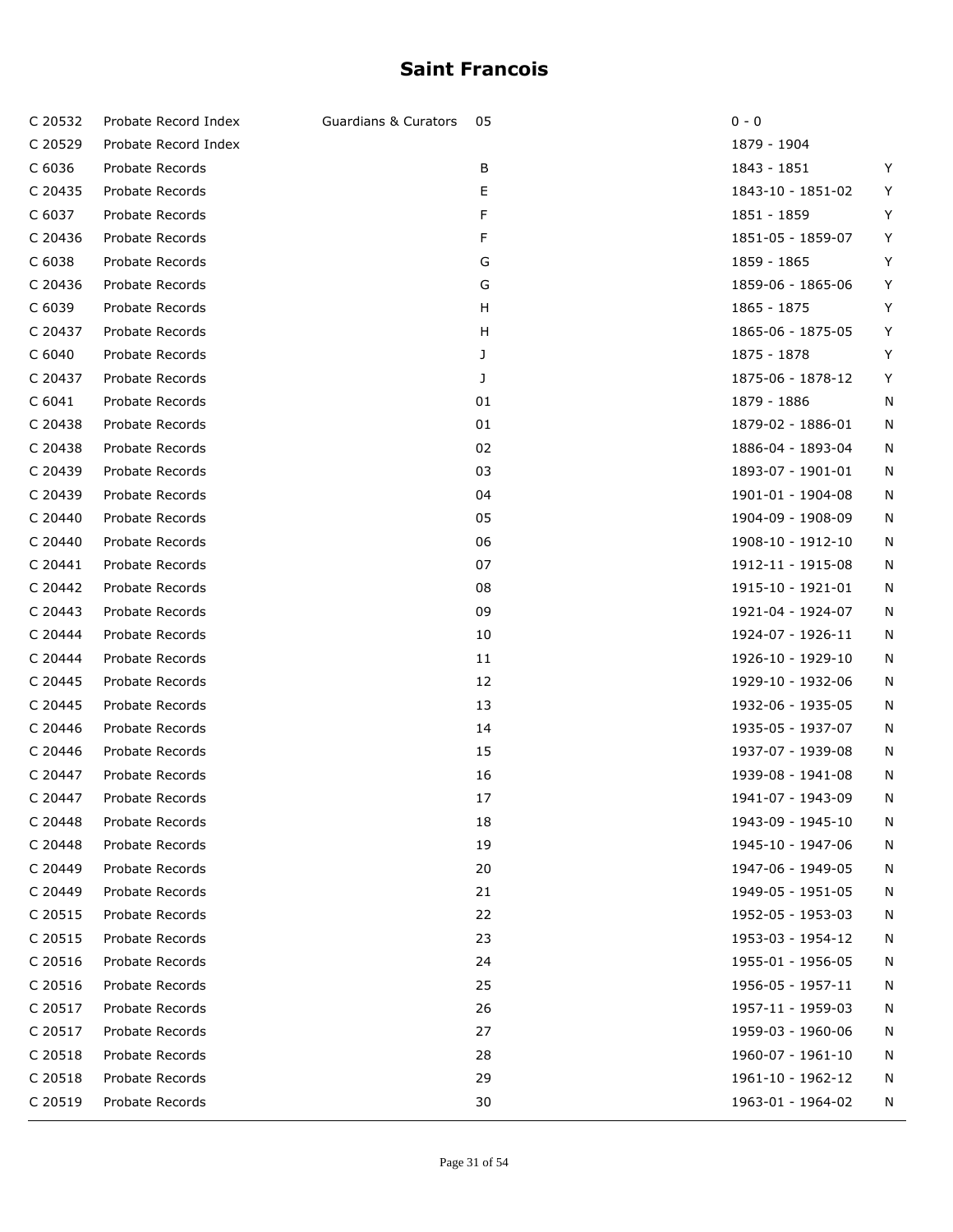# Saint Francois

| | | | | | |
|---|---|---|---|---|---|
| C 20532 | Probate Record Index | Guardians & Curators | 05 | 0 - 0 | |
| C 20529 | Probate Record Index | | | 1879 - 1904 | |
| C 6036 | Probate Records | | B | 1843 - 1851 | Y |
| C 20435 | Probate Records | | E | 1843-10 - 1851-02 | Y |
| C 6037 | Probate Records | | F | 1851 - 1859 | Y |
| C 20436 | Probate Records | | F | 1851-05 - 1859-07 | Y |
| C 6038 | Probate Records | | G | 1859 - 1865 | Y |
| C 20436 | Probate Records | | G | 1859-06 - 1865-06 | Y |
| C 6039 | Probate Records | | H | 1865 - 1875 | Y |
| C 20437 | Probate Records | | H | 1865-06 - 1875-05 | Y |
| C 6040 | Probate Records | | J | 1875 - 1878 | Y |
| C 20437 | Probate Records | | J | 1875-06 - 1878-12 | Y |
| C 6041 | Probate Records | | 01 | 1879 - 1886 | N |
| C 20438 | Probate Records | | 01 | 1879-02 - 1886-01 | N |
| C 20438 | Probate Records | | 02 | 1886-04 - 1893-04 | N |
| C 20439 | Probate Records | | 03 | 1893-07 - 1901-01 | N |
| C 20439 | Probate Records | | 04 | 1901-01 - 1904-08 | N |
| C 20440 | Probate Records | | 05 | 1904-09 - 1908-09 | N |
| C 20440 | Probate Records | | 06 | 1908-10 - 1912-10 | N |
| C 20441 | Probate Records | | 07 | 1912-11 - 1915-08 | N |
| C 20442 | Probate Records | | 08 | 1915-10 - 1921-01 | N |
| C 20443 | Probate Records | | 09 | 1921-04 - 1924-07 | N |
| C 20444 | Probate Records | | 10 | 1924-07 - 1926-11 | N |
| C 20444 | Probate Records | | 11 | 1926-10 - 1929-10 | N |
| C 20445 | Probate Records | | 12 | 1929-10 - 1932-06 | N |
| C 20445 | Probate Records | | 13 | 1932-06 - 1935-05 | N |
| C 20446 | Probate Records | | 14 | 1935-05 - 1937-07 | N |
| C 20446 | Probate Records | | 15 | 1937-07 - 1939-08 | N |
| C 20447 | Probate Records | | 16 | 1939-08 - 1941-08 | N |
| C 20447 | Probate Records | | 17 | 1941-07 - 1943-09 | N |
| C 20448 | Probate Records | | 18 | 1943-09 - 1945-10 | N |
| C 20448 | Probate Records | | 19 | 1945-10 - 1947-06 | N |
| C 20449 | Probate Records | | 20 | 1947-06 - 1949-05 | N |
| C 20449 | Probate Records | | 21 | 1949-05 - 1951-05 | N |
| C 20515 | Probate Records | | 22 | 1952-05 - 1953-03 | N |
| C 20515 | Probate Records | | 23 | 1953-03 - 1954-12 | N |
| C 20516 | Probate Records | | 24 | 1955-01 - 1956-05 | N |
| C 20516 | Probate Records | | 25 | 1956-05 - 1957-11 | N |
| C 20517 | Probate Records | | 26 | 1957-11 - 1959-03 | N |
| C 20517 | Probate Records | | 27 | 1959-03 - 1960-06 | N |
| C 20518 | Probate Records | | 28 | 1960-07 - 1961-10 | N |
| C 20518 | Probate Records | | 29 | 1961-10 - 1962-12 | N |
| C 20519 | Probate Records | | 30 | 1963-01 - 1964-02 | N |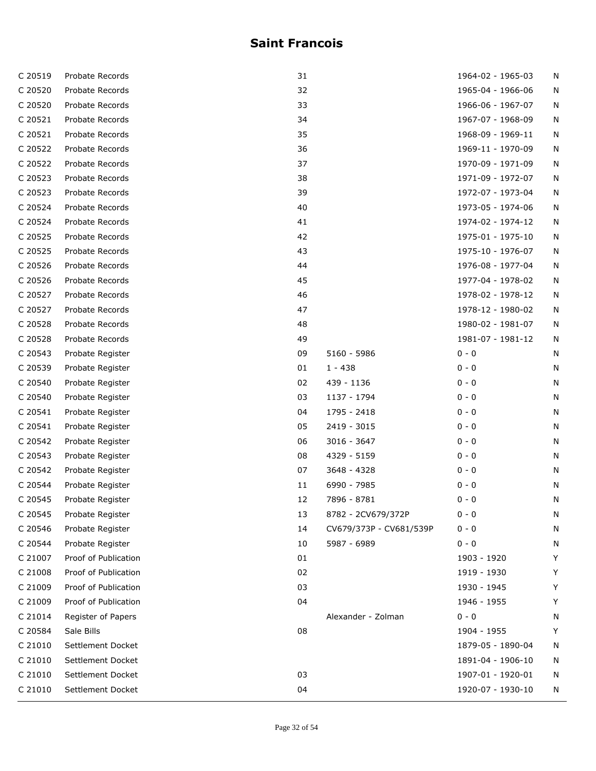# Saint Francois

| | | | | | |
|---|---|---|---|---|---|
| C 20519 | Probate Records | 31 | | 1964-02 - 1965-03 | N |
| C 20520 | Probate Records | 32 | | 1965-04 - 1966-06 | N |
| C 20520 | Probate Records | 33 | | 1966-06 - 1967-07 | N |
| C 20521 | Probate Records | 34 | | 1967-07 - 1968-09 | N |
| C 20521 | Probate Records | 35 | | 1968-09 - 1969-11 | N |
| C 20522 | Probate Records | 36 | | 1969-11 - 1970-09 | N |
| C 20522 | Probate Records | 37 | | 1970-09 - 1971-09 | N |
| C 20523 | Probate Records | 38 | | 1971-09 - 1972-07 | N |
| C 20523 | Probate Records | 39 | | 1972-07 - 1973-04 | N |
| C 20524 | Probate Records | 40 | | 1973-05 - 1974-06 | N |
| C 20524 | Probate Records | 41 | | 1974-02 - 1974-12 | N |
| C 20525 | Probate Records | 42 | | 1975-01 - 1975-10 | N |
| C 20525 | Probate Records | 43 | | 1975-10 - 1976-07 | N |
| C 20526 | Probate Records | 44 | | 1976-08 - 1977-04 | N |
| C 20526 | Probate Records | 45 | | 1977-04 - 1978-02 | N |
| C 20527 | Probate Records | 46 | | 1978-02 - 1978-12 | N |
| C 20527 | Probate Records | 47 | | 1978-12 - 1980-02 | N |
| C 20528 | Probate Records | 48 | | 1980-02 - 1981-07 | N |
| C 20528 | Probate Records | 49 | | 1981-07 - 1981-12 | N |
| C 20543 | Probate Register | 09 | 5160 - 5986 | 0 - 0 | N |
| C 20539 | Probate Register | 01 | 1 - 438 | 0 - 0 | N |
| C 20540 | Probate Register | 02 | 439 - 1136 | 0 - 0 | N |
| C 20540 | Probate Register | 03 | 1137 - 1794 | 0 - 0 | N |
| C 20541 | Probate Register | 04 | 1795 - 2418 | 0 - 0 | N |
| C 20541 | Probate Register | 05 | 2419 - 3015 | 0 - 0 | N |
| C 20542 | Probate Register | 06 | 3016 - 3647 | 0 - 0 | N |
| C 20543 | Probate Register | 08 | 4329 - 5159 | 0 - 0 | N |
| C 20542 | Probate Register | 07 | 3648 - 4328 | 0 - 0 | N |
| C 20544 | Probate Register | 11 | 6990 - 7985 | 0 - 0 | N |
| C 20545 | Probate Register | 12 | 7896 - 8781 | 0 - 0 | N |
| C 20545 | Probate Register | 13 | 8782 - 2CV679/372P | 0 - 0 | N |
| C 20546 | Probate Register | 14 | CV679/373P - CV681/539P | 0 - 0 | N |
| C 20544 | Probate Register | 10 | 5987 - 6989 | 0 - 0 | N |
| C 21007 | Proof of Publication | 01 | | 1903 - 1920 | Y |
| C 21008 | Proof of Publication | 02 | | 1919 - 1930 | Y |
| C 21009 | Proof of Publication | 03 | | 1930 - 1945 | Y |
| C 21009 | Proof of Publication | 04 | | 1946 - 1955 | Y |
| C 21014 | Register of Papers | | Alexander - Zolman | 0 - 0 | N |
| C 20584 | Sale Bills | 08 | | 1904 - 1955 | Y |
| C 21010 | Settlement Docket | | | 1879-05 - 1890-04 | N |
| C 21010 | Settlement Docket | | | 1891-04 - 1906-10 | N |
| C 21010 | Settlement Docket | 03 | | 1907-01 - 1920-01 | N |
| C 21010 | Settlement Docket | 04 | | 1920-07 - 1930-10 | N |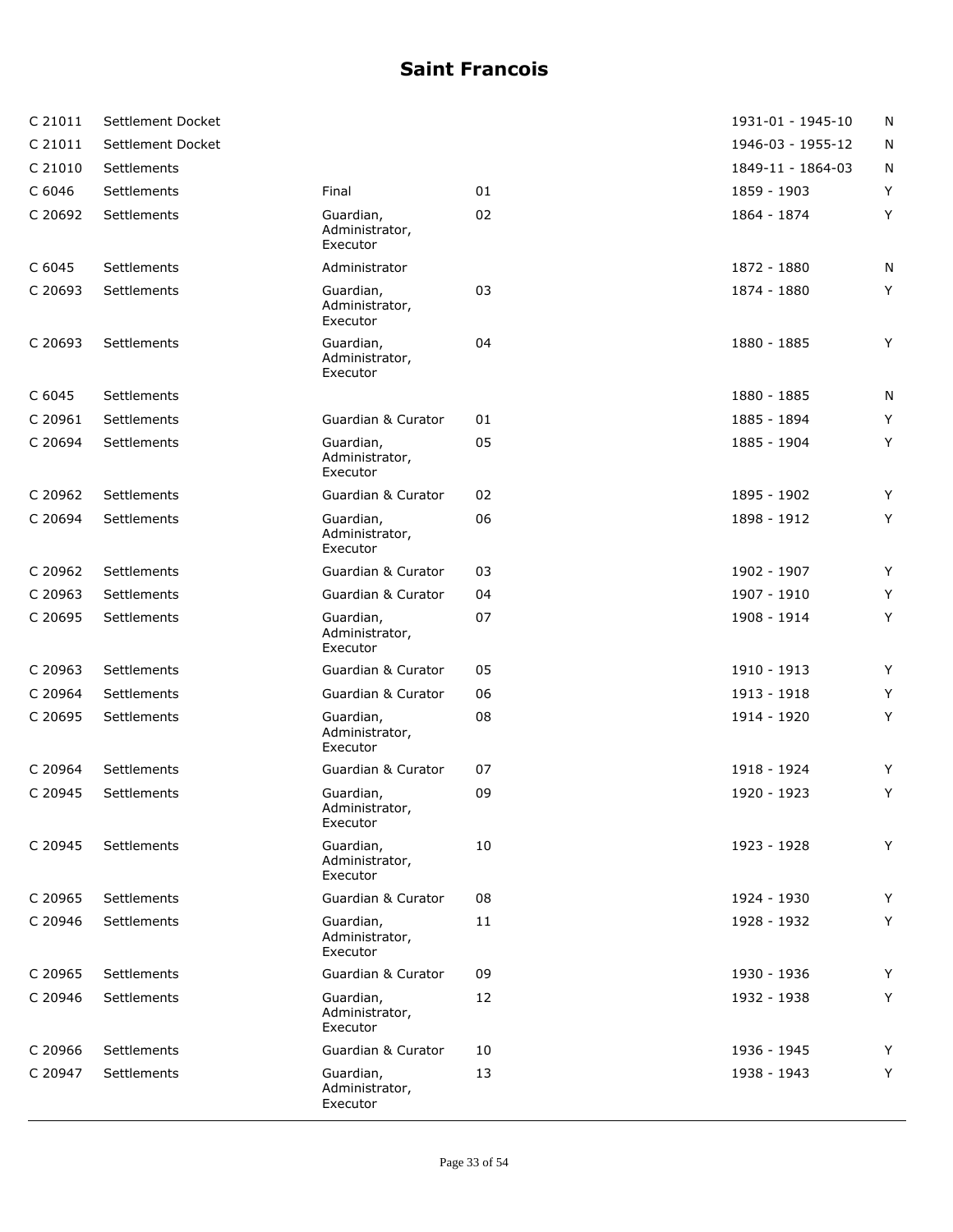# Saint Francois

| | | | | | |
|---|---|---|---|---|---|
| C 21011 | Settlement Docket | | | 1931-01 - 1945-10 | N |
| C 21011 | Settlement Docket | | | 1946-03 - 1955-12 | N |
| C 21010 | Settlements | | | 1849-11 - 1864-03 | N |
| C 6046 | Settlements | Final | 01 | 1859 - 1903 | Y |
| C 20692 | Settlements | Guardian, Administrator, Executor | 02 | 1864 - 1874 | Y |
| C 6045 | Settlements | Administrator | | 1872 - 1880 | N |
| C 20693 | Settlements | Guardian, Administrator, Executor | 03 | 1874 - 1880 | Y |
| C 20693 | Settlements | Guardian, Administrator, Executor | 04 | 1880 - 1885 | Y |
| C 6045 | Settlements | | | 1880 - 1885 | N |
| C 20961 | Settlements | Guardian & Curator | 01 | 1885 - 1894 | Y |
| C 20694 | Settlements | Guardian, Administrator, Executor | 05 | 1885 - 1904 | Y |
| C 20962 | Settlements | Guardian & Curator | 02 | 1895 - 1902 | Y |
| C 20694 | Settlements | Guardian, Administrator, Executor | 06 | 1898 - 1912 | Y |
| C 20962 | Settlements | Guardian & Curator | 03 | 1902 - 1907 | Y |
| C 20963 | Settlements | Guardian & Curator | 04 | 1907 - 1910 | Y |
| C 20695 | Settlements | Guardian, Administrator, Executor | 07 | 1908 - 1914 | Y |
| C 20963 | Settlements | Guardian & Curator | 05 | 1910 - 1913 | Y |
| C 20964 | Settlements | Guardian & Curator | 06 | 1913 - 1918 | Y |
| C 20695 | Settlements | Guardian, Administrator, Executor | 08 | 1914 - 1920 | Y |
| C 20964 | Settlements | Guardian & Curator | 07 | 1918 - 1924 | Y |
| C 20945 | Settlements | Guardian, Administrator, Executor | 09 | 1920 - 1923 | Y |
| C 20945 | Settlements | Guardian, Administrator, Executor | 10 | 1923 - 1928 | Y |
| C 20965 | Settlements | Guardian & Curator | 08 | 1924 - 1930 | Y |
| C 20946 | Settlements | Guardian, Administrator, Executor | 11 | 1928 - 1932 | Y |
| C 20965 | Settlements | Guardian & Curator | 09 | 1930 - 1936 | Y |
| C 20946 | Settlements | Guardian, Administrator, Executor | 12 | 1932 - 1938 | Y |
| C 20966 | Settlements | Guardian & Curator | 10 | 1936 - 1945 | Y |
| C 20947 | Settlements | Guardian, Administrator, Executor | 13 | 1938 - 1943 | Y |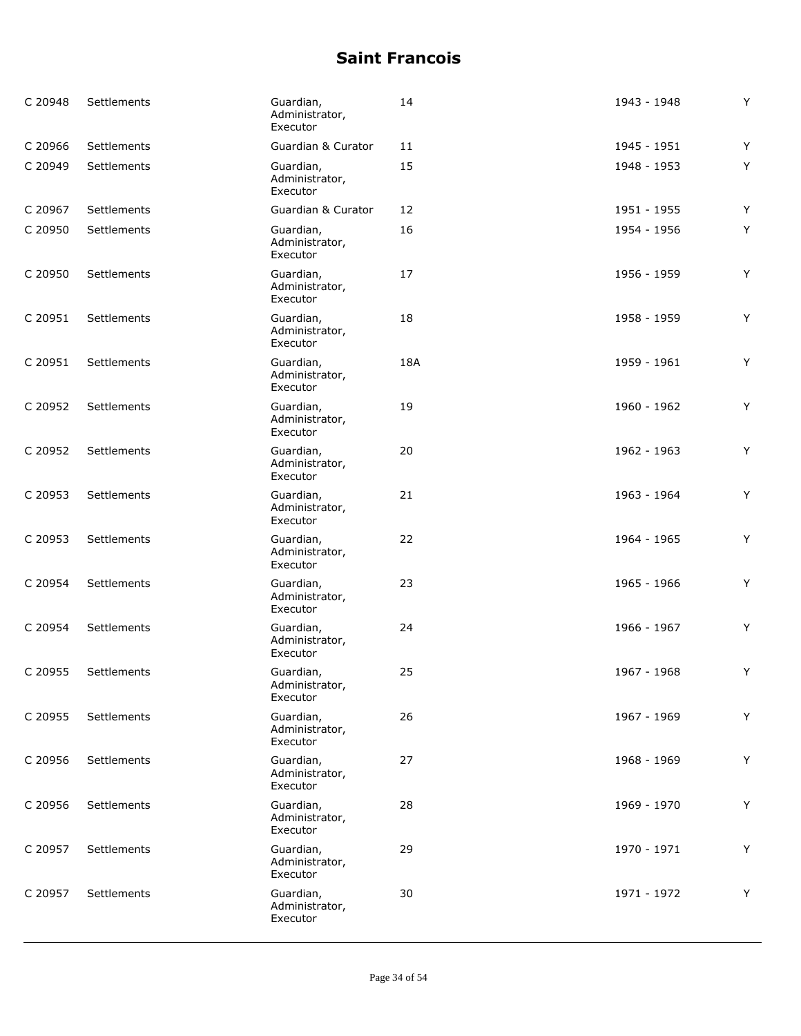# Saint Francois

| | | | | | |
|---|---|---|---|---|---|
| C 20948 | Settlements | Guardian, Administrator, Executor | 14 | 1943 - 1948 | Y |
| C 20966 | Settlements | Guardian & Curator | 11 | 1945 - 1951 | Y |
| C 20949 | Settlements | Guardian, Administrator, Executor | 15 | 1948 - 1953 | Y |
| C 20967 | Settlements | Guardian & Curator | 12 | 1951 - 1955 | Y |
| C 20950 | Settlements | Guardian, Administrator, Executor | 16 | 1954 - 1956 | Y |
| C 20950 | Settlements | Guardian, Administrator, Executor | 17 | 1956 - 1959 | Y |
| C 20951 | Settlements | Guardian, Administrator, Executor | 18 | 1958 - 1959 | Y |
| C 20951 | Settlements | Guardian, Administrator, Executor | 18A | 1959 - 1961 | Y |
| C 20952 | Settlements | Guardian, Administrator, Executor | 19 | 1960 - 1962 | Y |
| C 20952 | Settlements | Guardian, Administrator, Executor | 20 | 1962 - 1963 | Y |
| C 20953 | Settlements | Guardian, Administrator, Executor | 21 | 1963 - 1964 | Y |
| C 20953 | Settlements | Guardian, Administrator, Executor | 22 | 1964 - 1965 | Y |
| C 20954 | Settlements | Guardian, Administrator, Executor | 23 | 1965 - 1966 | Y |
| C 20954 | Settlements | Guardian, Administrator, Executor | 24 | 1966 - 1967 | Y |
| C 20955 | Settlements | Guardian, Administrator, Executor | 25 | 1967 - 1968 | Y |
| C 20955 | Settlements | Guardian, Administrator, Executor | 26 | 1967 - 1969 | Y |
| C 20956 | Settlements | Guardian, Administrator, Executor | 27 | 1968 - 1969 | Y |
| C 20956 | Settlements | Guardian, Administrator, Executor | 28 | 1969 - 1970 | Y |
| C 20957 | Settlements | Guardian, Administrator, Executor | 29 | 1970 - 1971 | Y |
| C 20957 | Settlements | Guardian, Administrator, Executor | 30 | 1971 - 1972 | Y |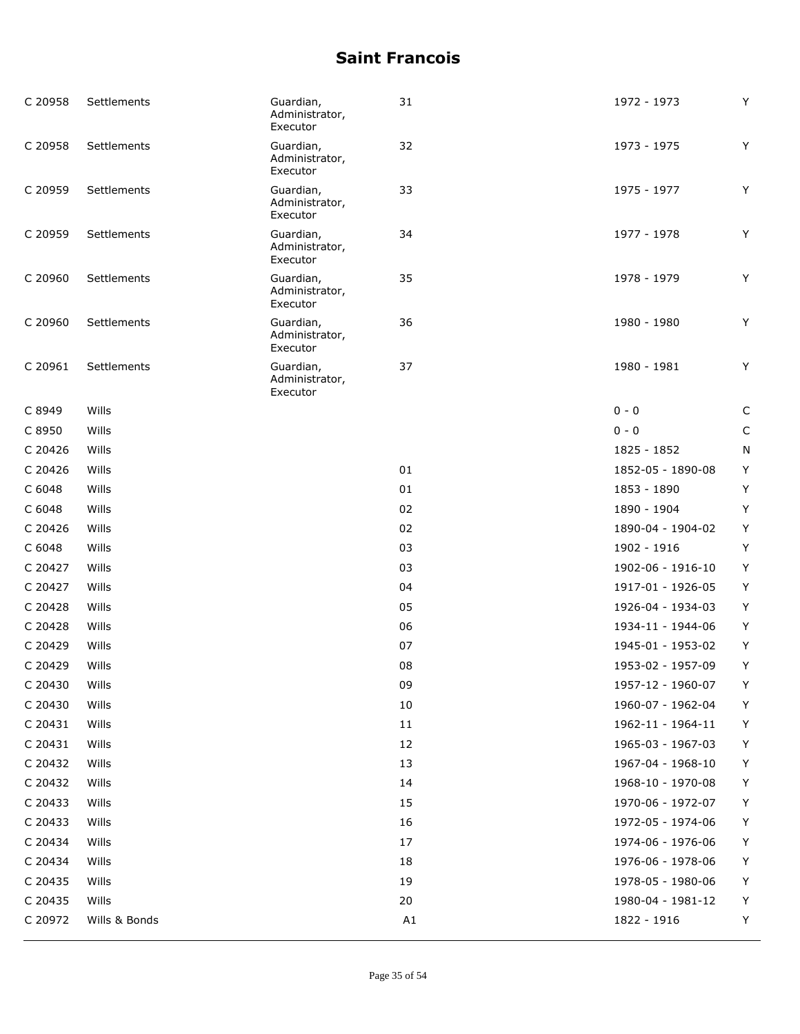# Saint Francois

| | | | | | |
|---|---|---|---|---|---|
| C 20958 | Settlements | Guardian, Administrator, Executor | 31 | 1972 - 1973 | Y |
| C 20958 | Settlements | Guardian, Administrator, Executor | 32 | 1973 - 1975 | Y |
| C 20959 | Settlements | Guardian, Administrator, Executor | 33 | 1975 - 1977 | Y |
| C 20959 | Settlements | Guardian, Administrator, Executor | 34 | 1977 - 1978 | Y |
| C 20960 | Settlements | Guardian, Administrator, Executor | 35 | 1978 - 1979 | Y |
| C 20960 | Settlements | Guardian, Administrator, Executor | 36 | 1980 - 1980 | Y |
| C 20961 | Settlements | Guardian, Administrator, Executor | 37 | 1980 - 1981 | Y |
| C 8949 | Wills | | | 0 - 0 | C |
| C 8950 | Wills | | | 0 - 0 | C |
| C 20426 | Wills | | | 1825 - 1852 | N |
| C 20426 | Wills | | 01 | 1852-05 - 1890-08 | Y |
| C 6048 | Wills | | 01 | 1853 - 1890 | Y |
| C 6048 | Wills | | 02 | 1890 - 1904 | Y |
| C 20426 | Wills | | 02 | 1890-04 - 1904-02 | Y |
| C 6048 | Wills | | 03 | 1902 - 1916 | Y |
| C 20427 | Wills | | 03 | 1902-06 - 1916-10 | Y |
| C 20427 | Wills | | 04 | 1917-01 - 1926-05 | Y |
| C 20428 | Wills | | 05 | 1926-04 - 1934-03 | Y |
| C 20428 | Wills | | 06 | 1934-11 - 1944-06 | Y |
| C 20429 | Wills | | 07 | 1945-01 - 1953-02 | Y |
| C 20429 | Wills | | 08 | 1953-02 - 1957-09 | Y |
| C 20430 | Wills | | 09 | 1957-12 - 1960-07 | Y |
| C 20430 | Wills | | 10 | 1960-07 - 1962-04 | Y |
| C 20431 | Wills | | 11 | 1962-11 - 1964-11 | Y |
| C 20431 | Wills | | 12 | 1965-03 - 1967-03 | Y |
| C 20432 | Wills | | 13 | 1967-04 - 1968-10 | Y |
| C 20432 | Wills | | 14 | 1968-10 - 1970-08 | Y |
| C 20433 | Wills | | 15 | 1970-06 - 1972-07 | Y |
| C 20433 | Wills | | 16 | 1972-05 - 1974-06 | Y |
| C 20434 | Wills | | 17 | 1974-06 - 1976-06 | Y |
| C 20434 | Wills | | 18 | 1976-06 - 1978-06 | Y |
| C 20435 | Wills | | 19 | 1978-05 - 1980-06 | Y |
| C 20435 | Wills | | 20 | 1980-04 - 1981-12 | Y |
| C 20972 | Wills & Bonds | | A1 | 1822 - 1916 | Y |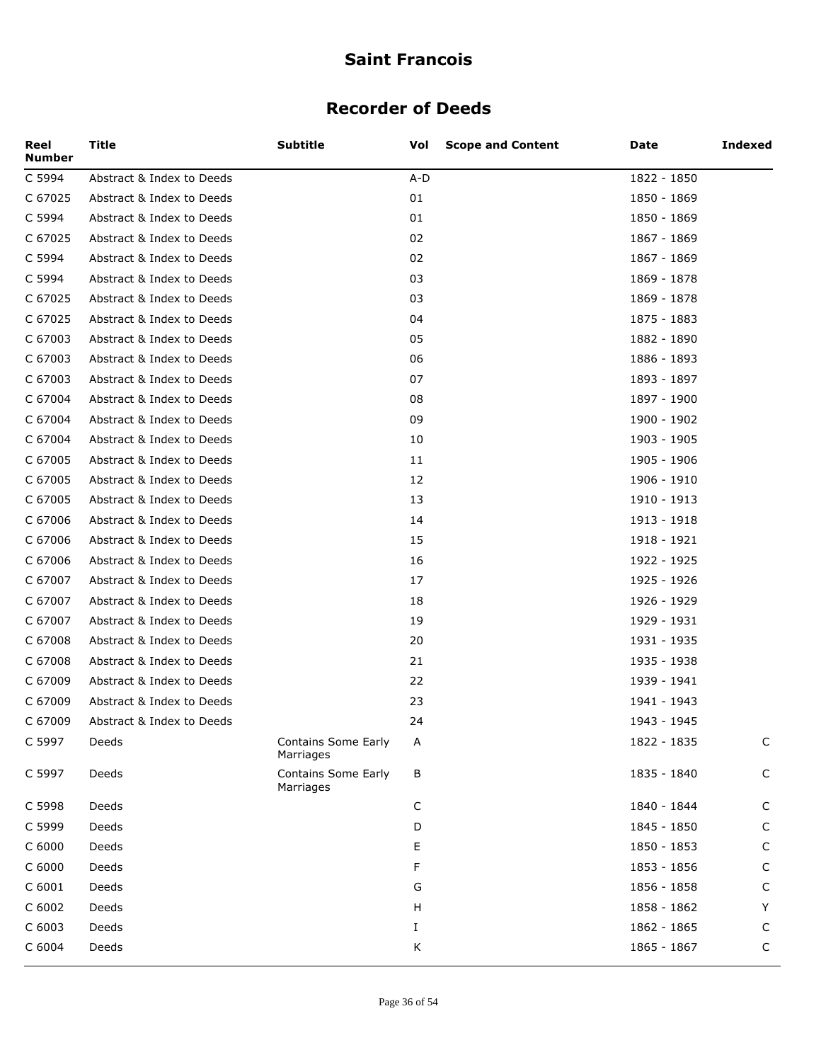# Saint Francois

## Recorder of Deeds

| Reel Number | Title | Subtitle | Vol | Scope and Content | Date | Indexed |
|---|---|---|---|---|---|---|
| C 5994 | Abstract & Index to Deeds | | A-D | | 1822 - 1850 | |
| C 67025 | Abstract & Index to Deeds | | 01 | | 1850 - 1869 | |
| C 5994 | Abstract & Index to Deeds | | 01 | | 1850 - 1869 | |
| C 67025 | Abstract & Index to Deeds | | 02 | | 1867 - 1869 | |
| C 5994 | Abstract & Index to Deeds | | 02 | | 1867 - 1869 | |
| C 5994 | Abstract & Index to Deeds | | 03 | | 1869 - 1878 | |
| C 67025 | Abstract & Index to Deeds | | 03 | | 1869 - 1878 | |
| C 67025 | Abstract & Index to Deeds | | 04 | | 1875 - 1883 | |
| C 67003 | Abstract & Index to Deeds | | 05 | | 1882 - 1890 | |
| C 67003 | Abstract & Index to Deeds | | 06 | | 1886 - 1893 | |
| C 67003 | Abstract & Index to Deeds | | 07 | | 1893 - 1897 | |
| C 67004 | Abstract & Index to Deeds | | 08 | | 1897 - 1900 | |
| C 67004 | Abstract & Index to Deeds | | 09 | | 1900 - 1902 | |
| C 67004 | Abstract & Index to Deeds | | 10 | | 1903 - 1905 | |
| C 67005 | Abstract & Index to Deeds | | 11 | | 1905 - 1906 | |
| C 67005 | Abstract & Index to Deeds | | 12 | | 1906 - 1910 | |
| C 67005 | Abstract & Index to Deeds | | 13 | | 1910 - 1913 | |
| C 67006 | Abstract & Index to Deeds | | 14 | | 1913 - 1918 | |
| C 67006 | Abstract & Index to Deeds | | 15 | | 1918 - 1921 | |
| C 67006 | Abstract & Index to Deeds | | 16 | | 1922 - 1925 | |
| C 67007 | Abstract & Index to Deeds | | 17 | | 1925 - 1926 | |
| C 67007 | Abstract & Index to Deeds | | 18 | | 1926 - 1929 | |
| C 67007 | Abstract & Index to Deeds | | 19 | | 1929 - 1931 | |
| C 67008 | Abstract & Index to Deeds | | 20 | | 1931 - 1935 | |
| C 67008 | Abstract & Index to Deeds | | 21 | | 1935 - 1938 | |
| C 67009 | Abstract & Index to Deeds | | 22 | | 1939 - 1941 | |
| C 67009 | Abstract & Index to Deeds | | 23 | | 1941 - 1943 | |
| C 67009 | Abstract & Index to Deeds | | 24 | | 1943 - 1945 | |
| C 5997 | Deeds | Contains Some Early Marriages | A | | 1822 - 1835 | C |
| C 5997 | Deeds | Contains Some Early Marriages | B | | 1835 - 1840 | C |
| C 5998 | Deeds | | C | | 1840 - 1844 | C |
| C 5999 | Deeds | | D | | 1845 - 1850 | C |
| C 6000 | Deeds | | E | | 1850 - 1853 | C |
| C 6000 | Deeds | | F | | 1853 - 1856 | C |
| C 6001 | Deeds | | G | | 1856 - 1858 | C |
| C 6002 | Deeds | | H | | 1858 - 1862 | Y |
| C 6003 | Deeds | | I | | 1862 - 1865 | C |
| C 6004 | Deeds | | K | | 1865 - 1867 | C |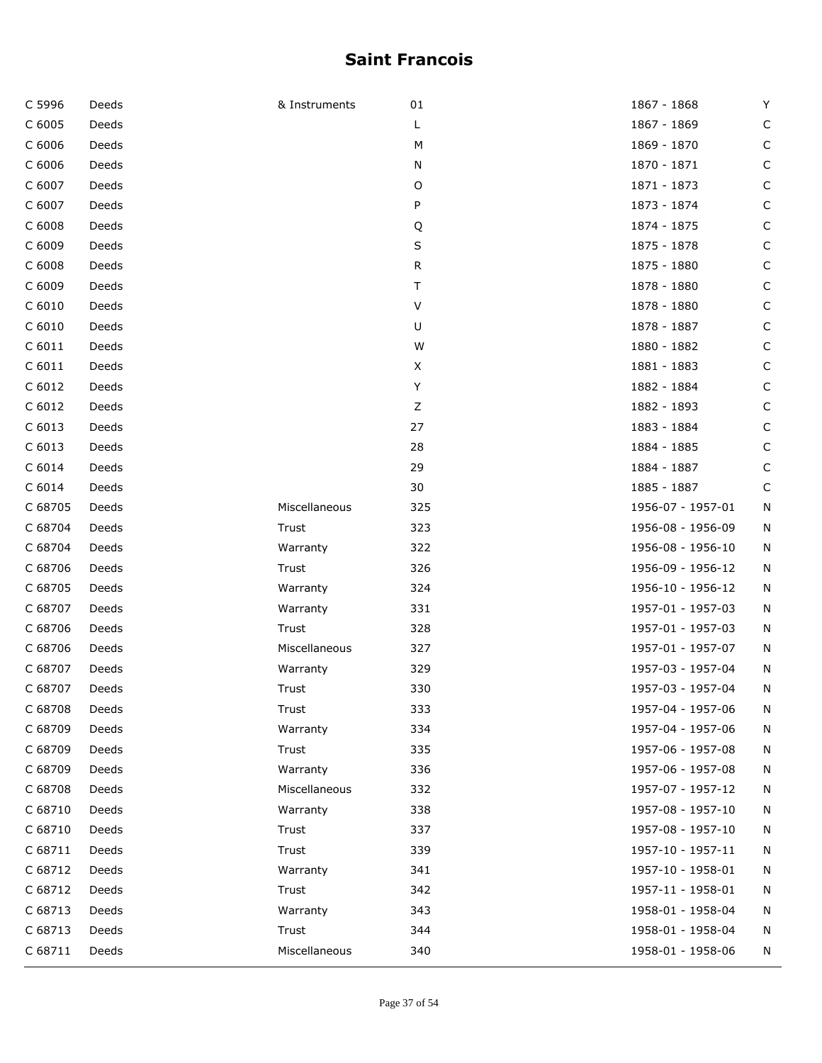# Saint Francois

| | | | | | |
|---|---|---|---|---|---|
| C 5996 | Deeds | & Instruments | 01 | 1867 - 1868 | Y |
| C 6005 | Deeds | | L | 1867 - 1869 | C |
| C 6006 | Deeds | | M | 1869 - 1870 | C |
| C 6006 | Deeds | | N | 1870 - 1871 | C |
| C 6007 | Deeds | | O | 1871 - 1873 | C |
| C 6007 | Deeds | | P | 1873 - 1874 | C |
| C 6008 | Deeds | | Q | 1874 - 1875 | C |
| C 6009 | Deeds | | S | 1875 - 1878 | C |
| C 6008 | Deeds | | R | 1875 - 1880 | C |
| C 6009 | Deeds | | T | 1878 - 1880 | C |
| C 6010 | Deeds | | V | 1878 - 1880 | C |
| C 6010 | Deeds | | U | 1878 - 1887 | C |
| C 6011 | Deeds | | W | 1880 - 1882 | C |
| C 6011 | Deeds | | X | 1881 - 1883 | C |
| C 6012 | Deeds | | Y | 1882 - 1884 | C |
| C 6012 | Deeds | | Z | 1882 - 1893 | C |
| C 6013 | Deeds | | 27 | 1883 - 1884 | C |
| C 6013 | Deeds | | 28 | 1884 - 1885 | C |
| C 6014 | Deeds | | 29 | 1884 - 1887 | C |
| C 6014 | Deeds | | 30 | 1885 - 1887 | C |
| C 68705 | Deeds | Miscellaneous | 325 | 1956-07 - 1957-01 | N |
| C 68704 | Deeds | Trust | 323 | 1956-08 - 1956-09 | N |
| C 68704 | Deeds | Warranty | 322 | 1956-08 - 1956-10 | N |
| C 68706 | Deeds | Trust | 326 | 1956-09 - 1956-12 | N |
| C 68705 | Deeds | Warranty | 324 | 1956-10 - 1956-12 | N |
| C 68707 | Deeds | Warranty | 331 | 1957-01 - 1957-03 | N |
| C 68706 | Deeds | Trust | 328 | 1957-01 - 1957-03 | N |
| C 68706 | Deeds | Miscellaneous | 327 | 1957-01 - 1957-07 | N |
| C 68707 | Deeds | Warranty | 329 | 1957-03 - 1957-04 | N |
| C 68707 | Deeds | Trust | 330 | 1957-03 - 1957-04 | N |
| C 68708 | Deeds | Trust | 333 | 1957-04 - 1957-06 | N |
| C 68709 | Deeds | Warranty | 334 | 1957-04 - 1957-06 | N |
| C 68709 | Deeds | Trust | 335 | 1957-06 - 1957-08 | N |
| C 68709 | Deeds | Warranty | 336 | 1957-06 - 1957-08 | N |
| C 68708 | Deeds | Miscellaneous | 332 | 1957-07 - 1957-12 | N |
| C 68710 | Deeds | Warranty | 338 | 1957-08 - 1957-10 | N |
| C 68710 | Deeds | Trust | 337 | 1957-08 - 1957-10 | N |
| C 68711 | Deeds | Trust | 339 | 1957-10 - 1957-11 | N |
| C 68712 | Deeds | Warranty | 341 | 1957-10 - 1958-01 | N |
| C 68712 | Deeds | Trust | 342 | 1957-11 - 1958-01 | N |
| C 68713 | Deeds | Warranty | 343 | 1958-01 - 1958-04 | N |
| C 68713 | Deeds | Trust | 344 | 1958-01 - 1958-04 | N |
| C 68711 | Deeds | Miscellaneous | 340 | 1958-01 - 1958-06 | N |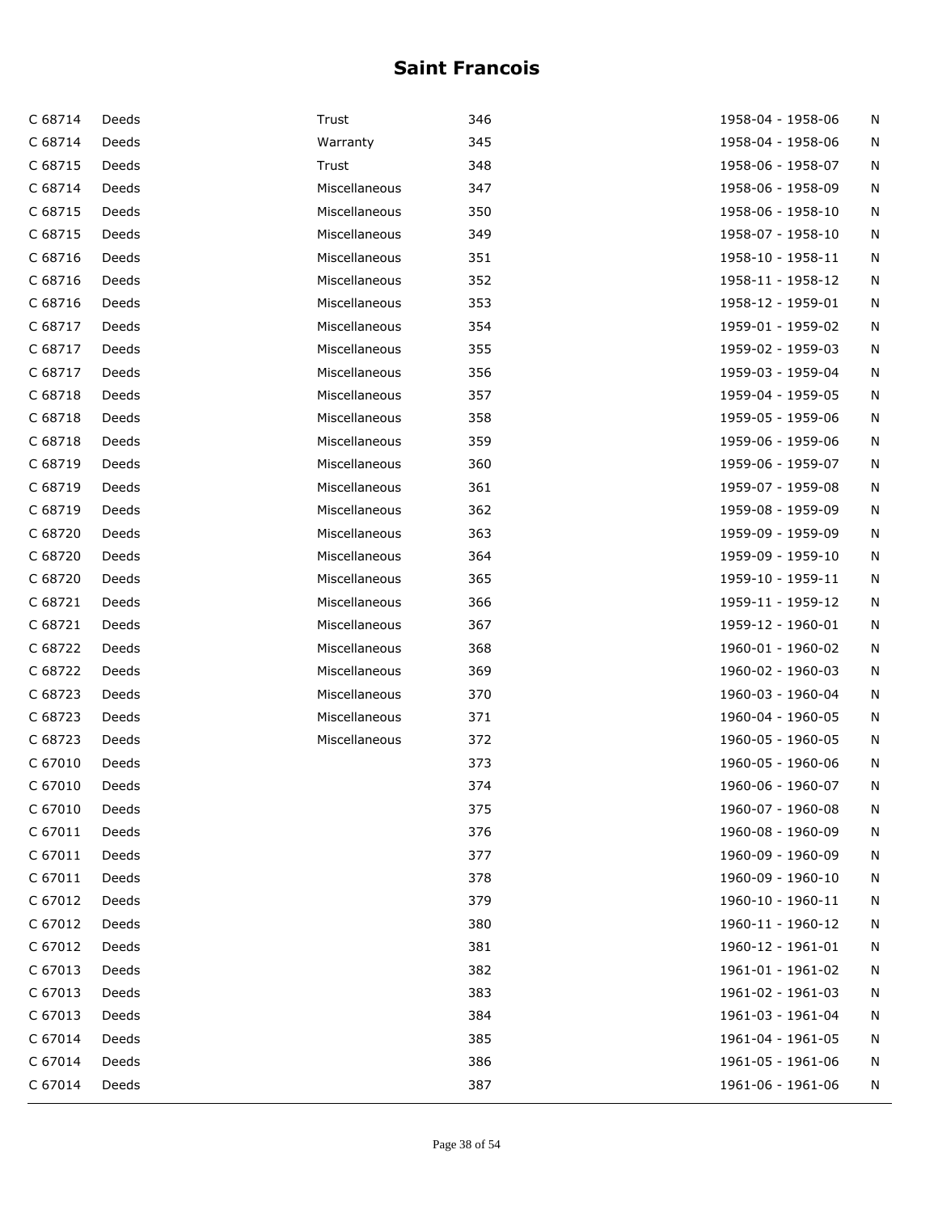# Saint Francois

| | | | | | |
|---|---|---|---|---|---|
| C 68714 | Deeds | Trust | 346 | 1958-04 - 1958-06 | N |
| C 68714 | Deeds | Warranty | 345 | 1958-04 - 1958-06 | N |
| C 68715 | Deeds | Trust | 348 | 1958-06 - 1958-07 | N |
| C 68714 | Deeds | Miscellaneous | 347 | 1958-06 - 1958-09 | N |
| C 68715 | Deeds | Miscellaneous | 350 | 1958-06 - 1958-10 | N |
| C 68715 | Deeds | Miscellaneous | 349 | 1958-07 - 1958-10 | N |
| C 68716 | Deeds | Miscellaneous | 351 | 1958-10 - 1958-11 | N |
| C 68716 | Deeds | Miscellaneous | 352 | 1958-11 - 1958-12 | N |
| C 68716 | Deeds | Miscellaneous | 353 | 1958-12 - 1959-01 | N |
| C 68717 | Deeds | Miscellaneous | 354 | 1959-01 - 1959-02 | N |
| C 68717 | Deeds | Miscellaneous | 355 | 1959-02 - 1959-03 | N |
| C 68717 | Deeds | Miscellaneous | 356 | 1959-03 - 1959-04 | N |
| C 68718 | Deeds | Miscellaneous | 357 | 1959-04 - 1959-05 | N |
| C 68718 | Deeds | Miscellaneous | 358 | 1959-05 - 1959-06 | N |
| C 68718 | Deeds | Miscellaneous | 359 | 1959-06 - 1959-06 | N |
| C 68719 | Deeds | Miscellaneous | 360 | 1959-06 - 1959-07 | N |
| C 68719 | Deeds | Miscellaneous | 361 | 1959-07 - 1959-08 | N |
| C 68719 | Deeds | Miscellaneous | 362 | 1959-08 - 1959-09 | N |
| C 68720 | Deeds | Miscellaneous | 363 | 1959-09 - 1959-09 | N |
| C 68720 | Deeds | Miscellaneous | 364 | 1959-09 - 1959-10 | N |
| C 68720 | Deeds | Miscellaneous | 365 | 1959-10 - 1959-11 | N |
| C 68721 | Deeds | Miscellaneous | 366 | 1959-11 - 1959-12 | N |
| C 68721 | Deeds | Miscellaneous | 367 | 1959-12 - 1960-01 | N |
| C 68722 | Deeds | Miscellaneous | 368 | 1960-01 - 1960-02 | N |
| C 68722 | Deeds | Miscellaneous | 369 | 1960-02 - 1960-03 | N |
| C 68723 | Deeds | Miscellaneous | 370 | 1960-03 - 1960-04 | N |
| C 68723 | Deeds | Miscellaneous | 371 | 1960-04 - 1960-05 | N |
| C 68723 | Deeds | Miscellaneous | 372 | 1960-05 - 1960-05 | N |
| C 67010 | Deeds | | 373 | 1960-05 - 1960-06 | N |
| C 67010 | Deeds | | 374 | 1960-06 - 1960-07 | N |
| C 67010 | Deeds | | 375 | 1960-07 - 1960-08 | N |
| C 67011 | Deeds | | 376 | 1960-08 - 1960-09 | N |
| C 67011 | Deeds | | 377 | 1960-09 - 1960-09 | N |
| C 67011 | Deeds | | 378 | 1960-09 - 1960-10 | N |
| C 67012 | Deeds | | 379 | 1960-10 - 1960-11 | N |
| C 67012 | Deeds | | 380 | 1960-11 - 1960-12 | N |
| C 67012 | Deeds | | 381 | 1960-12 - 1961-01 | N |
| C 67013 | Deeds | | 382 | 1961-01 - 1961-02 | N |
| C 67013 | Deeds | | 383 | 1961-02 - 1961-03 | N |
| C 67013 | Deeds | | 384 | 1961-03 - 1961-04 | N |
| C 67014 | Deeds | | 385 | 1961-04 - 1961-05 | N |
| C 67014 | Deeds | | 386 | 1961-05 - 1961-06 | N |
| C 67014 | Deeds | | 387 | 1961-06 - 1961-06 | N |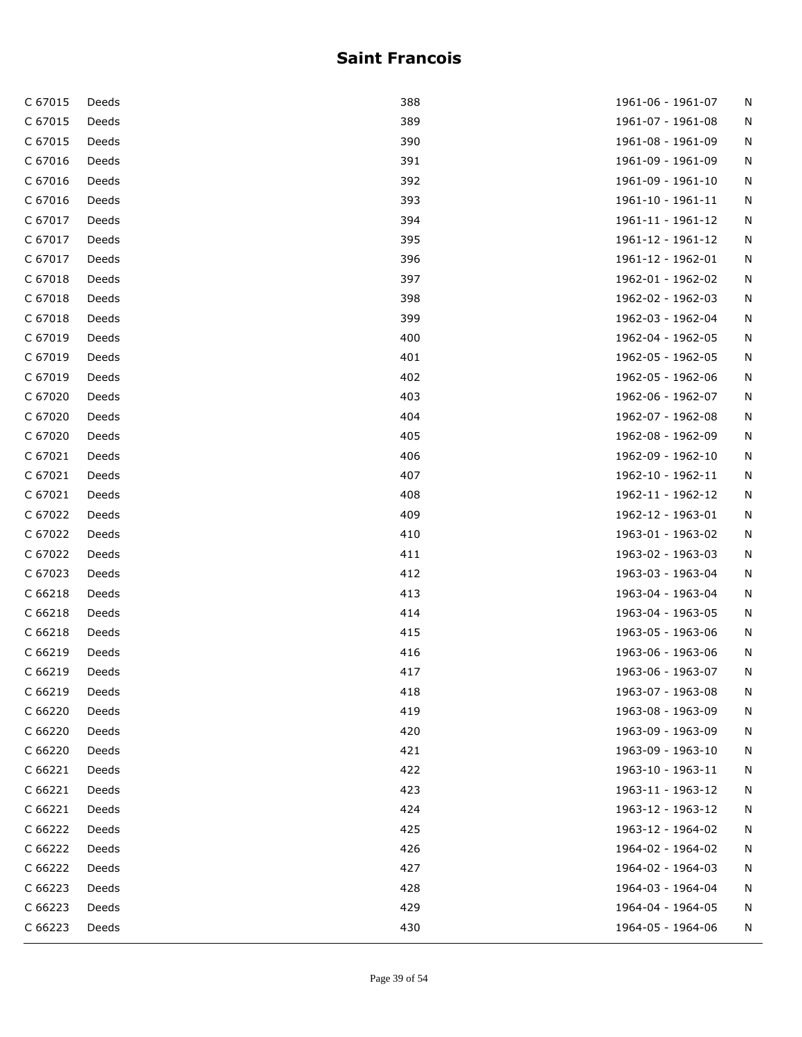# Saint Francois

| | | | | |
|---|---|---|---|---|
| C 67015 | Deeds | 388 | 1961-06 - 1961-07 | N |
| C 67015 | Deeds | 389 | 1961-07 - 1961-08 | N |
| C 67015 | Deeds | 390 | 1961-08 - 1961-09 | N |
| C 67016 | Deeds | 391 | 1961-09 - 1961-09 | N |
| C 67016 | Deeds | 392 | 1961-09 - 1961-10 | N |
| C 67016 | Deeds | 393 | 1961-10 - 1961-11 | N |
| C 67017 | Deeds | 394 | 1961-11 - 1961-12 | N |
| C 67017 | Deeds | 395 | 1961-12 - 1961-12 | N |
| C 67017 | Deeds | 396 | 1961-12 - 1962-01 | N |
| C 67018 | Deeds | 397 | 1962-01 - 1962-02 | N |
| C 67018 | Deeds | 398 | 1962-02 - 1962-03 | N |
| C 67018 | Deeds | 399 | 1962-03 - 1962-04 | N |
| C 67019 | Deeds | 400 | 1962-04 - 1962-05 | N |
| C 67019 | Deeds | 401 | 1962-05 - 1962-05 | N |
| C 67019 | Deeds | 402 | 1962-05 - 1962-06 | N |
| C 67020 | Deeds | 403 | 1962-06 - 1962-07 | N |
| C 67020 | Deeds | 404 | 1962-07 - 1962-08 | N |
| C 67020 | Deeds | 405 | 1962-08 - 1962-09 | N |
| C 67021 | Deeds | 406 | 1962-09 - 1962-10 | N |
| C 67021 | Deeds | 407 | 1962-10 - 1962-11 | N |
| C 67021 | Deeds | 408 | 1962-11 - 1962-12 | N |
| C 67022 | Deeds | 409 | 1962-12 - 1963-01 | N |
| C 67022 | Deeds | 410 | 1963-01 - 1963-02 | N |
| C 67022 | Deeds | 411 | 1963-02 - 1963-03 | N |
| C 67023 | Deeds | 412 | 1963-03 - 1963-04 | N |
| C 66218 | Deeds | 413 | 1963-04 - 1963-04 | N |
| C 66218 | Deeds | 414 | 1963-04 - 1963-05 | N |
| C 66218 | Deeds | 415 | 1963-05 - 1963-06 | N |
| C 66219 | Deeds | 416 | 1963-06 - 1963-06 | N |
| C 66219 | Deeds | 417 | 1963-06 - 1963-07 | N |
| C 66219 | Deeds | 418 | 1963-07 - 1963-08 | N |
| C 66220 | Deeds | 419 | 1963-08 - 1963-09 | N |
| C 66220 | Deeds | 420 | 1963-09 - 1963-09 | N |
| C 66220 | Deeds | 421 | 1963-09 - 1963-10 | N |
| C 66221 | Deeds | 422 | 1963-10 - 1963-11 | N |
| C 66221 | Deeds | 423 | 1963-11 - 1963-12 | N |
| C 66221 | Deeds | 424 | 1963-12 - 1963-12 | N |
| C 66222 | Deeds | 425 | 1963-12 - 1964-02 | N |
| C 66222 | Deeds | 426 | 1964-02 - 1964-02 | N |
| C 66222 | Deeds | 427 | 1964-02 - 1964-03 | N |
| C 66223 | Deeds | 428 | 1964-03 - 1964-04 | N |
| C 66223 | Deeds | 429 | 1964-04 - 1964-05 | N |
| C 66223 | Deeds | 430 | 1964-05 - 1964-06 | N |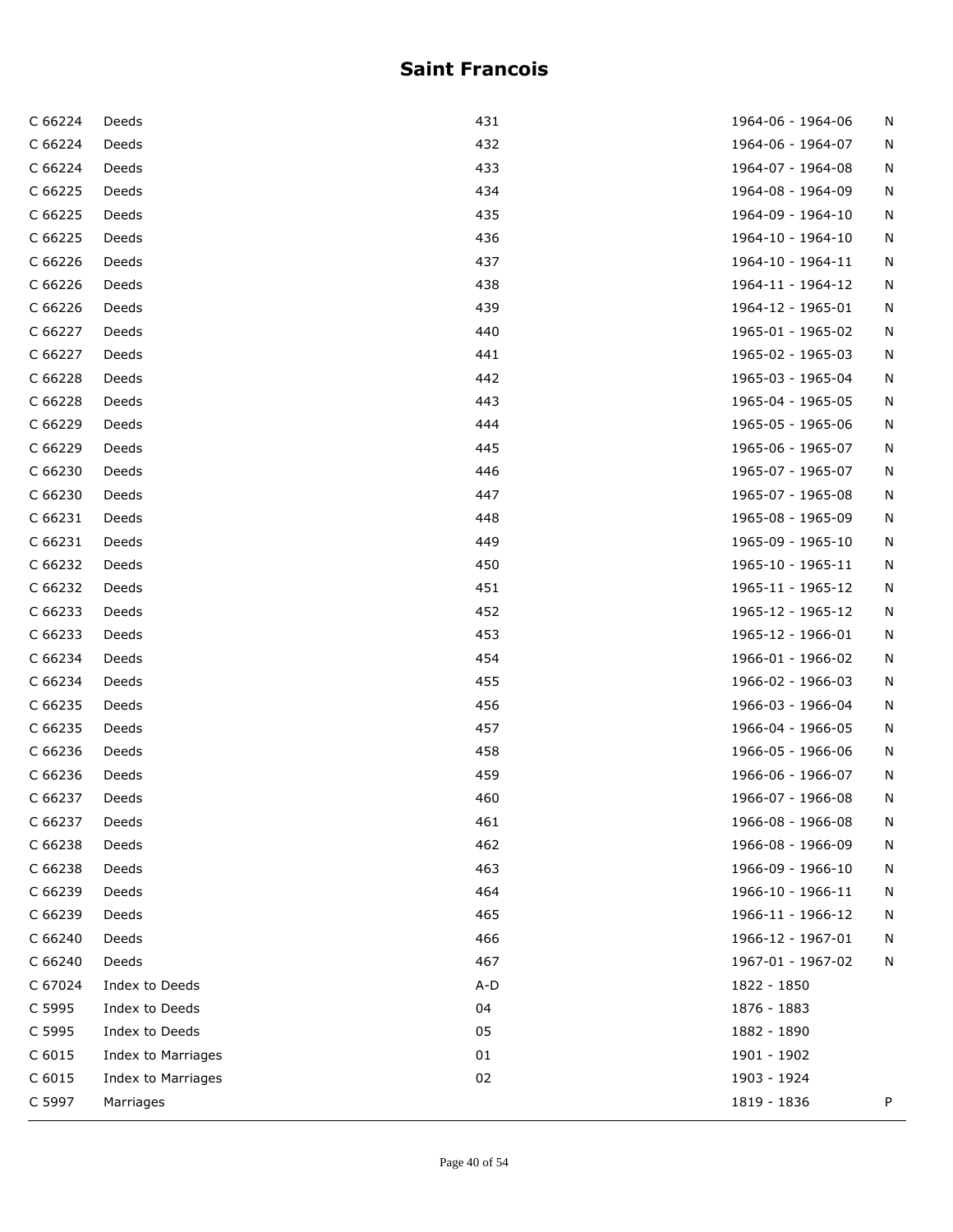# Saint Francois

| | | | | |
|---|---|---|---|---|
| C 66224 | Deeds | 431 | 1964-06 - 1964-06 | N |
| C 66224 | Deeds | 432 | 1964-06 - 1964-07 | N |
| C 66224 | Deeds | 433 | 1964-07 - 1964-08 | N |
| C 66225 | Deeds | 434 | 1964-08 - 1964-09 | N |
| C 66225 | Deeds | 435 | 1964-09 - 1964-10 | N |
| C 66225 | Deeds | 436 | 1964-10 - 1964-10 | N |
| C 66226 | Deeds | 437 | 1964-10 - 1964-11 | N |
| C 66226 | Deeds | 438 | 1964-11 - 1964-12 | N |
| C 66226 | Deeds | 439 | 1964-12 - 1965-01 | N |
| C 66227 | Deeds | 440 | 1965-01 - 1965-02 | N |
| C 66227 | Deeds | 441 | 1965-02 - 1965-03 | N |
| C 66228 | Deeds | 442 | 1965-03 - 1965-04 | N |
| C 66228 | Deeds | 443 | 1965-04 - 1965-05 | N |
| C 66229 | Deeds | 444 | 1965-05 - 1965-06 | N |
| C 66229 | Deeds | 445 | 1965-06 - 1965-07 | N |
| C 66230 | Deeds | 446 | 1965-07 - 1965-07 | N |
| C 66230 | Deeds | 447 | 1965-07 - 1965-08 | N |
| C 66231 | Deeds | 448 | 1965-08 - 1965-09 | N |
| C 66231 | Deeds | 449 | 1965-09 - 1965-10 | N |
| C 66232 | Deeds | 450 | 1965-10 - 1965-11 | N |
| C 66232 | Deeds | 451 | 1965-11 - 1965-12 | N |
| C 66233 | Deeds | 452 | 1965-12 - 1965-12 | N |
| C 66233 | Deeds | 453 | 1965-12 - 1966-01 | N |
| C 66234 | Deeds | 454 | 1966-01 - 1966-02 | N |
| C 66234 | Deeds | 455 | 1966-02 - 1966-03 | N |
| C 66235 | Deeds | 456 | 1966-03 - 1966-04 | N |
| C 66235 | Deeds | 457 | 1966-04 - 1966-05 | N |
| C 66236 | Deeds | 458 | 1966-05 - 1966-06 | N |
| C 66236 | Deeds | 459 | 1966-06 - 1966-07 | N |
| C 66237 | Deeds | 460 | 1966-07 - 1966-08 | N |
| C 66237 | Deeds | 461 | 1966-08 - 1966-08 | N |
| C 66238 | Deeds | 462 | 1966-08 - 1966-09 | N |
| C 66238 | Deeds | 463 | 1966-09 - 1966-10 | N |
| C 66239 | Deeds | 464 | 1966-10 - 1966-11 | N |
| C 66239 | Deeds | 465 | 1966-11 - 1966-12 | N |
| C 66240 | Deeds | 466 | 1966-12 - 1967-01 | N |
| C 66240 | Deeds | 467 | 1967-01 - 1967-02 | N |
| C 67024 | Index to Deeds | A-D | 1822 - 1850 | |
| C 5995 | Index to Deeds | 04 | 1876 - 1883 | |
| C 5995 | Index to Deeds | 05 | 1882 - 1890 | |
| C 6015 | Index to Marriages | 01 | 1901 - 1902 | |
| C 6015 | Index to Marriages | 02 | 1903 - 1924 | |
| C 5997 | Marriages | | 1819 - 1836 | P |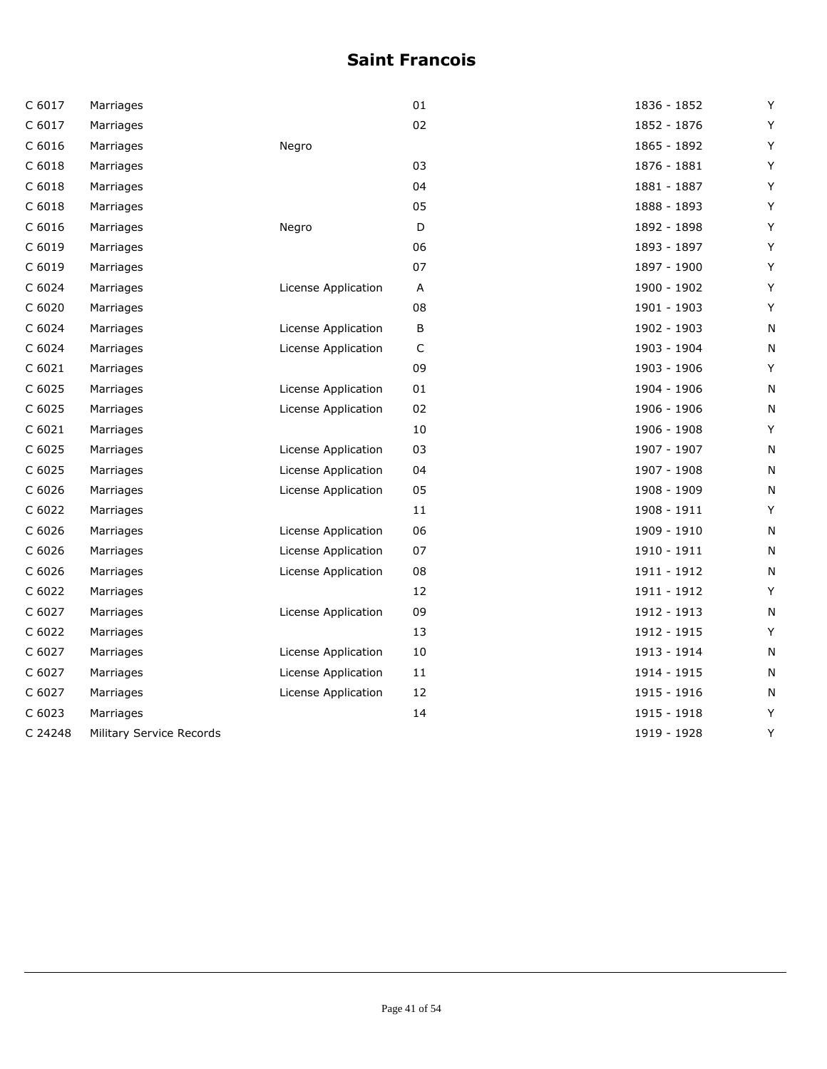# Saint Francois

| | | | | | |
|---|---|---|---|---|---|
| C 6017 | Marriages | | 01 | 1836 - 1852 | Y |
| C 6017 | Marriages | | 02 | 1852 - 1876 | Y |
| C 6016 | Marriages | Negro | | 1865 - 1892 | Y |
| C 6018 | Marriages | | 03 | 1876 - 1881 | Y |
| C 6018 | Marriages | | 04 | 1881 - 1887 | Y |
| C 6018 | Marriages | | 05 | 1888 - 1893 | Y |
| C 6016 | Marriages | Negro | D | 1892 - 1898 | Y |
| C 6019 | Marriages | | 06 | 1893 - 1897 | Y |
| C 6019 | Marriages | | 07 | 1897 - 1900 | Y |
| C 6024 | Marriages | License Application | A | 1900 - 1902 | Y |
| C 6020 | Marriages | | 08 | 1901 - 1903 | Y |
| C 6024 | Marriages | License Application | B | 1902 - 1903 | N |
| C 6024 | Marriages | License Application | C | 1903 - 1904 | N |
| C 6021 | Marriages | | 09 | 1903 - 1906 | Y |
| C 6025 | Marriages | License Application | 01 | 1904 - 1906 | N |
| C 6025 | Marriages | License Application | 02 | 1906 - 1906 | N |
| C 6021 | Marriages | | 10 | 1906 - 1908 | Y |
| C 6025 | Marriages | License Application | 03 | 1907 - 1907 | N |
| C 6025 | Marriages | License Application | 04 | 1907 - 1908 | N |
| C 6026 | Marriages | License Application | 05 | 1908 - 1909 | N |
| C 6022 | Marriages | | 11 | 1908 - 1911 | Y |
| C 6026 | Marriages | License Application | 06 | 1909 - 1910 | N |
| C 6026 | Marriages | License Application | 07 | 1910 - 1911 | N |
| C 6026 | Marriages | License Application | 08 | 1911 - 1912 | N |
| C 6022 | Marriages | | 12 | 1911 - 1912 | Y |
| C 6027 | Marriages | License Application | 09 | 1912 - 1913 | N |
| C 6022 | Marriages | | 13 | 1912 - 1915 | Y |
| C 6027 | Marriages | License Application | 10 | 1913 - 1914 | N |
| C 6027 | Marriages | License Application | 11 | 1914 - 1915 | N |
| C 6027 | Marriages | License Application | 12 | 1915 - 1916 | N |
| C 6023 | Marriages | | 14 | 1915 - 1918 | Y |
| C 24248 | Military Service Records | | | 1919 - 1928 | Y |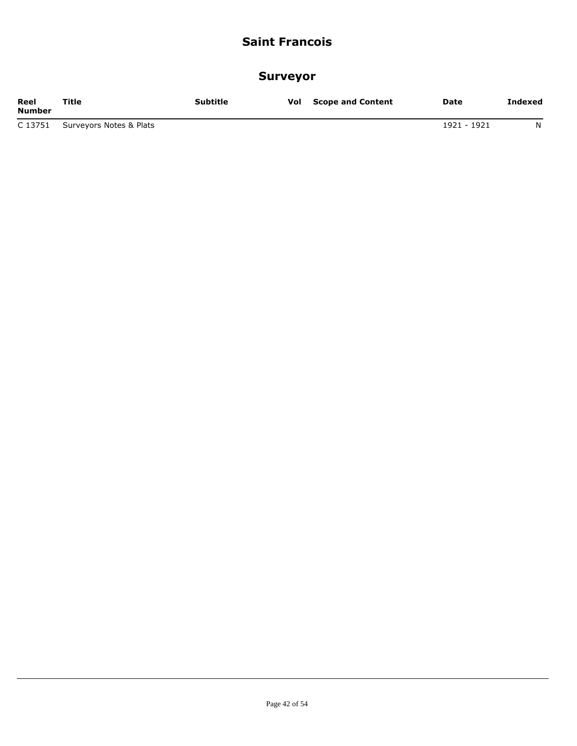# Saint Francois

## Surveyor

| Reel Number | Title | Subtitle | Vol | Scope and Content | Date | Indexed |
| --- | --- | --- | --- | --- | --- | --- |
| C 13751 | Surveyors Notes & Plats | | | | 1921 - 1921 | N |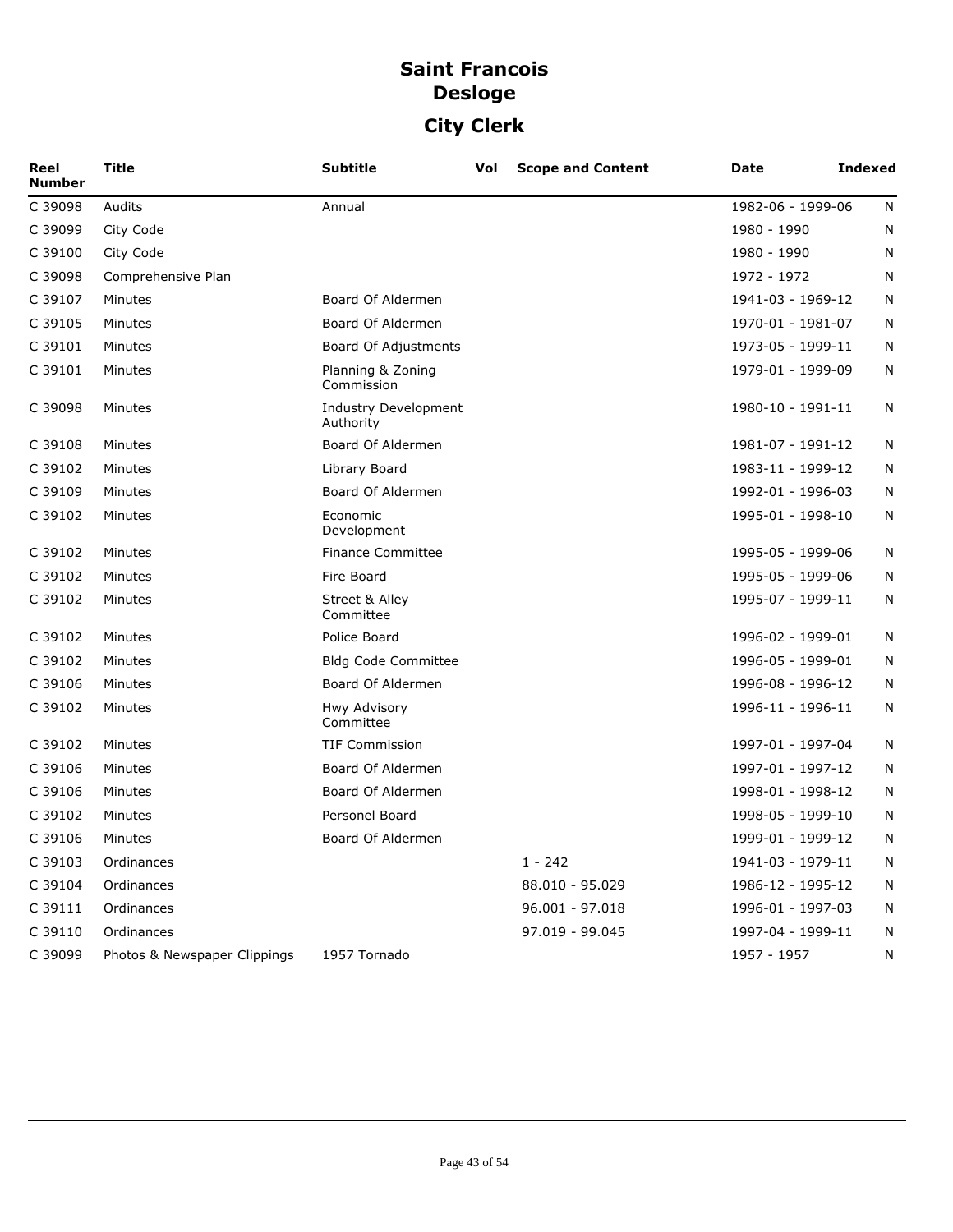# Saint Francois
# Desloge
## City Clerk

| Reel Number | Title | Subtitle | Vol | Scope and Content | Date | Indexed |
|---|---|---|---|---|---|---|
| C 39098 | Audits | Annual | | | 1982-06 - 1999-06 | N |
| C 39099 | City Code | | | | 1980 - 1990 | N |
| C 39100 | City Code | | | | 1980 - 1990 | N |
| C 39098 | Comprehensive Plan | | | | 1972 - 1972 | N |
| C 39107 | Minutes | Board Of Aldermen | | | 1941-03 - 1969-12 | N |
| C 39105 | Minutes | Board Of Aldermen | | | 1970-01 - 1981-07 | N |
| C 39101 | Minutes | Board Of Adjustments | | | 1973-05 - 1999-11 | N |
| C 39101 | Minutes | Planning & Zoning Commission | | | 1979-01 - 1999-09 | N |
| C 39098 | Minutes | Industry Development Authority | | | 1980-10 - 1991-11 | N |
| C 39108 | Minutes | Board Of Aldermen | | | 1981-07 - 1991-12 | N |
| C 39102 | Minutes | Library Board | | | 1983-11 - 1999-12 | N |
| C 39109 | Minutes | Board Of Aldermen | | | 1992-01 - 1996-03 | N |
| C 39102 | Minutes | Economic Development | | | 1995-01 - 1998-10 | N |
| C 39102 | Minutes | Finance Committee | | | 1995-05 - 1999-06 | N |
| C 39102 | Minutes | Fire Board | | | 1995-05 - 1999-06 | N |
| C 39102 | Minutes | Street & Alley Committee | | | 1995-07 - 1999-11 | N |
| C 39102 | Minutes | Police Board | | | 1996-02 - 1999-01 | N |
| C 39102 | Minutes | Bldg Code Committee | | | 1996-05 - 1999-01 | N |
| C 39106 | Minutes | Board Of Aldermen | | | 1996-08 - 1996-12 | N |
| C 39102 | Minutes | Hwy Advisory Committee | | | 1996-11 - 1996-11 | N |
| C 39102 | Minutes | TIF Commission | | | 1997-01 - 1997-04 | N |
| C 39106 | Minutes | Board Of Aldermen | | | 1997-01 - 1997-12 | N |
| C 39106 | Minutes | Board Of Aldermen | | | 1998-01 - 1998-12 | N |
| C 39102 | Minutes | Personel Board | | | 1998-05 - 1999-10 | N |
| C 39106 | Minutes | Board Of Aldermen | | | 1999-01 - 1999-12 | N |
| C 39103 | Ordinances | | | 1 - 242 | 1941-03 - 1979-11 | N |
| C 39104 | Ordinances | | | 88.010 - 95.029 | 1986-12 - 1995-12 | N |
| C 39111 | Ordinances | | | 96.001 - 97.018 | 1996-01 - 1997-03 | N |
| C 39110 | Ordinances | | | 97.019 - 99.045 | 1997-04 - 1999-11 | N |
| C 39099 | Photos & Newspaper Clippings | 1957 Tornado | | | 1957 - 1957 | N |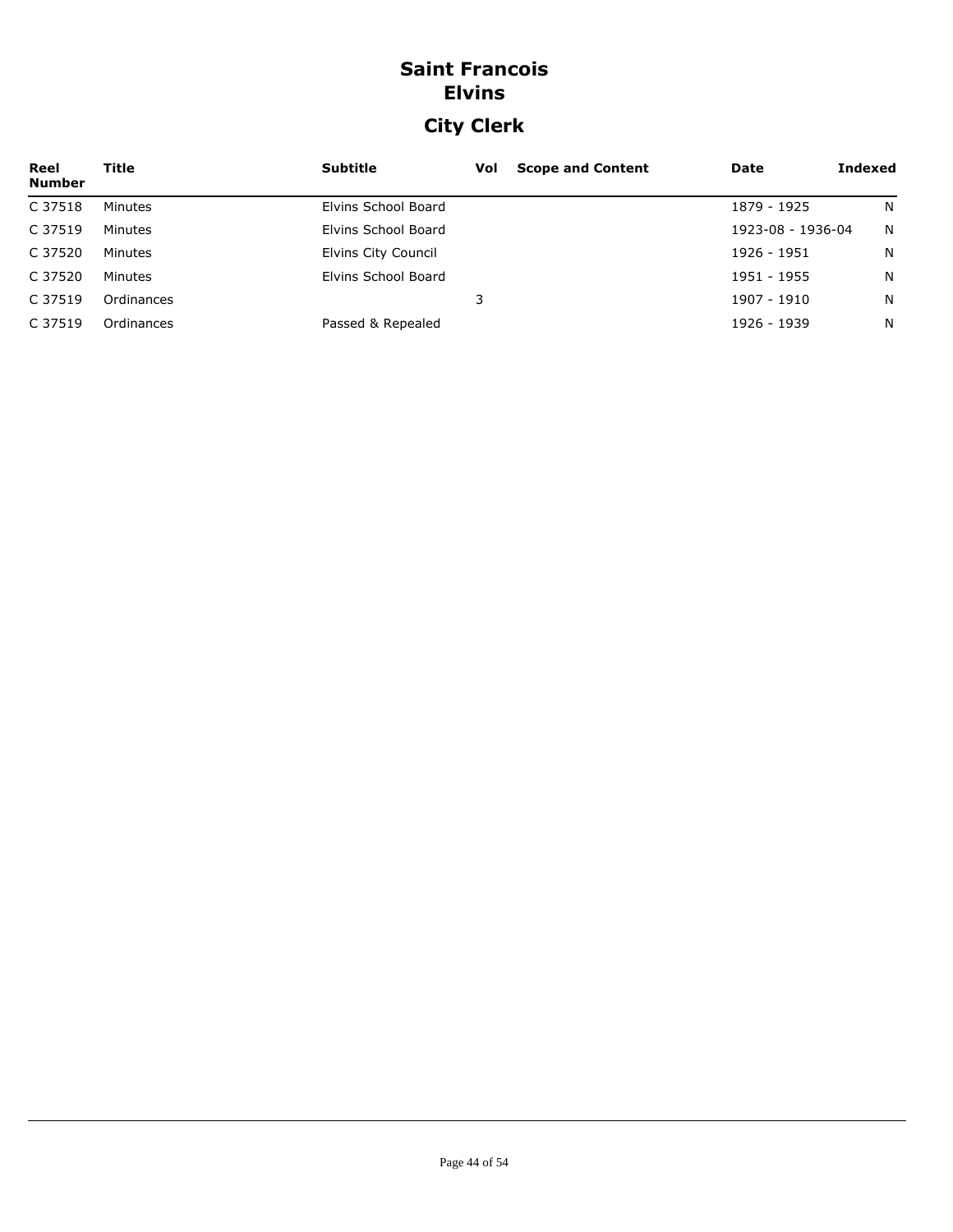# Saint Francois
## Elvins
## City Clerk

| Reel Number | Title | Subtitle | Vol | Scope and Content | Date | Indexed |
|---|---|---|---|---|---|---|
| C 37518 | Minutes | Elvins School Board | | | 1879 - 1925 | N |
| C 37519 | Minutes | Elvins School Board | | | 1923-08 - 1936-04 | N |
| C 37520 | Minutes | Elvins City Council | | | 1926 - 1951 | N |
| C 37520 | Minutes | Elvins School Board | | | 1951 - 1955 | N |
| C 37519 | Ordinances | | 3 | | 1907 - 1910 | N |
| C 37519 | Ordinances | Passed & Repealed | | | 1926 - 1939 | N |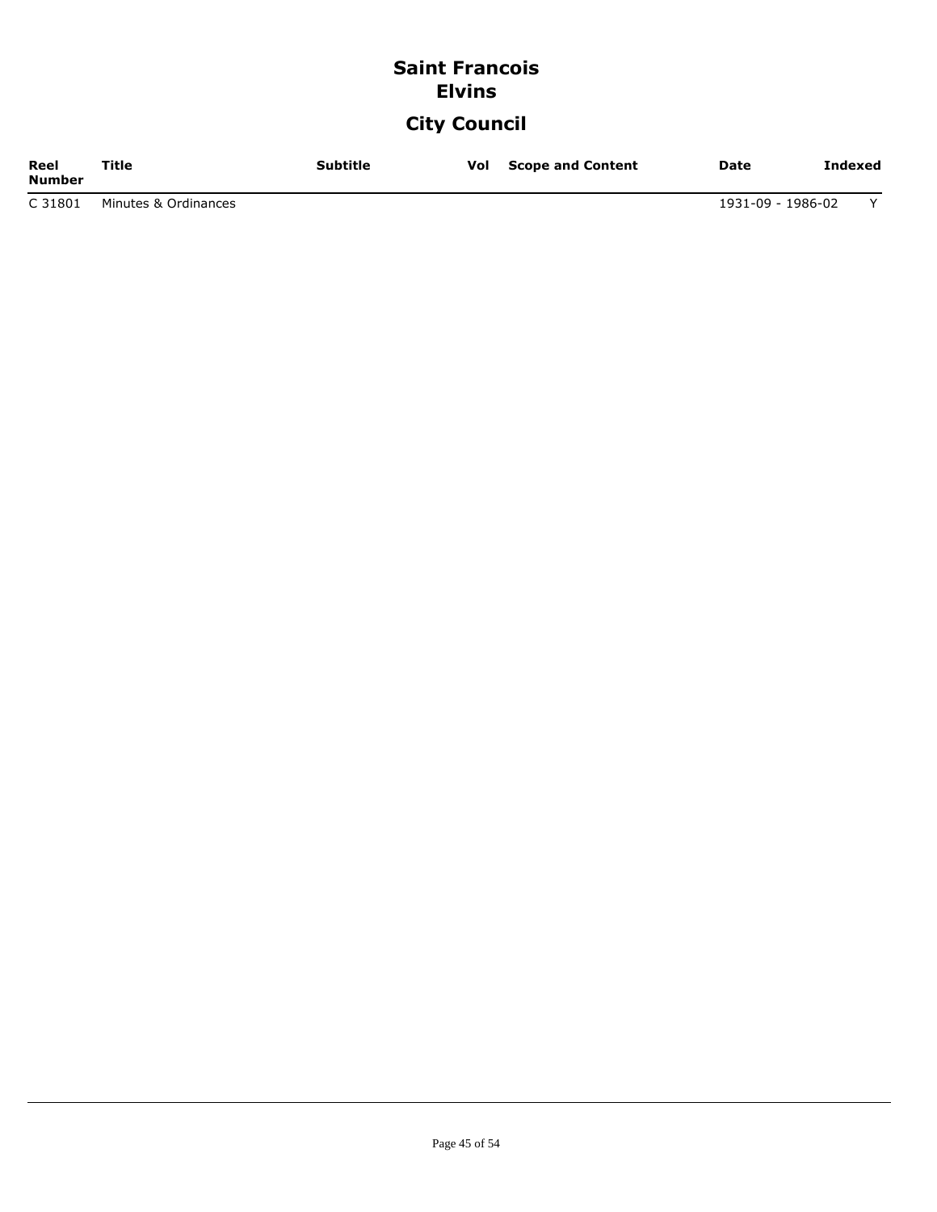# Saint Francois
# Elvins

## City Council

| Reel Number | Title | Subtitle | Vol | Scope and Content | Date | Indexed |
|---|---|---|---|---|---|---|
| C 31801 | Minutes & Ordinances | | | | 1931-09 - 1986-02 | Y |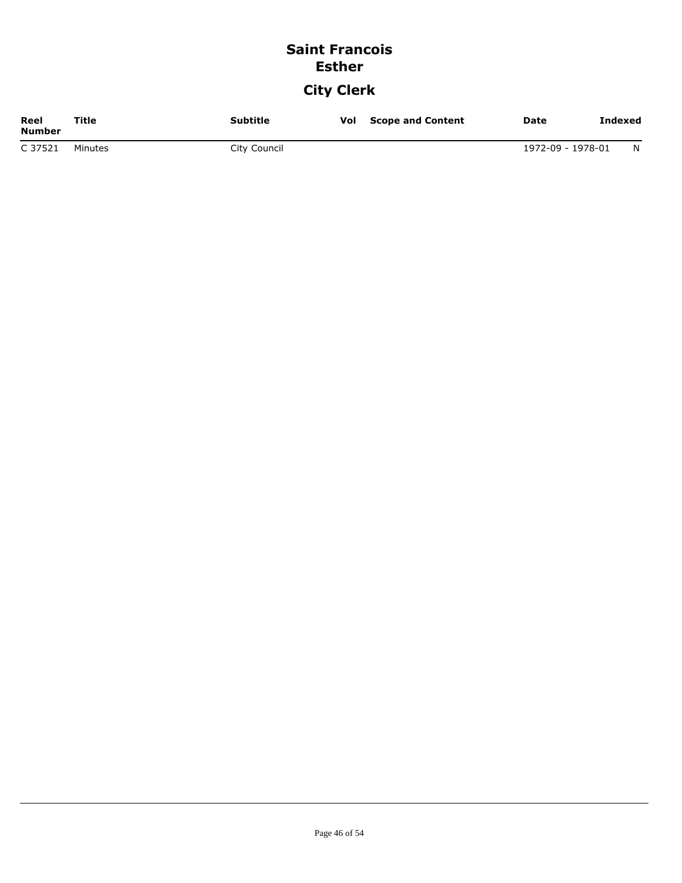# Saint Francois
# Esther
## City Clerk

| Reel Number | Title | Subtitle | Vol | Scope and Content | Date | Indexed |
|---|---|---|---|---|---|---|
| C 37521 | Minutes | City Council | | | 1972-09 - 1978-01 | N |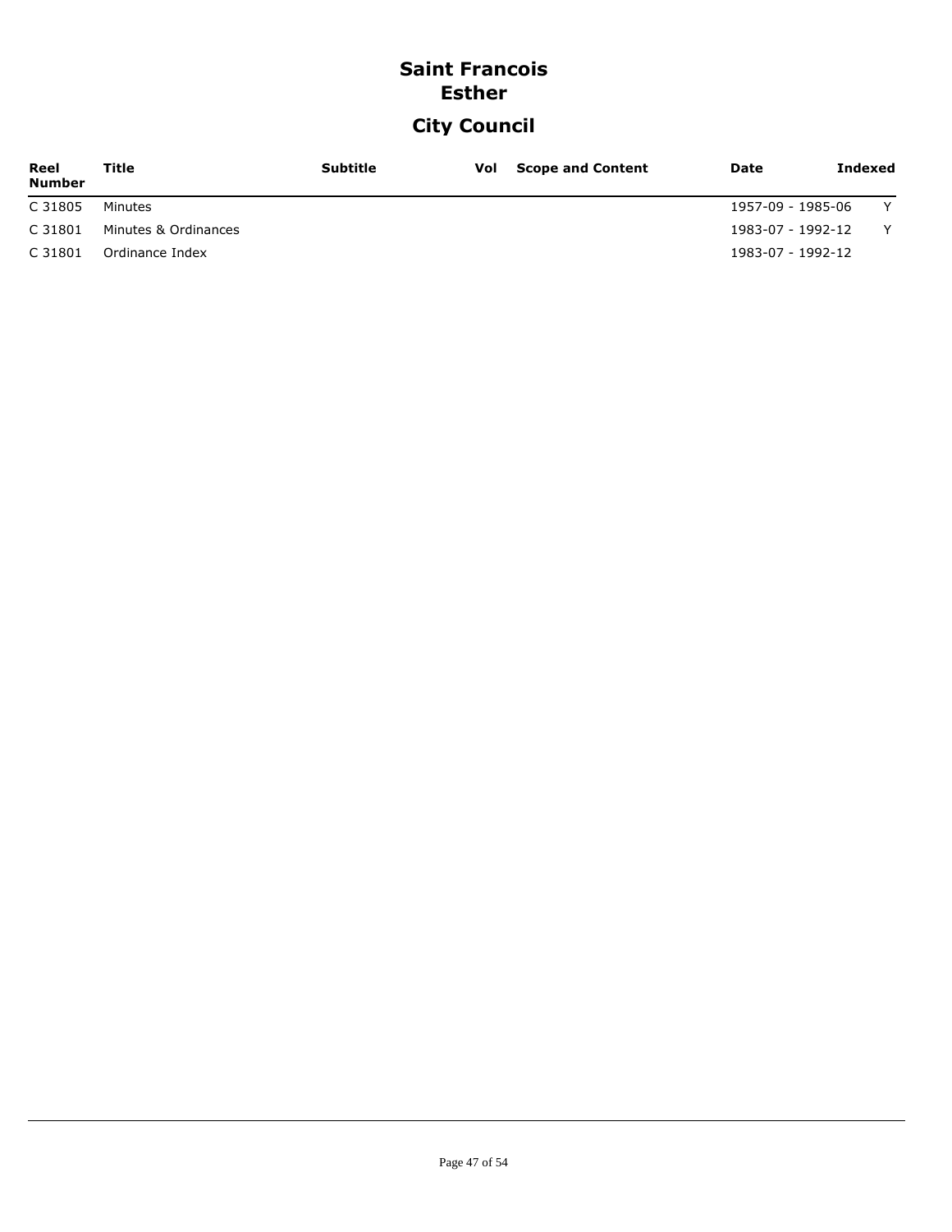# Saint Francois
# Esther
## City Council

| Reel Number | Title | Subtitle | Vol | Scope and Content | Date | Indexed |
|---|---|---|---|---|---|---|
| C 31805 | Minutes | | | | 1957-09 - 1985-06 | Y |
| C 31801 | Minutes & Ordinances | | | | 1983-07 - 1992-12 | Y |
| C 31801 | Ordinance Index | | | | 1983-07 - 1992-12 | |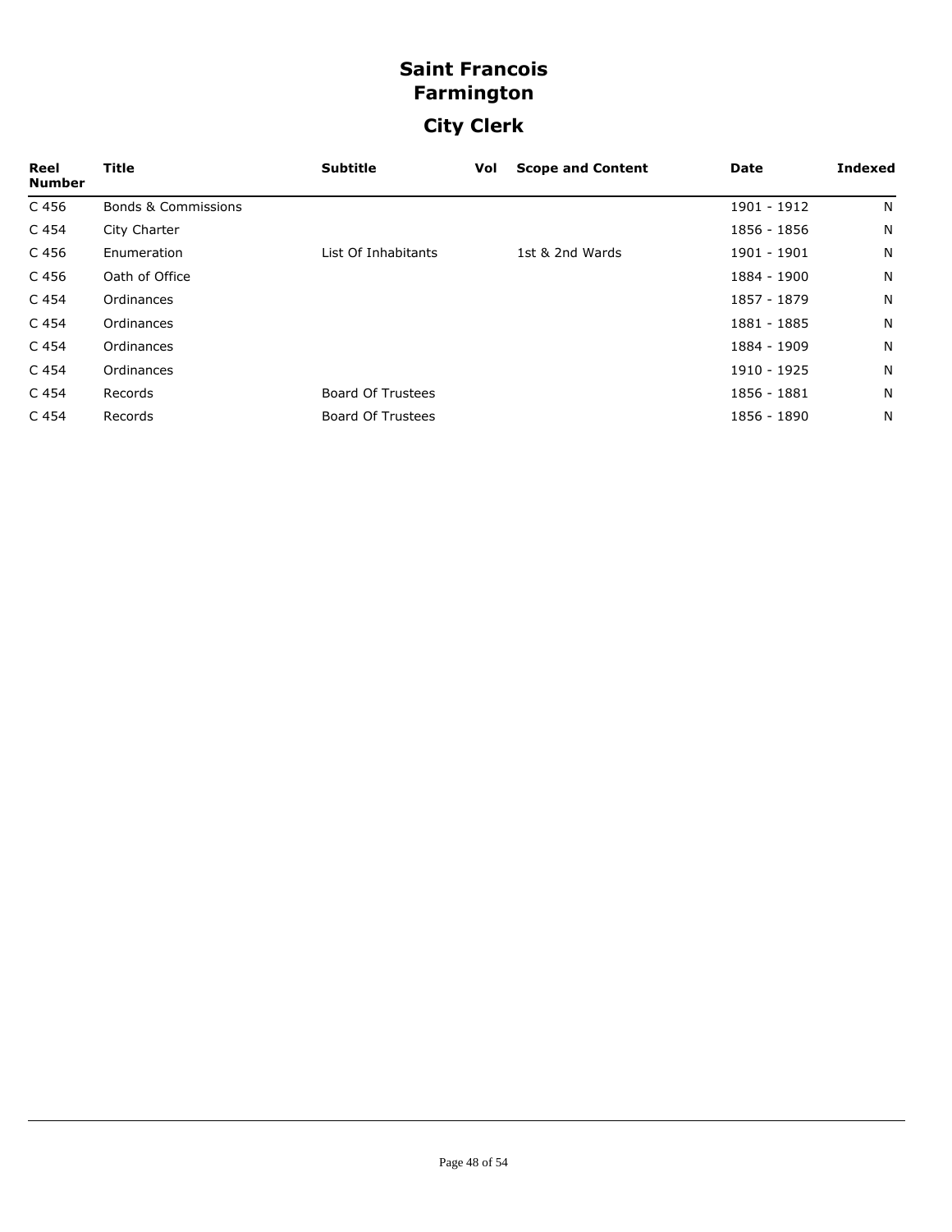# Saint Francois
# Farmington
## City Clerk

| Reel Number | Title | Subtitle | Vol | Scope and Content | Date | Indexed |
|---|---|---|---|---|---|---|
| C 456 | Bonds & Commissions | | | | 1901 - 1912 | N |
| C 454 | City Charter | | | | 1856 - 1856 | N |
| C 456 | Enumeration | List Of Inhabitants | | 1st & 2nd Wards | 1901 - 1901 | N |
| C 456 | Oath of Office | | | | 1884 - 1900 | N |
| C 454 | Ordinances | | | | 1857 - 1879 | N |
| C 454 | Ordinances | | | | 1881 - 1885 | N |
| C 454 | Ordinances | | | | 1884 - 1909 | N |
| C 454 | Ordinances | | | | 1910 - 1925 | N |
| C 454 | Records | Board Of Trustees | | | 1856 - 1881 | N |
| C 454 | Records | Board Of Trustees | | | 1856 - 1890 | N |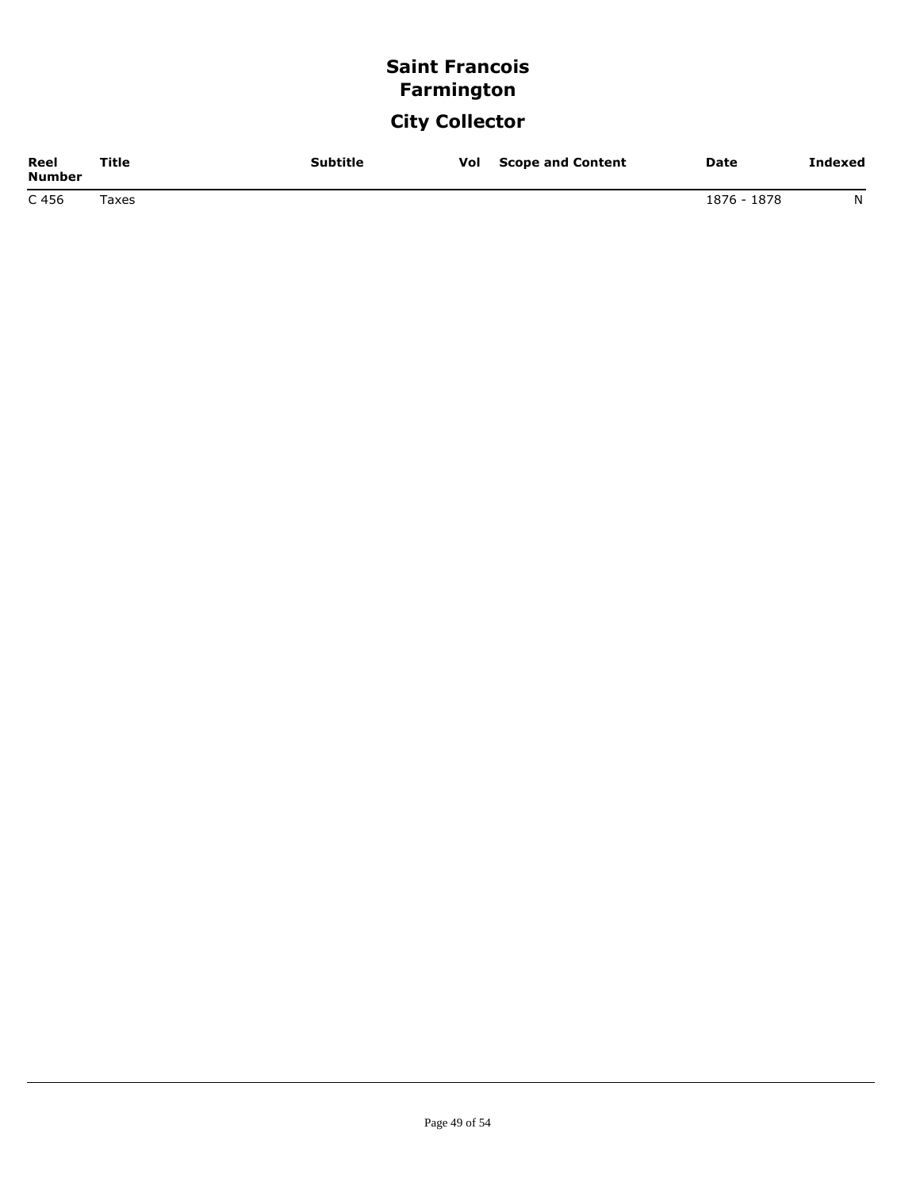# Saint Francois
# Farmington

## City Collector

| Reel Number | Title | Subtitle | Vol | Scope and Content | Date | Indexed |
|---|---|---|---|---|---|---|
| C 456 | Taxes | | | | 1876 - 1878 | N |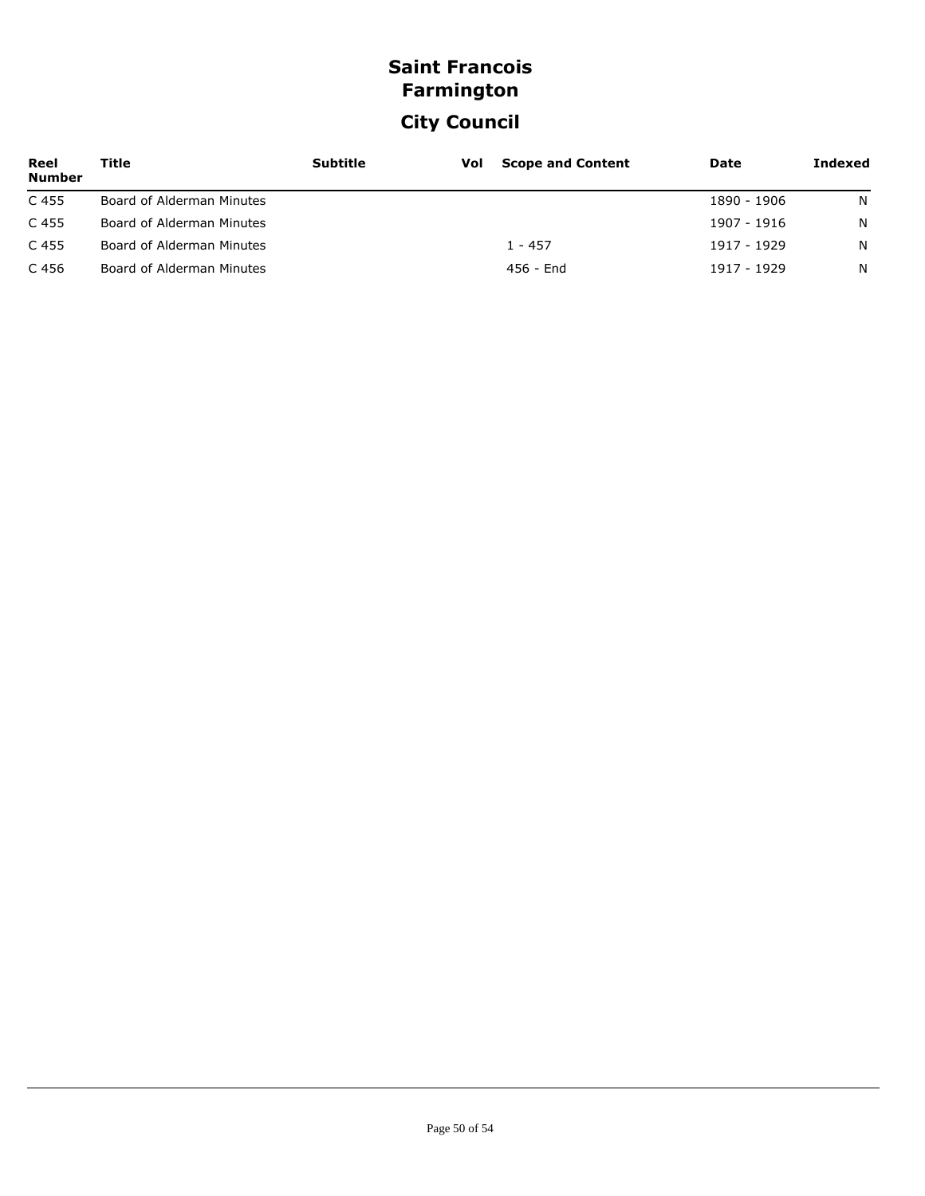# Saint Francois
# Farmington
## City Council

| Reel Number | Title | Subtitle | Vol | Scope and Content | Date | Indexed |
|---|---|---|---|---|---|---|
| C 455 | Board of Alderman Minutes | | | | 1890 - 1906 | N |
| C 455 | Board of Alderman Minutes | | | | 1907 - 1916 | N |
| C 455 | Board of Alderman Minutes | | | 1 - 457 | 1917 - 1929 | N |
| C 456 | Board of Alderman Minutes | | | 456 - End | 1917 - 1929 | N |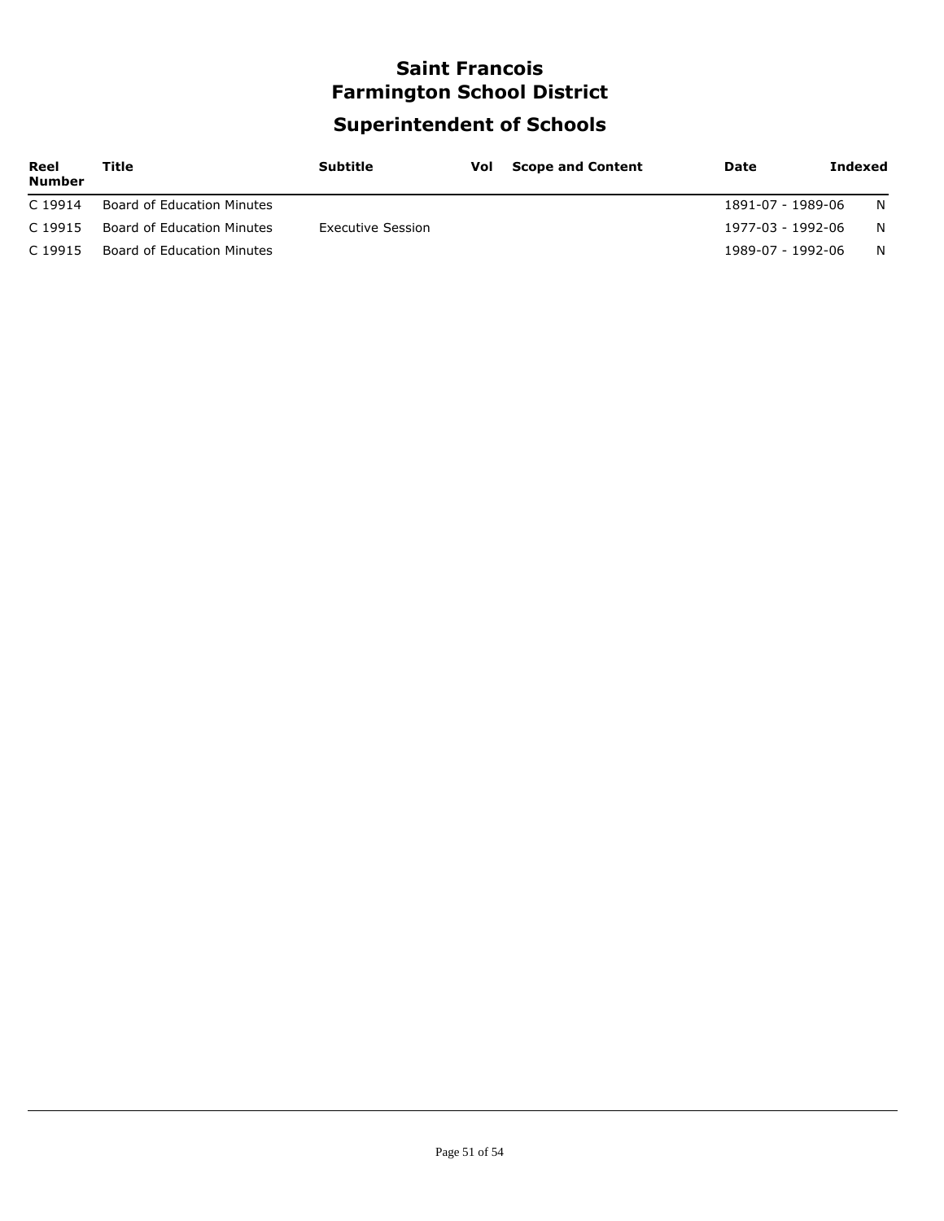# Saint Francois
# Farmington School District

## Superintendent of Schools

| Reel Number | Title | Subtitle | Vol | Scope and Content | Date | Indexed |
|---|---|---|---|---|---|---|
| C 19914 | Board of Education Minutes | | | | 1891-07 - 1989-06 | N |
| C 19915 | Board of Education Minutes | Executive Session | | | 1977-03 - 1992-06 | N |
| C 19915 | Board of Education Minutes | | | | 1989-07 - 1992-06 | N |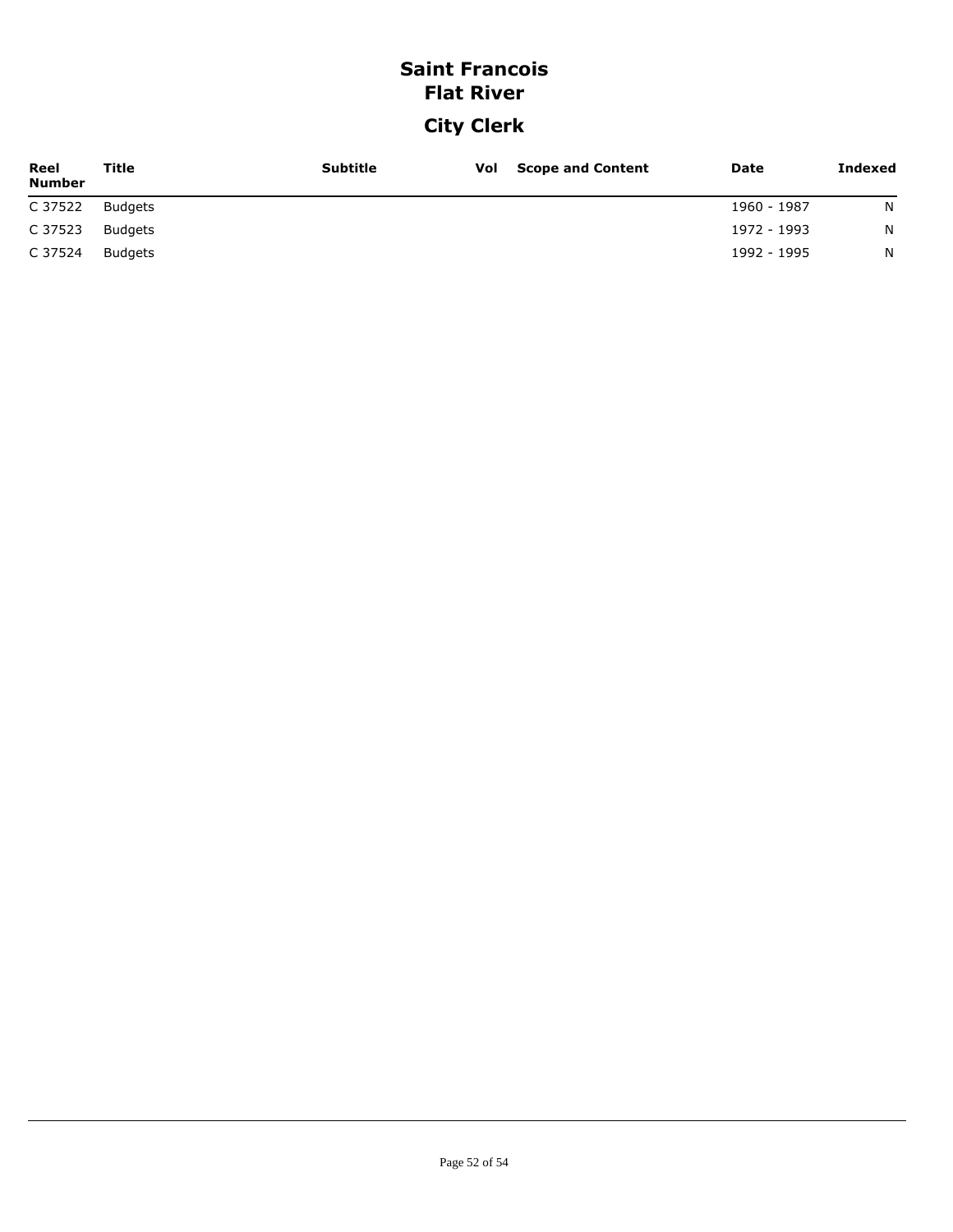# Saint Francois
## Flat River
## City Clerk

| Reel Number | Title | Subtitle | Vol | Scope and Content | Date | Indexed |
|---|---|---|---|---|---|---|
| C 37522 | Budgets | | | | 1960 - 1987 | N |
| C 37523 | Budgets | | | | 1972 - 1993 | N |
| C 37524 | Budgets | | | | 1992 - 1995 | N |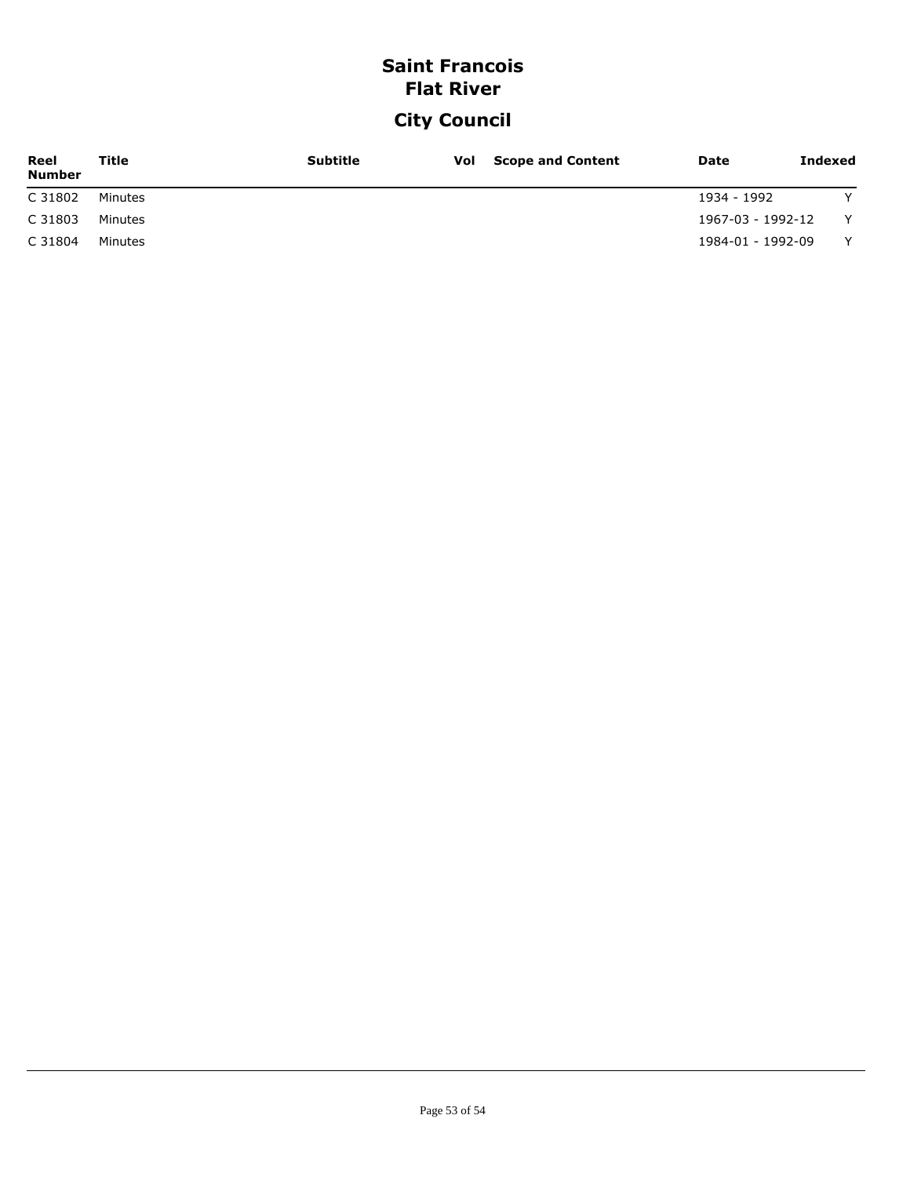# Saint Francois
## Flat River
## City Council

| Reel Number | Title | Subtitle | Vol | Scope and Content | Date | Indexed |
|---|---|---|---|---|---|---|
| C 31802 | Minutes | | | | 1934 - 1992 | Y |
| C 31803 | Minutes | | | | 1967-03 - 1992-12 | Y |
| C 31804 | Minutes | | | | 1984-01 - 1992-09 | Y |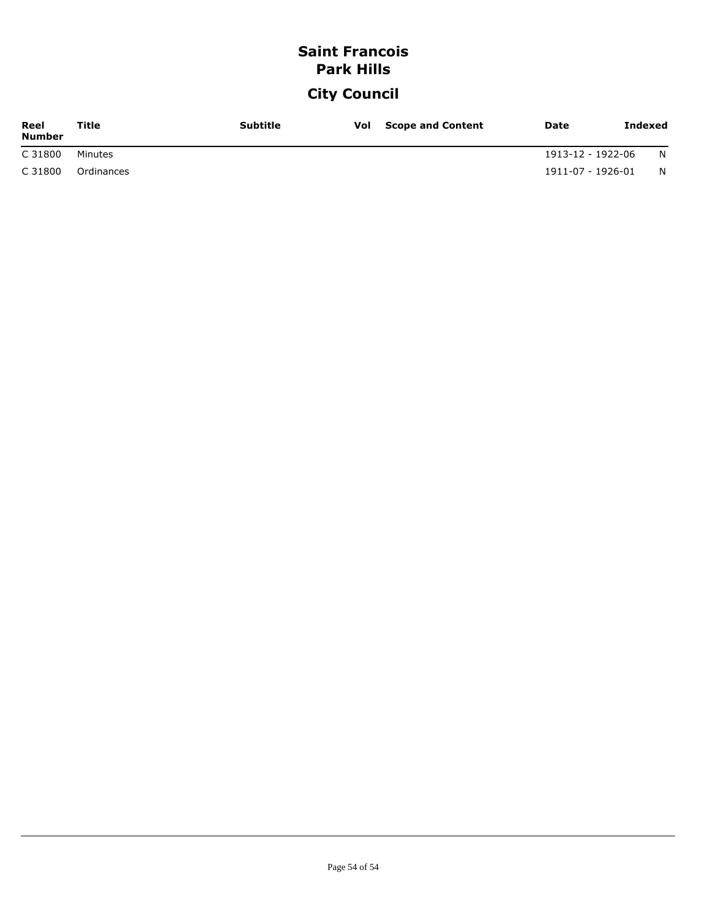# Saint Francois
## Park Hills
## City Council

| Reel Number | Title | Subtitle | Vol | Scope and Content | Date | Indexed |
|---|---|---|---|---|---|---|
| C 31800 | Minutes | | | | 1913-12 - 1922-06 | N |
| C 31800 | Ordinances | | | | 1911-07 - 1926-01 | N |